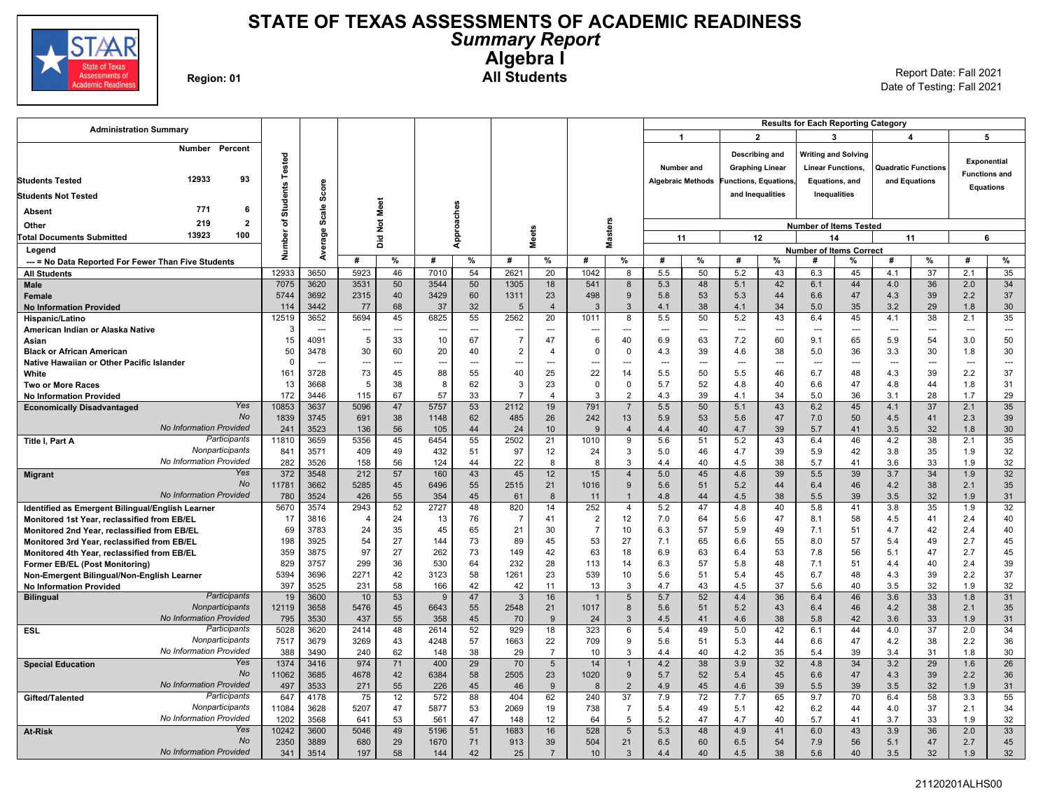# STATE OF TEXAS ASSESSMENTS OF ACADEMIC READINESS

## *Summary Report*

## Algebra I

### All Students

Region: 01

Report Date: Fall 2021
Date of Testing: Fall 2021

**Administration Summary**

| | Number | Percent |
|---|---|---|
| Students Tested | 12933 | 93 |
| Students Not Tested | | |
| Absent | 771 | 6 |
| Other | 219 | 2 |
| Total Documents Submitted | 13923 | 100 |

Legend
--- = No Data Reported For Fewer Than Five Students

Results for Each Reporting Category: 1 – Number and Algebraic Methods (Number of Items Tested: 11); 2 – Describing and Graphing Linear Functions, Equations, and Inequalities (12); 3 – Writing and Solving Linear Functions, Equations, and Inequalities (14); 4 – Quadratic Functions and Equations (11); 5 – Exponential Functions and Equations (6). Values are Number of Items Correct.

| Group | | Number of Students Tested | Average Scale Score | Did Not Meet # | Did Not Meet % | Approaches # | Approaches % | Meets # | Meets % | Masters # | Masters % | Cat 1 # | Cat 1 % | Cat 2 # | Cat 2 % | Cat 3 # | Cat 3 % | Cat 4 # | Cat 4 % | Cat 5 # | Cat 5 % |
|---|---|---|---|---|---|---|---|---|---|---|---|---|---|---|---|---|---|---|---|---|---|
| All Students | | 12933 | 3650 | 5923 | 46 | 7010 | 54 | 2621 | 20 | 1042 | 8 | 5.5 | 50 | 5.2 | 43 | 6.3 | 45 | 4.1 | 37 | 2.1 | 35 |
| Male | | 7075 | 3620 | 3531 | 50 | 3544 | 50 | 1305 | 18 | 541 | 8 | 5.3 | 48 | 5.1 | 42 | 6.1 | 44 | 4.0 | 36 | 2.0 | 34 |
| Female | | 5744 | 3692 | 2315 | 40 | 3429 | 60 | 1311 | 23 | 498 | 9 | 5.8 | 53 | 5.3 | 44 | 6.6 | 47 | 4.3 | 39 | 2.2 | 37 |
| No Information Provided | | 114 | 3442 | 77 | 68 | 37 | 32 | 5 | 4 | 3 | 3 | 4.1 | 38 | 4.1 | 34 | 5.0 | 35 | 3.2 | 29 | 1.8 | 30 |
| Hispanic/Latino | | 12519 | 3652 | 5694 | 45 | 6825 | 55 | 2562 | 20 | 1011 | 8 | 5.5 | 50 | 5.2 | 43 | 6.4 | 45 | 4.1 | 38 | 2.1 | 35 |
| American Indian or Alaska Native | | 3 | --- | --- | --- | --- | --- | --- | --- | --- | --- | --- | --- | --- | --- | --- | --- | --- | --- | --- | --- |
| Asian | | 15 | 4091 | 5 | 33 | 10 | 67 | 7 | 47 | 6 | 40 | 6.9 | 63 | 7.2 | 60 | 9.1 | 65 | 5.9 | 54 | 3.0 | 50 |
| Black or African American | | 50 | 3478 | 30 | 60 | 20 | 40 | 2 | 4 | 0 | 0 | 4.3 | 39 | 4.6 | 38 | 5.0 | 36 | 3.3 | 30 | 1.8 | 30 |
| Native Hawaiian or Other Pacific Islander | | 0 | --- | --- | --- | --- | --- | --- | --- | --- | --- | --- | --- | --- | --- | --- | --- | --- | --- | --- | --- |
| White | | 161 | 3728 | 73 | 45 | 88 | 55 | 40 | 25 | 22 | 14 | 5.5 | 50 | 5.5 | 46 | 6.7 | 48 | 4.3 | 39 | 2.2 | 37 |
| Two or More Races | | 13 | 3668 | 5 | 38 | 8 | 62 | 3 | 23 | 0 | 0 | 5.7 | 52 | 4.8 | 40 | 6.6 | 47 | 4.8 | 44 | 1.8 | 31 |
| No Information Provided | | 172 | 3446 | 115 | 67 | 57 | 33 | 7 | 4 | 3 | 2 | 4.3 | 39 | 4.1 | 34 | 5.0 | 36 | 3.1 | 28 | 1.7 | 29 |
| Economically Disadvantaged | Yes | 10853 | 3637 | 5096 | 47 | 5757 | 53 | 2112 | 19 | 791 | 7 | 5.5 | 50 | 5.1 | 43 | 6.2 | 45 | 4.1 | 37 | 2.1 | 35 |
| | No | 1839 | 3745 | 691 | 38 | 1148 | 62 | 485 | 26 | 242 | 13 | 5.9 | 53 | 5.6 | 47 | 7.0 | 50 | 4.5 | 41 | 2.3 | 39 |
| | No Information Provided | 241 | 3523 | 136 | 56 | 105 | 44 | 24 | 10 | 9 | 4 | 4.4 | 40 | 4.7 | 39 | 5.7 | 41 | 3.5 | 32 | 1.8 | 30 |
| Title I, Part A | Participants | 11810 | 3659 | 5356 | 45 | 6454 | 55 | 2502 | 21 | 1010 | 9 | 5.6 | 51 | 5.2 | 43 | 6.4 | 46 | 4.2 | 38 | 2.1 | 35 |
| | Nonparticipants | 841 | 3571 | 409 | 49 | 432 | 51 | 97 | 12 | 24 | 3 | 5.0 | 46 | 4.7 | 39 | 5.9 | 42 | 3.8 | 35 | 1.9 | 32 |
| | No Information Provided | 282 | 3526 | 158 | 56 | 124 | 44 | 22 | 8 | 8 | 3 | 4.4 | 40 | 4.5 | 38 | 5.7 | 41 | 3.6 | 33 | 1.9 | 32 |
| Migrant | Yes | 372 | 3548 | 212 | 57 | 160 | 43 | 45 | 12 | 15 | 4 | 5.0 | 45 | 4.6 | 39 | 5.5 | 39 | 3.7 | 34 | 1.9 | 32 |
| | No | 11781 | 3662 | 5285 | 45 | 6496 | 55 | 2515 | 21 | 1016 | 9 | 5.6 | 51 | 5.2 | 44 | 6.4 | 46 | 4.2 | 38 | 2.1 | 35 |
| | No Information Provided | 780 | 3524 | 426 | 55 | 354 | 45 | 61 | 8 | 11 | 1 | 4.8 | 44 | 4.5 | 38 | 5.5 | 39 | 3.5 | 32 | 1.9 | 31 |
| Identified as Emergent Bilingual/English Learner | | 5670 | 3574 | 2943 | 52 | 2727 | 48 | 820 | 14 | 252 | 4 | 5.2 | 47 | 4.8 | 40 | 5.8 | 41 | 3.8 | 35 | 1.9 | 32 |
| Monitored 1st Year, reclassified from EB/EL | | 17 | 3816 | 4 | 24 | 13 | 76 | 7 | 41 | 2 | 12 | 7.0 | 64 | 5.6 | 47 | 8.1 | 58 | 4.5 | 41 | 2.4 | 40 |
| Monitored 2nd Year, reclassified from EB/EL | | 69 | 3783 | 24 | 35 | 45 | 65 | 21 | 30 | 7 | 10 | 6.3 | 57 | 5.9 | 49 | 7.1 | 51 | 4.7 | 42 | 2.4 | 40 |
| Monitored 3rd Year, reclassified from EB/EL | | 198 | 3925 | 54 | 27 | 144 | 73 | 89 | 45 | 53 | 27 | 7.1 | 65 | 6.6 | 55 | 8.0 | 57 | 5.4 | 49 | 2.7 | 45 |
| Monitored 4th Year, reclassified from EB/EL | | 359 | 3875 | 97 | 27 | 262 | 73 | 149 | 42 | 63 | 18 | 6.9 | 63 | 6.4 | 53 | 7.8 | 56 | 5.1 | 47 | 2.7 | 45 |
| Former EB/EL (Post Monitoring) | | 829 | 3757 | 299 | 36 | 530 | 64 | 232 | 28 | 113 | 14 | 6.3 | 57 | 5.8 | 48 | 7.1 | 51 | 4.4 | 40 | 2.4 | 39 |
| Non-Emergent Bilingual/Non-English Learner | | 5394 | 3696 | 2271 | 42 | 3123 | 58 | 1261 | 23 | 539 | 10 | 5.6 | 51 | 5.4 | 45 | 6.7 | 48 | 4.3 | 39 | 2.2 | 37 |
| No Information Provided | | 397 | 3525 | 231 | 58 | 166 | 42 | 42 | 11 | 13 | 3 | 4.7 | 43 | 4.5 | 37 | 5.6 | 40 | 3.5 | 32 | 1.9 | 32 |
| Bilingual | Participants | 19 | 3600 | 10 | 53 | 9 | 47 | 3 | 16 | 1 | 5 | 5.7 | 52 | 4.4 | 36 | 6.4 | 46 | 3.6 | 33 | 1.8 | 31 |
| | Nonparticipants | 12119 | 3658 | 5476 | 45 | 6643 | 55 | 2548 | 21 | 1017 | 8 | 5.6 | 51 | 5.2 | 43 | 6.4 | 46 | 4.2 | 38 | 2.1 | 35 |
| | No Information Provided | 795 | 3530 | 437 | 55 | 358 | 45 | 70 | 9 | 24 | 3 | 4.5 | 41 | 4.6 | 38 | 5.8 | 42 | 3.6 | 33 | 1.9 | 31 |
| ESL | Participants | 5028 | 3620 | 2414 | 48 | 2614 | 52 | 929 | 18 | 323 | 6 | 5.4 | 49 | 5.0 | 42 | 6.1 | 44 | 4.0 | 37 | 2.0 | 34 |
| | Nonparticipants | 7517 | 3679 | 3269 | 43 | 4248 | 57 | 1663 | 22 | 709 | 9 | 5.6 | 51 | 5.3 | 44 | 6.6 | 47 | 4.2 | 38 | 2.2 | 36 |
| | No Information Provided | 388 | 3490 | 240 | 62 | 148 | 38 | 29 | 7 | 10 | 3 | 4.4 | 40 | 4.2 | 35 | 5.4 | 39 | 3.4 | 31 | 1.8 | 30 |
| Special Education | Yes | 1374 | 3416 | 974 | 71 | 400 | 29 | 70 | 5 | 14 | 1 | 4.2 | 38 | 3.9 | 32 | 4.8 | 34 | 3.2 | 29 | 1.6 | 26 |
| | No | 11062 | 3685 | 4678 | 42 | 6384 | 58 | 2505 | 23 | 1020 | 9 | 5.7 | 52 | 5.4 | 45 | 6.6 | 47 | 4.3 | 39 | 2.2 | 36 |
| | No Information Provided | 497 | 3533 | 271 | 55 | 226 | 45 | 46 | 9 | 8 | 2 | 4.9 | 45 | 4.6 | 39 | 5.5 | 39 | 3.5 | 32 | 1.9 | 31 |
| Gifted/Talented | Participants | 647 | 4178 | 75 | 12 | 572 | 88 | 404 | 62 | 240 | 37 | 7.9 | 72 | 7.7 | 65 | 9.7 | 70 | 6.4 | 58 | 3.3 | 55 |
| | Nonparticipants | 11084 | 3628 | 5207 | 47 | 5877 | 53 | 2069 | 19 | 738 | 7 | 5.4 | 49 | 5.1 | 42 | 6.2 | 44 | 4.0 | 37 | 2.1 | 34 |
| | No Information Provided | 1202 | 3568 | 641 | 53 | 561 | 47 | 148 | 12 | 64 | 5 | 5.2 | 47 | 4.7 | 40 | 5.7 | 41 | 3.7 | 33 | 1.9 | 32 |
| At-Risk | Yes | 10242 | 3600 | 5046 | 49 | 5196 | 51 | 1683 | 16 | 528 | 5 | 5.3 | 48 | 4.9 | 41 | 6.0 | 43 | 3.9 | 36 | 2.0 | 33 |
| | No | 2350 | 3889 | 680 | 29 | 1670 | 71 | 913 | 39 | 504 | 21 | 6.5 | 60 | 6.5 | 54 | 7.9 | 56 | 5.1 | 47 | 2.7 | 45 |
| | No Information Provided | 341 | 3514 | 197 | 58 | 144 | 42 | 25 | 7 | 10 | 3 | 4.4 | 40 | 4.5 | 38 | 5.6 | 40 | 3.5 | 32 | 1.9 | 32 |

21120201ALHS00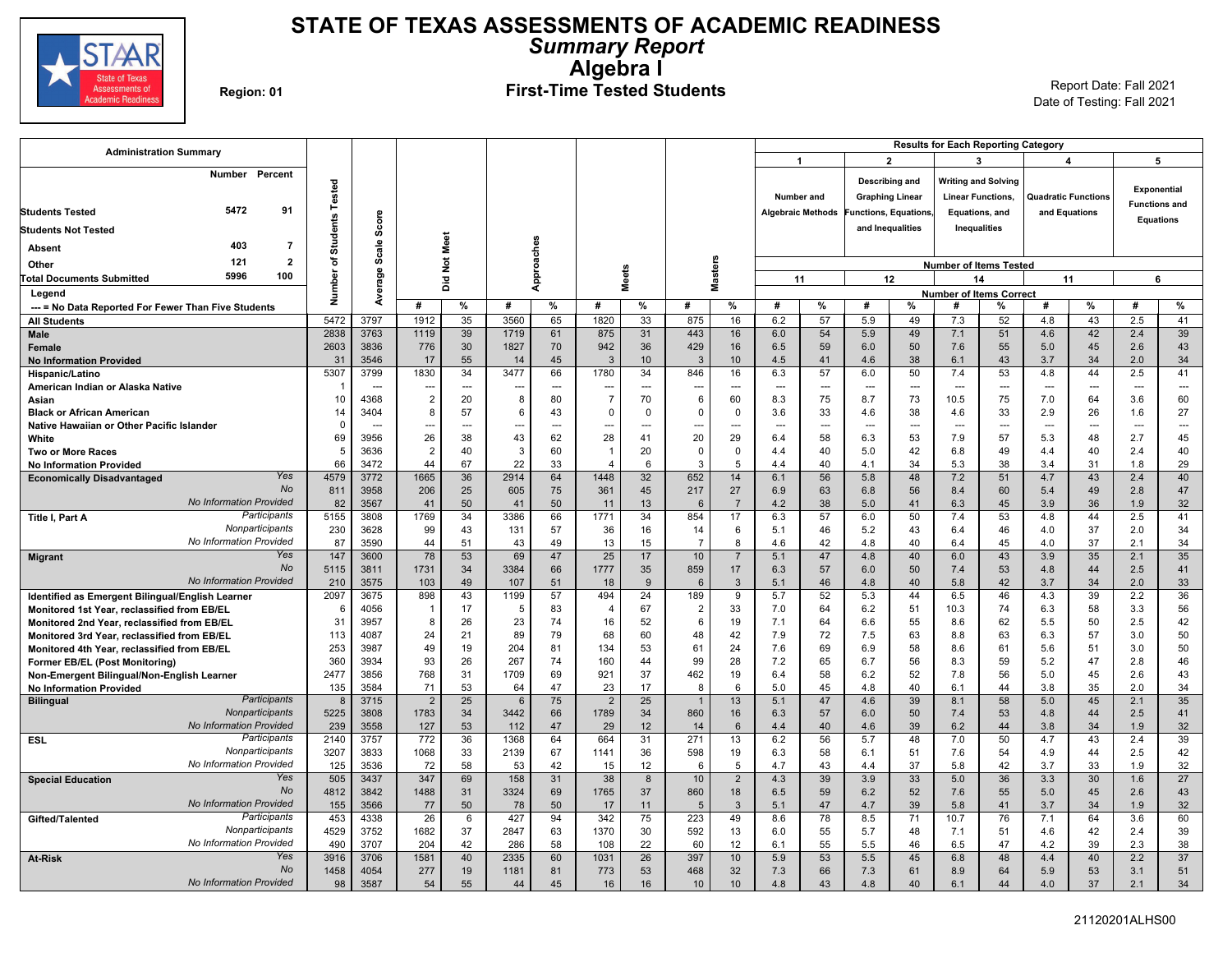# STATE OF TEXAS ASSESSMENTS OF ACADEMIC READINESS

## *Summary Report*

## Algebra I

### First-Time Tested Students

Region: 01

Report Date: Fall 2021
Date of Testing: Fall 2021

**Administration Summary**

| | Number | Percent |
|---|---|---|
| Students Tested | 5472 | 91 |
| Students Not Tested | | |
| Absent | 403 | 7 |
| Other | 121 | 2 |
| Total Documents Submitted | 5996 | 100 |

Legend
--- = No Data Reported For Fewer Than Five Students

Results for Each Reporting Category: 1 = Number and Algebraic Methods (11 items); 2 = Describing and Graphing Linear Functions, Equations, and Inequalities (12 items); 3 = Writing and Solving Linear Functions, Equations, and Inequalities (14 items); 4 = Quadratic Functions and Equations (11 items); 5 = Exponential Functions and Equations (6 items). Values are Number of Items Correct.

| Group | | Number of Students Tested | Average Scale Score | Did Not Meet # | Did Not Meet % | Approaches # | Approaches % | Meets # | Meets % | Masters # | Masters % | Cat 1 # | Cat 1 % | Cat 2 # | Cat 2 % | Cat 3 # | Cat 3 % | Cat 4 # | Cat 4 % | Cat 5 # | Cat 5 % |
|---|---|---|---|---|---|---|---|---|---|---|---|---|---|---|---|---|---|---|---|---|---|
| All Students | | 5472 | 3797 | 1912 | 35 | 3560 | 65 | 1820 | 33 | 875 | 16 | 6.2 | 57 | 5.9 | 49 | 7.3 | 52 | 4.8 | 43 | 2.5 | 41 |
| Male | | 2838 | 3763 | 1119 | 39 | 1719 | 61 | 875 | 31 | 443 | 16 | 6.0 | 54 | 5.9 | 49 | 7.1 | 51 | 4.6 | 42 | 2.4 | 39 |
| Female | | 2603 | 3836 | 776 | 30 | 1827 | 70 | 942 | 36 | 429 | 16 | 6.5 | 59 | 6.0 | 50 | 7.6 | 55 | 5.0 | 45 | 2.6 | 43 |
| No Information Provided | | 31 | 3546 | 17 | 55 | 14 | 45 | 3 | 10 | 3 | 10 | 4.5 | 41 | 4.6 | 38 | 6.1 | 43 | 3.7 | 34 | 2.0 | 34 |
| Hispanic/Latino | | 5307 | 3799 | 1830 | 34 | 3477 | 66 | 1780 | 34 | 846 | 16 | 6.3 | 57 | 6.0 | 50 | 7.4 | 53 | 4.8 | 44 | 2.5 | 41 |
| American Indian or Alaska Native | | 1 | --- | --- | --- | --- | --- | --- | --- | --- | --- | --- | --- | --- | --- | --- | --- | --- | --- | --- | --- |
| Asian | | 10 | 4368 | 2 | 20 | 8 | 80 | 7 | 70 | 6 | 60 | 8.3 | 75 | 8.7 | 73 | 10.5 | 75 | 7.0 | 64 | 3.6 | 60 |
| Black or African American | | 14 | 3404 | 8 | 57 | 6 | 43 | 0 | 0 | 0 | 0 | 3.6 | 33 | 4.6 | 38 | 4.6 | 33 | 2.9 | 26 | 1.6 | 27 |
| Native Hawaiian or Other Pacific Islander | | 0 | --- | --- | --- | --- | --- | --- | --- | --- | --- | --- | --- | --- | --- | --- | --- | --- | --- | --- | --- |
| White | | 69 | 3956 | 26 | 38 | 43 | 62 | 28 | 41 | 20 | 29 | 6.4 | 58 | 6.3 | 53 | 7.9 | 57 | 5.3 | 48 | 2.7 | 45 |
| Two or More Races | | 5 | 3636 | 2 | 40 | 3 | 60 | 1 | 20 | 0 | 0 | 4.4 | 40 | 5.0 | 42 | 6.8 | 49 | 4.4 | 40 | 2.4 | 40 |
| No Information Provided | | 66 | 3472 | 44 | 67 | 22 | 33 | 4 | 6 | 3 | 5 | 4.4 | 40 | 4.1 | 34 | 5.3 | 38 | 3.4 | 31 | 1.8 | 29 |
| Economically Disadvantaged | *Yes* | 4579 | 3772 | 1665 | 36 | 2914 | 64 | 1448 | 32 | 652 | 14 | 6.1 | 56 | 5.8 | 48 | 7.2 | 51 | 4.7 | 43 | 2.4 | 40 |
| | *No* | 811 | 3958 | 206 | 25 | 605 | 75 | 361 | 45 | 217 | 27 | 6.9 | 63 | 6.8 | 56 | 8.4 | 60 | 5.4 | 49 | 2.8 | 47 |
| | *No Information Provided* | 82 | 3567 | 41 | 50 | 41 | 50 | 11 | 13 | 6 | 7 | 4.2 | 38 | 5.0 | 41 | 6.3 | 45 | 3.9 | 36 | 1.9 | 32 |
| Title I, Part A | *Participants* | 5155 | 3808 | 1769 | 34 | 3386 | 66 | 1771 | 34 | 854 | 17 | 6.3 | 57 | 6.0 | 50 | 7.4 | 53 | 4.8 | 44 | 2.5 | 41 |
| | *Nonparticipants* | 230 | 3628 | 99 | 43 | 131 | 57 | 36 | 16 | 14 | 6 | 5.1 | 46 | 5.2 | 43 | 6.4 | 46 | 4.0 | 37 | 2.0 | 34 |
| | *No Information Provided* | 87 | 3590 | 44 | 51 | 43 | 49 | 13 | 15 | 7 | 8 | 4.6 | 42 | 4.8 | 40 | 6.4 | 45 | 4.0 | 37 | 2.1 | 34 |
| Migrant | *Yes* | 147 | 3600 | 78 | 53 | 69 | 47 | 25 | 17 | 10 | 7 | 5.1 | 47 | 4.8 | 40 | 6.0 | 43 | 3.9 | 35 | 2.1 | 35 |
| | *No* | 5115 | 3811 | 1731 | 34 | 3384 | 66 | 1777 | 35 | 859 | 17 | 6.3 | 57 | 6.0 | 50 | 7.4 | 53 | 4.8 | 44 | 2.5 | 41 |
| | *No Information Provided* | 210 | 3575 | 103 | 49 | 107 | 51 | 18 | 9 | 6 | 3 | 5.1 | 46 | 4.8 | 40 | 5.8 | 42 | 3.7 | 34 | 2.0 | 33 |
| Identified as Emergent Bilingual/English Learner | | 2097 | 3675 | 898 | 43 | 1199 | 57 | 494 | 24 | 189 | 9 | 5.7 | 52 | 5.3 | 44 | 6.5 | 46 | 4.3 | 39 | 2.2 | 36 |
| Monitored 1st Year, reclassified from EB/EL | | 6 | 4056 | 1 | 17 | 5 | 83 | 4 | 67 | 2 | 33 | 7.0 | 64 | 6.2 | 51 | 10.3 | 74 | 6.3 | 58 | 3.3 | 56 |
| Monitored 2nd Year, reclassified from EB/EL | | 31 | 3957 | 8 | 26 | 23 | 74 | 16 | 52 | 6 | 19 | 7.1 | 64 | 6.6 | 55 | 8.6 | 62 | 5.5 | 50 | 2.5 | 42 |
| Monitored 3rd Year, reclassified from EB/EL | | 113 | 4087 | 24 | 21 | 89 | 79 | 68 | 60 | 48 | 42 | 7.9 | 72 | 7.5 | 63 | 8.8 | 63 | 6.3 | 57 | 3.0 | 50 |
| Monitored 4th Year, reclassified from EB/EL | | 253 | 3987 | 49 | 19 | 204 | 81 | 134 | 53 | 61 | 24 | 7.6 | 69 | 6.9 | 58 | 8.6 | 61 | 5.6 | 51 | 3.0 | 50 |
| Former EB/EL (Post Monitoring) | | 360 | 3934 | 93 | 26 | 267 | 74 | 160 | 44 | 99 | 28 | 7.2 | 65 | 6.7 | 56 | 8.3 | 59 | 5.2 | 47 | 2.8 | 46 |
| Non-Emergent Bilingual/Non-English Learner | | 2477 | 3856 | 768 | 31 | 1709 | 69 | 921 | 37 | 462 | 19 | 6.4 | 58 | 6.2 | 52 | 7.8 | 56 | 5.0 | 45 | 2.6 | 43 |
| No Information Provided | | 135 | 3584 | 71 | 53 | 64 | 47 | 23 | 17 | 8 | 6 | 5.0 | 45 | 4.8 | 40 | 6.1 | 44 | 3.8 | 35 | 2.0 | 34 |
| Bilingual | *Participants* | 8 | 3715 | 2 | 25 | 6 | 75 | 2 | 25 | 1 | 13 | 5.1 | 47 | 4.6 | 39 | 8.1 | 58 | 5.0 | 45 | 2.1 | 35 |
| | *Nonparticipants* | 5225 | 3808 | 1783 | 34 | 3442 | 66 | 1789 | 34 | 860 | 16 | 6.3 | 57 | 6.0 | 50 | 7.4 | 53 | 4.8 | 44 | 2.5 | 41 |
| | *No Information Provided* | 239 | 3558 | 127 | 53 | 112 | 47 | 29 | 12 | 14 | 6 | 4.4 | 40 | 4.6 | 39 | 6.2 | 44 | 3.8 | 34 | 1.9 | 32 |
| ESL | *Participants* | 2140 | 3757 | 772 | 36 | 1368 | 64 | 664 | 31 | 271 | 13 | 6.2 | 56 | 5.7 | 48 | 7.0 | 50 | 4.7 | 43 | 2.4 | 39 |
| | *Nonparticipants* | 3207 | 3833 | 1068 | 33 | 2139 | 67 | 1141 | 36 | 598 | 19 | 6.3 | 58 | 6.1 | 51 | 7.6 | 54 | 4.9 | 44 | 2.5 | 42 |
| | *No Information Provided* | 125 | 3536 | 72 | 58 | 53 | 42 | 15 | 12 | 6 | 5 | 4.7 | 43 | 4.4 | 37 | 5.8 | 42 | 3.7 | 33 | 1.9 | 32 |
| Special Education | *Yes* | 505 | 3437 | 347 | 69 | 158 | 31 | 38 | 8 | 10 | 2 | 4.3 | 39 | 3.9 | 33 | 5.0 | 36 | 3.3 | 30 | 1.6 | 27 |
| | *No* | 4812 | 3842 | 1488 | 31 | 3324 | 69 | 1765 | 37 | 860 | 18 | 6.5 | 59 | 6.2 | 52 | 7.6 | 55 | 5.0 | 45 | 2.6 | 43 |
| | *No Information Provided* | 155 | 3566 | 77 | 50 | 78 | 50 | 17 | 11 | 5 | 3 | 5.1 | 47 | 4.7 | 39 | 5.8 | 41 | 3.7 | 34 | 1.9 | 32 |
| Gifted/Talented | *Participants* | 453 | 4338 | 26 | 6 | 427 | 94 | 342 | 75 | 223 | 49 | 8.6 | 78 | 8.5 | 71 | 10.7 | 76 | 7.1 | 64 | 3.6 | 60 |
| | *Nonparticipants* | 4529 | 3752 | 1682 | 37 | 2847 | 63 | 1370 | 30 | 592 | 13 | 6.0 | 55 | 5.7 | 48 | 7.1 | 51 | 4.6 | 42 | 2.4 | 39 |
| | *No Information Provided* | 490 | 3707 | 204 | 42 | 286 | 58 | 108 | 22 | 60 | 12 | 6.1 | 55 | 5.5 | 46 | 6.5 | 47 | 4.2 | 39 | 2.3 | 38 |
| At-Risk | *Yes* | 3916 | 3706 | 1581 | 40 | 2335 | 60 | 1031 | 26 | 397 | 10 | 5.9 | 53 | 5.5 | 45 | 6.8 | 48 | 4.4 | 40 | 2.2 | 37 |
| | *No* | 1458 | 4054 | 277 | 19 | 1181 | 81 | 773 | 53 | 468 | 32 | 7.3 | 66 | 7.3 | 61 | 8.9 | 64 | 5.9 | 53 | 3.1 | 51 |
| | *No Information Provided* | 98 | 3587 | 54 | 55 | 44 | 45 | 16 | 16 | 10 | 10 | 4.8 | 43 | 4.8 | 40 | 6.1 | 44 | 4.0 | 37 | 2.1 | 34 |

21120201ALHS00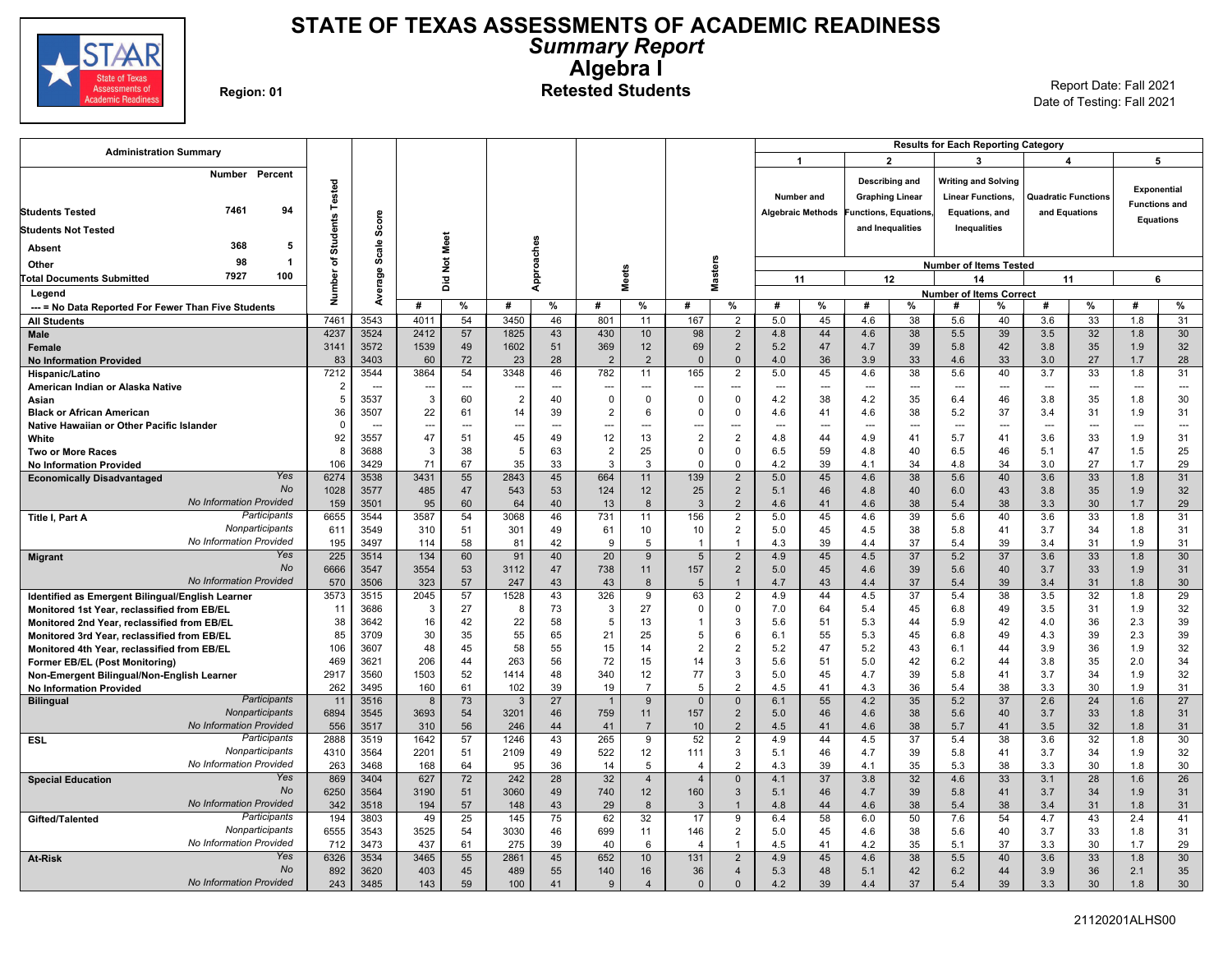# STATE OF TEXAS ASSESSMENTS OF ACADEMIC READINESS

## *Summary Report*

## Algebra I

### Retested Students

Region: 01

Report Date: Fall 2021
Date of Testing: Fall 2021

| Administration Summary | | Number | Percent |
|---|---|---|---|
| Students Tested | | 7461 | 94 |
| Students Not Tested | | | |
| Absent | | 368 | 5 |
| Other | | 98 | 1 |
| Total Documents Submitted | | 7927 | 100 |

Legend
--- = No Data Reported For Fewer Than Five Students

Results for Each Reporting Category: 1 = Number and Algebraic Methods (11 items tested); 2 = Describing and Graphing Linear Functions, Equations, and Inequalities (12 items tested); 3 = Writing and Solving Linear Functions, Equations, and Inequalities (14 items tested); 4 = Quadratic Functions and Equations (11 items tested); 5 = Exponential Functions and Equations (6 items tested). Values under each category are Number of Items Correct.

| Group | | Number of Students Tested | Average Scale Score | Did Not Meet # | Did Not Meet % | Approaches # | Approaches % | Meets # | Meets % | Masters # | Masters % | Cat 1 # | Cat 1 % | Cat 2 # | Cat 2 % | Cat 3 # | Cat 3 % | Cat 4 # | Cat 4 % | Cat 5 # | Cat 5 % |
|---|---|---|---|---|---|---|---|---|---|---|---|---|---|---|---|---|---|---|---|---|---|
| All Students | | 7461 | 3543 | 4011 | 54 | 3450 | 46 | 801 | 11 | 167 | 2 | 5.0 | 45 | 4.6 | 38 | 5.6 | 40 | 3.6 | 33 | 1.8 | 31 |
| Male | | 4237 | 3524 | 2412 | 57 | 1825 | 43 | 430 | 10 | 98 | 2 | 4.8 | 44 | 4.6 | 38 | 5.5 | 39 | 3.5 | 32 | 1.8 | 30 |
| Female | | 3141 | 3572 | 1539 | 49 | 1602 | 51 | 369 | 12 | 69 | 2 | 5.2 | 47 | 4.7 | 39 | 5.8 | 42 | 3.8 | 35 | 1.9 | 32 |
| No Information Provided | | 83 | 3403 | 60 | 72 | 23 | 28 | 2 | 2 | 0 | 0 | 4.0 | 36 | 3.9 | 33 | 4.6 | 33 | 3.0 | 27 | 1.7 | 28 |
| Hispanic/Latino | | 7212 | 3544 | 3864 | 54 | 3348 | 46 | 782 | 11 | 165 | 2 | 5.0 | 45 | 4.6 | 38 | 5.6 | 40 | 3.7 | 33 | 1.8 | 31 |
| American Indian or Alaska Native | | 2 | --- | --- | --- | --- | --- | --- | --- | --- | --- | --- | --- | --- | --- | --- | --- | --- | --- | --- | --- |
| Asian | | 5 | 3537 | 3 | 60 | 2 | 40 | 0 | 0 | 0 | 0 | 4.2 | 38 | 4.2 | 35 | 6.4 | 46 | 3.8 | 35 | 1.8 | 30 |
| Black or African American | | 36 | 3507 | 22 | 61 | 14 | 39 | 2 | 6 | 0 | 0 | 4.6 | 41 | 4.6 | 38 | 5.2 | 37 | 3.4 | 31 | 1.9 | 31 |
| Native Hawaiian or Other Pacific Islander | | 0 | --- | --- | --- | --- | --- | --- | --- | --- | --- | --- | --- | --- | --- | --- | --- | --- | --- | --- | --- |
| White | | 92 | 3557 | 47 | 51 | 45 | 49 | 12 | 13 | 2 | 2 | 4.8 | 44 | 4.9 | 41 | 5.7 | 41 | 3.6 | 33 | 1.9 | 31 |
| Two or More Races | | 8 | 3688 | 3 | 38 | 5 | 63 | 2 | 25 | 0 | 0 | 6.5 | 59 | 4.8 | 40 | 6.5 | 46 | 5.1 | 47 | 1.5 | 25 |
| No Information Provided | | 106 | 3429 | 71 | 67 | 35 | 33 | 3 | 3 | 0 | 0 | 4.2 | 39 | 4.1 | 34 | 4.8 | 34 | 3.0 | 27 | 1.7 | 29 |
| Economically Disadvantaged | Yes | 6274 | 3538 | 3431 | 55 | 2843 | 45 | 664 | 11 | 139 | 2 | 5.0 | 45 | 4.6 | 38 | 5.6 | 40 | 3.6 | 33 | 1.8 | 31 |
| | No | 1028 | 3577 | 485 | 47 | 543 | 53 | 124 | 12 | 25 | 2 | 5.1 | 46 | 4.8 | 40 | 6.0 | 43 | 3.8 | 35 | 1.9 | 32 |
| | No Information Provided | 159 | 3501 | 95 | 60 | 64 | 40 | 13 | 8 | 3 | 2 | 4.6 | 41 | 4.6 | 38 | 5.4 | 38 | 3.3 | 30 | 1.7 | 29 |
| Title I, Part A | Participants | 6655 | 3544 | 3587 | 54 | 3068 | 46 | 731 | 11 | 156 | 2 | 5.0 | 45 | 4.6 | 39 | 5.6 | 40 | 3.6 | 33 | 1.8 | 31 |
| | Nonparticipants | 611 | 3549 | 310 | 51 | 301 | 49 | 61 | 10 | 10 | 2 | 5.0 | 45 | 4.5 | 38 | 5.8 | 41 | 3.7 | 34 | 1.8 | 31 |
| | No Information Provided | 195 | 3497 | 114 | 58 | 81 | 42 | 9 | 5 | 1 | 1 | 4.3 | 39 | 4.4 | 37 | 5.4 | 39 | 3.4 | 31 | 1.9 | 31 |
| Migrant | Yes | 225 | 3514 | 134 | 60 | 91 | 40 | 20 | 9 | 5 | 2 | 4.9 | 45 | 4.5 | 37 | 5.2 | 37 | 3.6 | 33 | 1.8 | 30 |
| | No | 6666 | 3547 | 3554 | 53 | 3112 | 47 | 738 | 11 | 157 | 2 | 5.0 | 45 | 4.6 | 39 | 5.6 | 40 | 3.7 | 33 | 1.9 | 31 |
| | No Information Provided | 570 | 3506 | 323 | 57 | 247 | 43 | 43 | 8 | 5 | 1 | 4.7 | 43 | 4.4 | 37 | 5.4 | 39 | 3.4 | 31 | 1.8 | 30 |
| Identified as Emergent Bilingual/English Learner | | 3573 | 3515 | 2045 | 57 | 1528 | 43 | 326 | 9 | 63 | 2 | 4.9 | 44 | 4.5 | 37 | 5.4 | 38 | 3.5 | 32 | 1.8 | 29 |
| Monitored 1st Year, reclassified from EB/EL | | 11 | 3686 | 3 | 27 | 8 | 73 | 3 | 27 | 0 | 0 | 7.0 | 64 | 5.4 | 45 | 6.8 | 49 | 3.5 | 31 | 1.9 | 32 |
| Monitored 2nd Year, reclassified from EB/EL | | 38 | 3642 | 16 | 42 | 22 | 58 | 5 | 13 | 1 | 3 | 5.6 | 51 | 5.3 | 44 | 5.9 | 42 | 4.0 | 36 | 2.3 | 39 |
| Monitored 3rd Year, reclassified from EB/EL | | 85 | 3709 | 30 | 35 | 55 | 65 | 21 | 25 | 5 | 6 | 6.1 | 55 | 5.3 | 45 | 6.8 | 49 | 4.3 | 39 | 2.3 | 39 |
| Monitored 4th Year, reclassified from EB/EL | | 106 | 3607 | 48 | 45 | 58 | 55 | 15 | 14 | 2 | 2 | 5.2 | 47 | 5.2 | 43 | 6.1 | 44 | 3.9 | 36 | 1.9 | 32 |
| Former EB/EL (Post Monitoring) | | 469 | 3621 | 206 | 44 | 263 | 56 | 72 | 15 | 14 | 3 | 5.6 | 51 | 5.0 | 42 | 6.2 | 44 | 3.8 | 35 | 2.0 | 34 |
| Non-Emergent Bilingual/Non-English Learner | | 2917 | 3560 | 1503 | 52 | 1414 | 48 | 340 | 12 | 77 | 3 | 5.0 | 45 | 4.7 | 39 | 5.8 | 41 | 3.7 | 34 | 1.9 | 32 |
| No Information Provided | | 262 | 3495 | 160 | 61 | 102 | 39 | 19 | 7 | 5 | 2 | 4.5 | 41 | 4.3 | 36 | 5.4 | 38 | 3.3 | 30 | 1.9 | 31 |
| Bilingual | Participants | 11 | 3516 | 8 | 73 | 3 | 27 | 1 | 9 | 0 | 0 | 6.1 | 55 | 4.2 | 35 | 5.2 | 37 | 2.6 | 24 | 1.6 | 27 |
| | Nonparticipants | 6894 | 3545 | 3693 | 54 | 3201 | 46 | 759 | 11 | 157 | 2 | 5.0 | 46 | 4.6 | 38 | 5.6 | 40 | 3.7 | 33 | 1.8 | 31 |
| | No Information Provided | 556 | 3517 | 310 | 56 | 246 | 44 | 41 | 7 | 10 | 2 | 4.5 | 41 | 4.6 | 38 | 5.7 | 41 | 3.5 | 32 | 1.8 | 31 |
| ESL | Participants | 2888 | 3519 | 1642 | 57 | 1246 | 43 | 265 | 9 | 52 | 2 | 4.9 | 44 | 4.5 | 37 | 5.4 | 38 | 3.6 | 32 | 1.8 | 30 |
| | Nonparticipants | 4310 | 3564 | 2201 | 51 | 2109 | 49 | 522 | 12 | 111 | 3 | 5.1 | 46 | 4.7 | 39 | 5.8 | 41 | 3.7 | 34 | 1.9 | 32 |
| | No Information Provided | 263 | 3468 | 168 | 64 | 95 | 36 | 14 | 5 | 4 | 2 | 4.3 | 39 | 4.1 | 35 | 5.3 | 38 | 3.3 | 30 | 1.8 | 30 |
| Special Education | Yes | 869 | 3404 | 627 | 72 | 242 | 28 | 32 | 4 | 4 | 0 | 4.1 | 37 | 3.8 | 32 | 4.6 | 33 | 3.1 | 28 | 1.6 | 26 |
| | No | 6250 | 3564 | 3190 | 51 | 3060 | 49 | 740 | 12 | 160 | 3 | 5.1 | 46 | 4.7 | 39 | 5.8 | 41 | 3.7 | 34 | 1.9 | 31 |
| | No Information Provided | 342 | 3518 | 194 | 57 | 148 | 43 | 29 | 8 | 3 | 1 | 4.8 | 44 | 4.6 | 38 | 5.4 | 38 | 3.4 | 31 | 1.8 | 31 |
| Gifted/Talented | Participants | 194 | 3803 | 49 | 25 | 145 | 75 | 62 | 32 | 17 | 9 | 6.4 | 58 | 6.0 | 50 | 7.6 | 54 | 4.7 | 43 | 2.4 | 41 |
| | Nonparticipants | 6555 | 3543 | 3525 | 54 | 3030 | 46 | 699 | 11 | 146 | 2 | 5.0 | 45 | 4.6 | 38 | 5.6 | 40 | 3.7 | 33 | 1.8 | 31 |
| | No Information Provided | 712 | 3473 | 437 | 61 | 275 | 39 | 40 | 6 | 4 | 1 | 4.5 | 41 | 4.2 | 35 | 5.1 | 37 | 3.3 | 30 | 1.7 | 29 |
| At-Risk | Yes | 6326 | 3534 | 3465 | 55 | 2861 | 45 | 652 | 10 | 131 | 2 | 4.9 | 45 | 4.6 | 38 | 5.5 | 40 | 3.6 | 33 | 1.8 | 30 |
| | No | 892 | 3620 | 403 | 45 | 489 | 55 | 140 | 16 | 36 | 4 | 5.3 | 48 | 5.1 | 42 | 6.2 | 44 | 3.9 | 36 | 2.1 | 35 |
| | No Information Provided | 243 | 3485 | 143 | 59 | 100 | 41 | 9 | 4 | 0 | 0 | 4.2 | 39 | 4.4 | 37 | 5.4 | 39 | 3.3 | 30 | 1.8 | 30 |

21120201ALHS00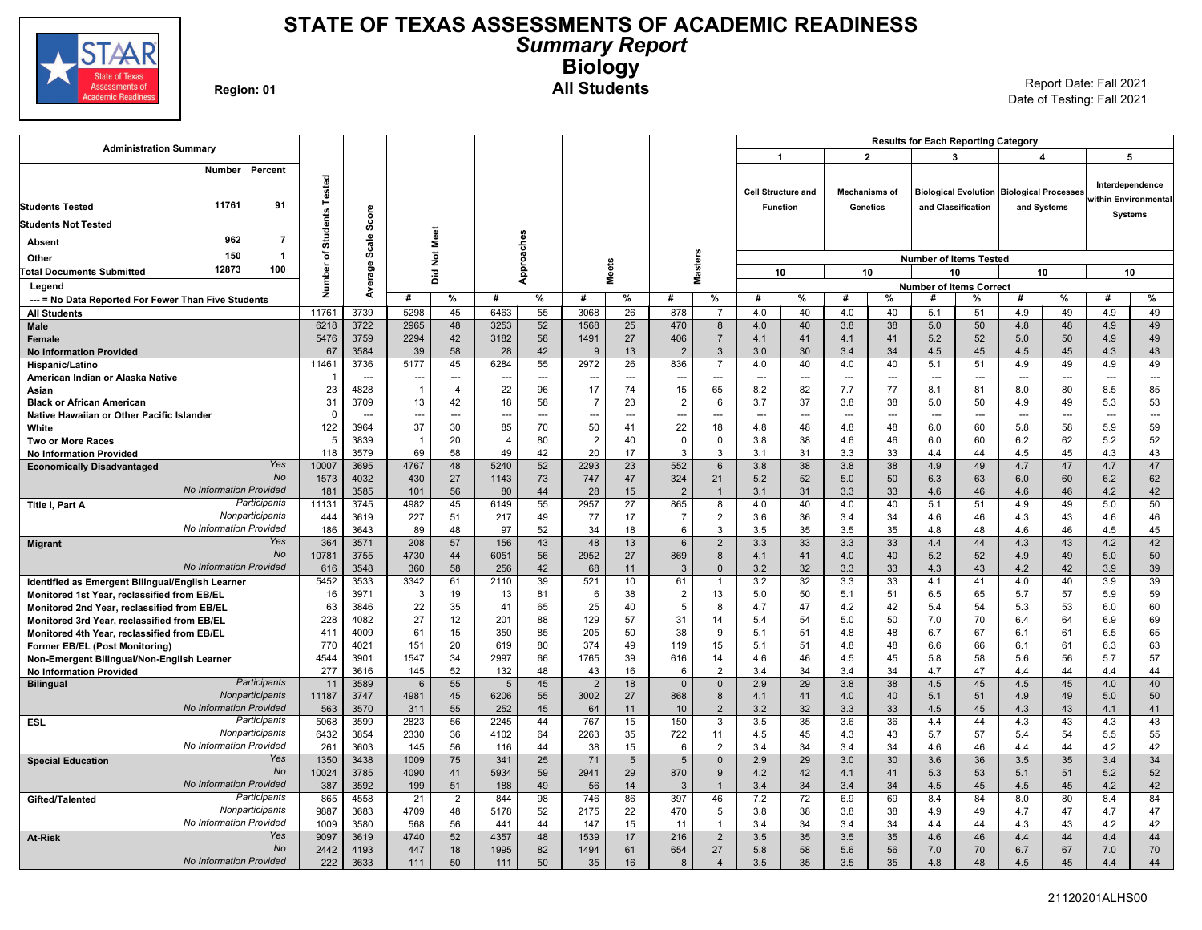# STATE OF TEXAS ASSESSMENTS OF ACADEMIC READINESS

## *Summary Report*

## Biology

**Region: 01**

**All Students**

Report Date: Fall 2021
Date of Testing: Fall 2021

| Administration Summary | | |
|---|---|---|
| | Number | Percent |
| Students Tested | 11761 | 91 |
| Students Not Tested | | |
| Absent | 962 | 7 |
| Other | 150 | 1 |
| Total Documents Submitted | 12873 | 100 |

Legend: --- = No Data Reported For Fewer Than Five Students

Results for Each Reporting Category: 1 Cell Structure and Function (10 items); 2 Mechanisms of Genetics (10 items); 3 Biological Evolution and Classification (10 items); 4 Biological Processes and Systems (10 items); 5 Interdependence within Environmental Systems (10 items). Values are Number of Items Correct.

| Group | | Number of Students Tested | Average Scale Score | Did Not Meet # | Did Not Meet % | Approaches # | Approaches % | Meets # | Meets % | Masters # | Masters % | 1 # | 1 % | 2 # | 2 % | 3 # | 3 % | 4 # | 4 % | 5 # | 5 % |
|---|---|---|---|---|---|---|---|---|---|---|---|---|---|---|---|---|---|---|---|---|---|
| All Students | | 11761 | 3739 | 5298 | 45 | 6463 | 55 | 3068 | 26 | 878 | 7 | 4.0 | 40 | 4.0 | 40 | 5.1 | 51 | 4.9 | 49 | 4.9 | 49 |
| Male | | 6218 | 3722 | 2965 | 48 | 3253 | 52 | 1568 | 25 | 470 | 8 | 4.0 | 40 | 3.8 | 38 | 5.0 | 50 | 4.8 | 48 | 4.9 | 49 |
| Female | | 5476 | 3759 | 2294 | 42 | 3182 | 58 | 1491 | 27 | 406 | 7 | 4.1 | 41 | 4.1 | 41 | 5.2 | 52 | 5.0 | 50 | 4.9 | 49 |
| No Information Provided | | 67 | 3584 | 39 | 58 | 28 | 42 | 9 | 13 | 2 | 3 | 3.0 | 30 | 3.4 | 34 | 4.5 | 45 | 4.5 | 45 | 4.3 | 43 |
| Hispanic/Latino | | 11461 | 3736 | 5177 | 45 | 6284 | 55 | 2972 | 26 | 836 | 7 | 4.0 | 40 | 4.0 | 40 | 5.1 | 51 | 4.9 | 49 | 4.9 | 49 |
| American Indian or Alaska Native | | 1 | --- | --- | --- | --- | --- | --- | --- | --- | --- | --- | --- | --- | --- | --- | --- | --- | --- | --- | --- |
| Asian | | 23 | 4828 | 1 | 4 | 22 | 96 | 17 | 74 | 15 | 65 | 8.2 | 82 | 7.7 | 77 | 8.1 | 81 | 8.0 | 80 | 8.5 | 85 |
| Black or African American | | 31 | 3709 | 13 | 42 | 18 | 58 | 7 | 23 | 2 | 6 | 3.7 | 37 | 3.8 | 38 | 5.0 | 50 | 4.9 | 49 | 5.3 | 53 |
| Native Hawaiian or Other Pacific Islander | | 0 | --- | --- | --- | --- | --- | --- | --- | --- | --- | --- | --- | --- | --- | --- | --- | --- | --- | --- | --- |
| White | | 122 | 3964 | 37 | 30 | 85 | 70 | 50 | 41 | 22 | 18 | 4.8 | 48 | 4.8 | 48 | 6.0 | 60 | 5.8 | 58 | 5.9 | 59 |
| Two or More Races | | 5 | 3839 | 1 | 20 | 4 | 80 | 2 | 40 | 0 | 0 | 3.8 | 38 | 4.6 | 46 | 6.0 | 60 | 6.2 | 62 | 5.2 | 52 |
| No Information Provided | | 118 | 3579 | 69 | 58 | 49 | 42 | 20 | 17 | 3 | 3 | 3.1 | 31 | 3.3 | 33 | 4.4 | 44 | 4.5 | 45 | 4.3 | 43 |
| Economically Disadvantaged | Yes | 10007 | 3695 | 4767 | 48 | 5240 | 52 | 2293 | 23 | 552 | 6 | 3.8 | 38 | 3.8 | 38 | 4.9 | 49 | 4.7 | 47 | 4.7 | 47 |
| | No | 1573 | 4032 | 430 | 27 | 1143 | 73 | 747 | 47 | 324 | 21 | 5.2 | 52 | 5.0 | 50 | 6.3 | 63 | 6.0 | 60 | 6.2 | 62 |
| | No Information Provided | 181 | 3585 | 101 | 56 | 80 | 44 | 28 | 15 | 2 | 1 | 3.1 | 31 | 3.3 | 33 | 4.6 | 46 | 4.6 | 46 | 4.2 | 42 |
| Title I, Part A | Participants | 11131 | 3745 | 4982 | 45 | 6149 | 55 | 2957 | 27 | 865 | 8 | 4.0 | 40 | 4.0 | 40 | 5.1 | 51 | 4.9 | 49 | 5.0 | 50 |
| | Nonparticipants | 444 | 3619 | 227 | 51 | 217 | 49 | 77 | 17 | 7 | 2 | 3.6 | 36 | 3.4 | 34 | 4.6 | 46 | 4.3 | 43 | 4.6 | 46 |
| | No Information Provided | 186 | 3643 | 89 | 48 | 97 | 52 | 34 | 18 | 6 | 3 | 3.5 | 35 | 3.5 | 35 | 4.8 | 48 | 4.6 | 46 | 4.5 | 45 |
| Migrant | Yes | 364 | 3571 | 208 | 57 | 156 | 43 | 48 | 13 | 6 | 2 | 3.3 | 33 | 3.3 | 33 | 4.4 | 44 | 4.3 | 43 | 4.2 | 42 |
| | No | 10781 | 3755 | 4730 | 44 | 6051 | 56 | 2952 | 27 | 869 | 8 | 4.1 | 41 | 4.0 | 40 | 5.2 | 52 | 4.9 | 49 | 5.0 | 50 |
| | No Information Provided | 616 | 3548 | 360 | 58 | 256 | 42 | 68 | 11 | 3 | 0 | 3.2 | 32 | 3.3 | 33 | 4.3 | 43 | 4.2 | 42 | 3.9 | 39 |
| Identified as Emergent Bilingual/English Learner | | 5452 | 3533 | 3342 | 61 | 2110 | 39 | 521 | 10 | 61 | 1 | 3.2 | 32 | 3.3 | 33 | 4.1 | 41 | 4.0 | 40 | 3.9 | 39 |
| Monitored 1st Year, reclassified from EB/EL | | 16 | 3971 | 3 | 19 | 13 | 81 | 6 | 38 | 2 | 13 | 5.0 | 50 | 5.1 | 51 | 6.5 | 65 | 5.7 | 57 | 5.9 | 59 |
| Monitored 2nd Year, reclassified from EB/EL | | 63 | 3846 | 22 | 35 | 41 | 65 | 25 | 40 | 5 | 8 | 4.7 | 47 | 4.2 | 42 | 5.4 | 54 | 5.3 | 53 | 6.0 | 60 |
| Monitored 3rd Year, reclassified from EB/EL | | 228 | 4082 | 27 | 12 | 201 | 88 | 129 | 57 | 31 | 14 | 5.4 | 54 | 5.0 | 50 | 7.0 | 70 | 6.4 | 64 | 6.9 | 69 |
| Monitored 4th Year, reclassified from EB/EL | | 411 | 4009 | 61 | 15 | 350 | 85 | 205 | 50 | 38 | 9 | 5.1 | 51 | 4.8 | 48 | 6.7 | 67 | 6.1 | 61 | 6.5 | 65 |
| Former EB/EL (Post Monitoring) | | 770 | 4021 | 151 | 20 | 619 | 80 | 374 | 49 | 119 | 15 | 5.1 | 51 | 4.8 | 48 | 6.6 | 66 | 6.1 | 61 | 6.3 | 63 |
| Non-Emergent Bilingual/Non-English Learner | | 4544 | 3901 | 1547 | 34 | 2997 | 66 | 1765 | 39 | 616 | 14 | 4.6 | 46 | 4.5 | 45 | 5.8 | 58 | 5.6 | 56 | 5.7 | 57 |
| No Information Provided | | 277 | 3616 | 145 | 52 | 132 | 48 | 43 | 16 | 6 | 2 | 3.4 | 34 | 3.4 | 34 | 4.7 | 47 | 4.4 | 44 | 4.4 | 44 |
| Bilingual | Participants | 11 | 3589 | 6 | 55 | 5 | 45 | 2 | 18 | 0 | 0 | 2.9 | 29 | 3.8 | 38 | 4.5 | 45 | 4.5 | 45 | 4.0 | 40 |
| | Nonparticipants | 11187 | 3747 | 4981 | 45 | 6206 | 55 | 3002 | 27 | 868 | 8 | 4.1 | 41 | 4.0 | 40 | 5.1 | 51 | 4.9 | 49 | 5.0 | 50 |
| | No Information Provided | 563 | 3570 | 311 | 55 | 252 | 45 | 64 | 11 | 10 | 2 | 3.2 | 32 | 3.3 | 33 | 4.5 | 45 | 4.3 | 43 | 4.1 | 41 |
| ESL | Participants | 5068 | 3599 | 2823 | 56 | 2245 | 44 | 767 | 15 | 150 | 3 | 3.5 | 35 | 3.6 | 36 | 4.4 | 44 | 4.3 | 43 | 4.3 | 43 |
| | Nonparticipants | 6432 | 3854 | 2330 | 36 | 4102 | 64 | 2263 | 35 | 722 | 11 | 4.5 | 45 | 4.3 | 43 | 5.7 | 57 | 5.4 | 54 | 5.5 | 55 |
| | No Information Provided | 261 | 3603 | 145 | 56 | 116 | 44 | 38 | 15 | 6 | 2 | 3.4 | 34 | 3.4 | 34 | 4.6 | 46 | 4.4 | 44 | 4.2 | 42 |
| Special Education | Yes | 1350 | 3438 | 1009 | 75 | 341 | 25 | 71 | 5 | 5 | 0 | 2.9 | 29 | 3.0 | 30 | 3.6 | 36 | 3.5 | 35 | 3.4 | 34 |
| | No | 10024 | 3785 | 4090 | 41 | 5934 | 59 | 2941 | 29 | 870 | 9 | 4.2 | 42 | 4.1 | 41 | 5.3 | 53 | 5.1 | 51 | 5.2 | 52 |
| | No Information Provided | 387 | 3592 | 199 | 51 | 188 | 49 | 56 | 14 | 3 | 1 | 3.4 | 34 | 3.4 | 34 | 4.5 | 45 | 4.5 | 45 | 4.2 | 42 |
| Gifted/Talented | Participants | 865 | 4558 | 21 | 2 | 844 | 98 | 746 | 86 | 397 | 46 | 7.2 | 72 | 6.9 | 69 | 8.4 | 84 | 8.0 | 80 | 8.4 | 84 |
| | Nonparticipants | 9887 | 3683 | 4709 | 48 | 5178 | 52 | 2175 | 22 | 470 | 5 | 3.8 | 38 | 3.8 | 38 | 4.9 | 49 | 4.7 | 47 | 4.7 | 47 |
| | No Information Provided | 1009 | 3580 | 568 | 56 | 441 | 44 | 147 | 15 | 11 | 1 | 3.4 | 34 | 3.4 | 34 | 4.4 | 44 | 4.3 | 43 | 4.2 | 42 |
| At-Risk | Yes | 9097 | 3619 | 4740 | 52 | 4357 | 48 | 1539 | 17 | 216 | 2 | 3.5 | 35 | 3.5 | 35 | 4.6 | 46 | 4.4 | 44 | 4.4 | 44 |
| | No | 2442 | 4193 | 447 | 18 | 1995 | 82 | 1494 | 61 | 654 | 27 | 5.8 | 58 | 5.6 | 56 | 7.0 | 70 | 6.7 | 67 | 7.0 | 70 |
| | No Information Provided | 222 | 3633 | 111 | 50 | 111 | 50 | 35 | 16 | 8 | 4 | 3.5 | 35 | 3.5 | 35 | 4.8 | 48 | 4.5 | 45 | 4.4 | 44 |

21120201ALHS00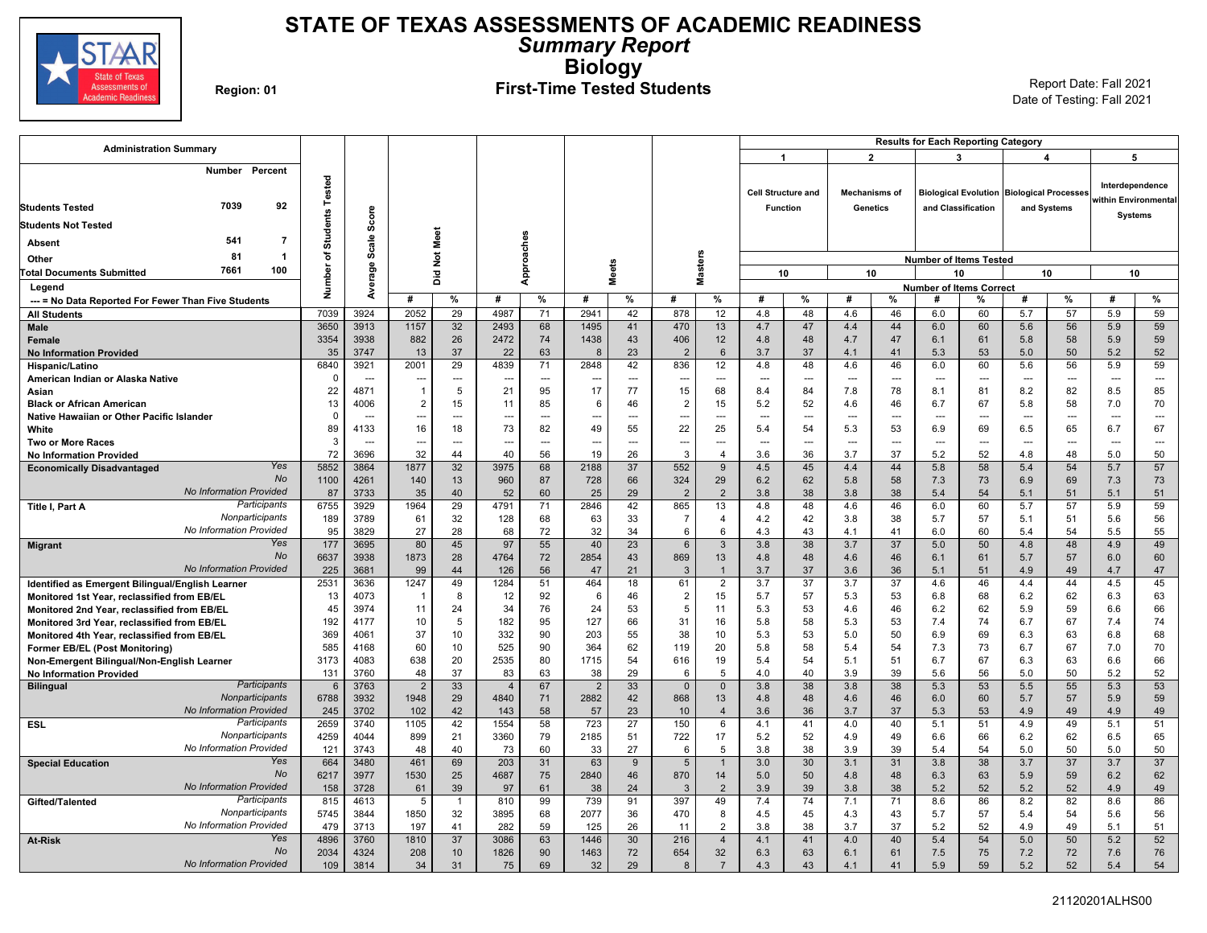# STATE OF TEXAS ASSESSMENTS OF ACADEMIC READINESS

## *Summary Report*

## Biology

### First-Time Tested Students

**Region: 01**

Report Date: Fall 2021
Date of Testing: Fall 2021

| Administration Summary | Number | Percent |
|---|---|---|
| Students Tested | 7039 | 92 |
| Students Not Tested | | |
| Absent | 541 | 7 |
| Other | 81 | 1 |
| Total Documents Submitted | 7661 | 100 |

Legend
--- = No Data Reported For Fewer Than Five Students

| | | Number of Students Tested | Average Scale Score | Did Not Meet # | Did Not Meet % | Approaches # | Approaches % | Meets # | Meets % | Masters # | Masters % | 1 Cell Structure and Function (10 items) # | 1 % | 2 Mechanisms of Genetics (10 items) # | 2 % | 3 Biological Evolution and Classification (10 items) # | 3 % | 4 Biological Processes and Systems (10 items) # | 4 % | 5 Interdependence within Environmental Systems (10 items) # | 5 % |
|---|---|---|---|---|---|---|---|---|---|---|---|---|---|---|---|---|---|---|---|---|---|
| All Students | | 7039 | 3924 | 2052 | 29 | 4987 | 71 | 2941 | 42 | 878 | 12 | 4.8 | 48 | 4.6 | 46 | 6.0 | 60 | 5.7 | 57 | 5.9 | 59 |
| Male | | 3650 | 3913 | 1157 | 32 | 2493 | 68 | 1495 | 41 | 470 | 13 | 4.7 | 47 | 4.4 | 44 | 6.0 | 60 | 5.6 | 56 | 5.9 | 59 |
| Female | | 3354 | 3938 | 882 | 26 | 2472 | 74 | 1438 | 43 | 406 | 12 | 4.8 | 48 | 4.7 | 47 | 6.1 | 61 | 5.8 | 58 | 5.9 | 59 |
| No Information Provided | | 35 | 3747 | 13 | 37 | 22 | 63 | 8 | 23 | 2 | 6 | 3.7 | 37 | 4.1 | 41 | 5.3 | 53 | 5.0 | 50 | 5.2 | 52 |
| Hispanic/Latino | | 6840 | 3921 | 2001 | 29 | 4839 | 71 | 2848 | 42 | 836 | 12 | 4.8 | 48 | 4.6 | 46 | 6.0 | 60 | 5.6 | 56 | 5.9 | 59 |
| American Indian or Alaska Native | | 0 | --- | --- | --- | --- | --- | --- | --- | --- | --- | --- | --- | --- | --- | --- | --- | --- | --- | --- | --- |
| Asian | | 22 | 4871 | 1 | 5 | 21 | 95 | 17 | 77 | 15 | 68 | 8.4 | 84 | 7.8 | 78 | 8.1 | 81 | 8.2 | 82 | 8.5 | 85 |
| Black or African American | | 13 | 4006 | 2 | 15 | 11 | 85 | 6 | 46 | 2 | 15 | 5.2 | 52 | 4.6 | 46 | 6.7 | 67 | 5.8 | 58 | 7.0 | 70 |
| Native Hawaiian or Other Pacific Islander | | 0 | --- | --- | --- | --- | --- | --- | --- | --- | --- | --- | --- | --- | --- | --- | --- | --- | --- | --- | --- |
| White | | 89 | 4133 | 16 | 18 | 73 | 82 | 49 | 55 | 22 | 25 | 5.4 | 54 | 5.3 | 53 | 6.9 | 69 | 6.5 | 65 | 6.7 | 67 |
| Two or More Races | | 3 | --- | --- | --- | --- | --- | --- | --- | --- | --- | --- | --- | --- | --- | --- | --- | --- | --- | --- | --- |
| No Information Provided | | 72 | 3696 | 32 | 44 | 40 | 56 | 19 | 26 | 3 | 4 | 3.6 | 36 | 3.7 | 37 | 5.2 | 52 | 4.8 | 48 | 5.0 | 50 |
| Economically Disadvantaged | Yes | 5852 | 3864 | 1877 | 32 | 3975 | 68 | 2188 | 37 | 552 | 9 | 4.5 | 45 | 4.4 | 44 | 5.8 | 58 | 5.4 | 54 | 5.7 | 57 |
| | No | 1100 | 4261 | 140 | 13 | 960 | 87 | 728 | 66 | 324 | 29 | 6.2 | 62 | 5.8 | 58 | 7.3 | 73 | 6.9 | 69 | 7.3 | 73 |
| | No Information Provided | 87 | 3733 | 35 | 40 | 52 | 60 | 25 | 29 | 2 | 2 | 3.8 | 38 | 3.8 | 38 | 5.4 | 54 | 5.1 | 51 | 5.1 | 51 |
| Title I, Part A | Participants | 6755 | 3929 | 1964 | 29 | 4791 | 71 | 2846 | 42 | 865 | 13 | 4.8 | 48 | 4.6 | 46 | 6.0 | 60 | 5.7 | 57 | 5.9 | 59 |
| | Nonparticipants | 189 | 3789 | 61 | 32 | 128 | 68 | 63 | 33 | 7 | 4 | 4.2 | 42 | 3.8 | 38 | 5.7 | 57 | 5.1 | 51 | 5.6 | 56 |
| | No Information Provided | 95 | 3829 | 27 | 28 | 68 | 72 | 32 | 34 | 6 | 6 | 4.3 | 43 | 4.1 | 41 | 6.0 | 60 | 5.4 | 54 | 5.5 | 55 |
| Migrant | Yes | 177 | 3695 | 80 | 45 | 97 | 55 | 40 | 23 | 6 | 3 | 3.8 | 38 | 3.7 | 37 | 5.0 | 50 | 4.8 | 48 | 4.9 | 49 |
| | No | 6637 | 3938 | 1873 | 28 | 4764 | 72 | 2854 | 43 | 869 | 13 | 4.8 | 48 | 4.6 | 46 | 6.1 | 61 | 5.7 | 57 | 6.0 | 60 |
| | No Information Provided | 225 | 3681 | 99 | 44 | 126 | 56 | 47 | 21 | 3 | 1 | 3.7 | 37 | 3.6 | 36 | 5.1 | 51 | 4.9 | 49 | 4.7 | 47 |
| Identified as Emergent Bilingual/English Learner | | 2531 | 3636 | 1247 | 49 | 1284 | 51 | 464 | 18 | 61 | 2 | 3.7 | 37 | 3.7 | 37 | 4.6 | 46 | 4.4 | 44 | 4.5 | 45 |
| Monitored 1st Year, reclassified from EB/EL | | 13 | 4073 | 1 | 8 | 12 | 92 | 6 | 46 | 2 | 15 | 5.7 | 57 | 5.3 | 53 | 6.8 | 68 | 6.2 | 62 | 6.3 | 63 |
| Monitored 2nd Year, reclassified from EB/EL | | 45 | 3974 | 11 | 24 | 34 | 76 | 24 | 53 | 5 | 11 | 5.3 | 53 | 4.6 | 46 | 6.2 | 62 | 5.9 | 59 | 6.6 | 66 |
| Monitored 3rd Year, reclassified from EB/EL | | 192 | 4177 | 10 | 5 | 182 | 95 | 127 | 66 | 31 | 16 | 5.8 | 58 | 5.3 | 53 | 7.4 | 74 | 6.7 | 67 | 7.4 | 74 |
| Monitored 4th Year, reclassified from EB/EL | | 369 | 4061 | 37 | 10 | 332 | 90 | 203 | 55 | 38 | 10 | 5.3 | 53 | 5.0 | 50 | 6.9 | 69 | 6.3 | 63 | 6.8 | 68 |
| Former EB/EL (Post Monitoring) | | 585 | 4168 | 60 | 10 | 525 | 90 | 364 | 62 | 119 | 20 | 5.8 | 58 | 5.4 | 54 | 7.3 | 73 | 6.7 | 67 | 7.0 | 70 |
| Non-Emergent Bilingual/Non-English Learner | | 3173 | 4083 | 638 | 20 | 2535 | 80 | 1715 | 54 | 616 | 19 | 5.4 | 54 | 5.1 | 51 | 6.7 | 67 | 6.3 | 63 | 6.6 | 66 |
| No Information Provided | | 131 | 3760 | 48 | 37 | 83 | 63 | 38 | 29 | 6 | 5 | 4.0 | 40 | 3.9 | 39 | 5.6 | 56 | 5.0 | 50 | 5.2 | 52 |
| Bilingual | Participants | 6 | 3763 | 2 | 33 | 4 | 67 | 2 | 33 | 0 | 0 | 3.8 | 38 | 3.8 | 38 | 5.3 | 53 | 5.5 | 55 | 5.3 | 53 |
| | Nonparticipants | 6788 | 3932 | 1948 | 29 | 4840 | 71 | 2882 | 42 | 868 | 13 | 4.8 | 48 | 4.6 | 46 | 6.0 | 60 | 5.7 | 57 | 5.9 | 59 |
| | No Information Provided | 245 | 3702 | 102 | 42 | 143 | 58 | 57 | 23 | 10 | 4 | 3.6 | 36 | 3.7 | 37 | 5.3 | 53 | 4.9 | 49 | 4.9 | 49 |
| ESL | Participants | 2659 | 3740 | 1105 | 42 | 1554 | 58 | 723 | 27 | 150 | 6 | 4.1 | 41 | 4.0 | 40 | 5.1 | 51 | 4.9 | 49 | 5.1 | 51 |
| | Nonparticipants | 4259 | 4044 | 899 | 21 | 3360 | 79 | 2185 | 51 | 722 | 17 | 5.2 | 52 | 4.9 | 49 | 6.6 | 66 | 6.2 | 62 | 6.5 | 65 |
| | No Information Provided | 121 | 3743 | 48 | 40 | 73 | 60 | 33 | 27 | 6 | 5 | 3.8 | 38 | 3.9 | 39 | 5.4 | 54 | 5.0 | 50 | 5.0 | 50 |
| Special Education | Yes | 664 | 3480 | 461 | 69 | 203 | 31 | 63 | 9 | 5 | 1 | 3.0 | 30 | 3.1 | 31 | 3.8 | 38 | 3.7 | 37 | 3.7 | 37 |
| | No | 6217 | 3977 | 1530 | 25 | 4687 | 75 | 2840 | 46 | 870 | 14 | 5.0 | 50 | 4.8 | 48 | 6.3 | 63 | 5.9 | 59 | 6.2 | 62 |
| | No Information Provided | 158 | 3728 | 61 | 39 | 97 | 61 | 38 | 24 | 3 | 2 | 3.9 | 39 | 3.8 | 38 | 5.2 | 52 | 5.2 | 52 | 4.9 | 49 |
| Gifted/Talented | Participants | 815 | 4613 | 5 | 1 | 810 | 99 | 739 | 91 | 397 | 49 | 7.4 | 74 | 7.1 | 71 | 8.6 | 86 | 8.2 | 82 | 8.6 | 86 |
| | Nonparticipants | 5745 | 3844 | 1850 | 32 | 3895 | 68 | 2077 | 36 | 470 | 8 | 4.5 | 45 | 4.3 | 43 | 5.7 | 57 | 5.4 | 54 | 5.6 | 56 |
| | No Information Provided | 479 | 3713 | 197 | 41 | 282 | 59 | 125 | 26 | 11 | 2 | 3.8 | 38 | 3.7 | 37 | 5.2 | 52 | 4.9 | 49 | 5.1 | 51 |
| At-Risk | Yes | 4896 | 3760 | 1810 | 37 | 3086 | 63 | 1446 | 30 | 216 | 4 | 4.1 | 41 | 4.0 | 40 | 5.4 | 54 | 5.0 | 50 | 5.2 | 52 |
| | No | 2034 | 4324 | 208 | 10 | 1826 | 90 | 1463 | 72 | 654 | 32 | 6.3 | 63 | 6.1 | 61 | 7.5 | 75 | 7.2 | 72 | 7.6 | 76 |
| | No Information Provided | 109 | 3814 | 34 | 31 | 75 | 69 | 32 | 29 | 8 | 7 | 4.3 | 43 | 4.1 | 41 | 5.9 | 59 | 5.2 | 52 | 5.4 | 54 |

21120201ALHS00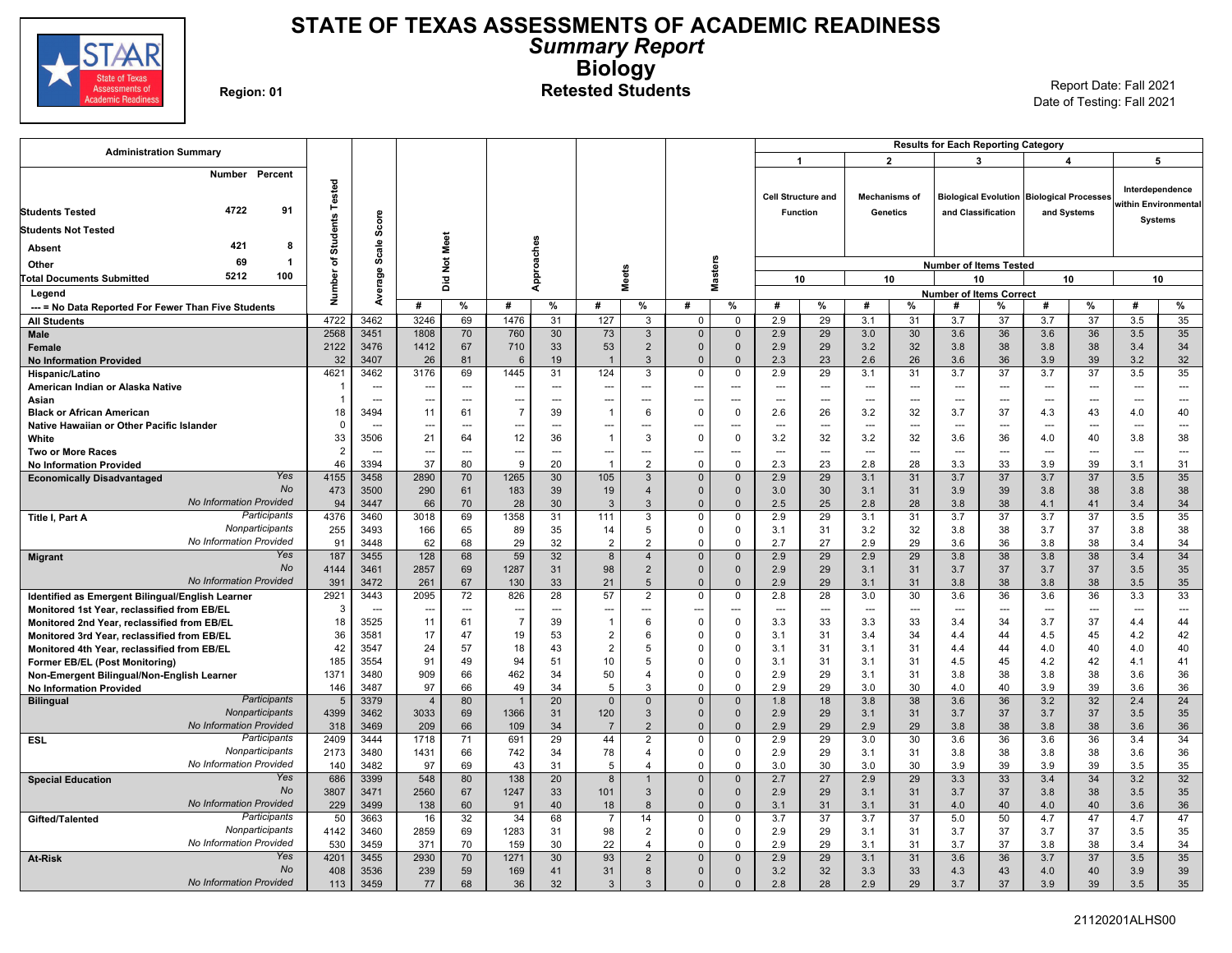# STATE OF TEXAS ASSESSMENTS OF ACADEMIC READINESS

## *Summary Report*

## Biology

### Retested Students

Region: 01

Report Date: Fall 2021
Date of Testing: Fall 2021

**Administration Summary**

| | Number | Percent |
|---|---|---|
| Students Tested | 4722 | 91 |
| Students Not Tested | | |
| Absent | 421 | 8 |
| Other | 69 | 1 |
| Total Documents Submitted | 5212 | 100 |

Legend
--- = No Data Reported For Fewer Than Five Students

Results for Each Reporting Category: 1 = Cell Structure and Function; 2 = Mechanisms of Genetics; 3 = Biological Evolution and Classification; 4 = Biological Processes and Systems; 5 = Interdependence within Environmental Systems. Number of Items Tested: 10 each.

| Group | | Number of Students Tested | Average Scale Score | Did Not Meet # | Did Not Meet % | Approaches # | Approaches % | Meets # | Meets % | Masters # | Masters % | Cat 1 # | Cat 1 % | Cat 2 # | Cat 2 % | Cat 3 # | Cat 3 % | Cat 4 # | Cat 4 % | Cat 5 # | Cat 5 % |
|---|---|---|---|---|---|---|---|---|---|---|---|---|---|---|---|---|---|---|---|---|---|
| All Students | | 4722 | 3462 | 3246 | 69 | 1476 | 31 | 127 | 3 | 0 | 0 | 2.9 | 29 | 3.1 | 31 | 3.7 | 37 | 3.7 | 37 | 3.5 | 35 |
| Male | | 2568 | 3451 | 1808 | 70 | 760 | 30 | 73 | 3 | 0 | 0 | 2.9 | 29 | 3.0 | 30 | 3.6 | 36 | 3.6 | 36 | 3.5 | 35 |
| Female | | 2122 | 3476 | 1412 | 67 | 710 | 33 | 53 | 2 | 0 | 0 | 2.9 | 29 | 3.2 | 32 | 3.8 | 38 | 3.8 | 38 | 3.4 | 34 |
| No Information Provided | | 32 | 3407 | 26 | 81 | 6 | 19 | 1 | 3 | 0 | 0 | 2.3 | 23 | 2.6 | 26 | 3.6 | 36 | 3.9 | 39 | 3.2 | 32 |
| Hispanic/Latino | | 4621 | 3462 | 3176 | 69 | 1445 | 31 | 124 | 3 | 0 | 0 | 2.9 | 29 | 3.1 | 31 | 3.7 | 37 | 3.7 | 37 | 3.5 | 35 |
| American Indian or Alaska Native | | 1 | --- | --- | --- | --- | --- | --- | --- | --- | --- | --- | --- | --- | --- | --- | --- | --- | --- | --- | --- |
| Asian | | 1 | --- | --- | --- | --- | --- | --- | --- | --- | --- | --- | --- | --- | --- | --- | --- | --- | --- | --- | --- |
| Black or African American | | 18 | 3494 | 11 | 61 | 7 | 39 | 1 | 6 | 0 | 0 | 2.6 | 26 | 3.2 | 32 | 3.7 | 37 | 4.3 | 43 | 4.0 | 40 |
| Native Hawaiian or Other Pacific Islander | | 0 | --- | --- | --- | --- | --- | --- | --- | --- | --- | --- | --- | --- | --- | --- | --- | --- | --- | --- | --- |
| White | | 33 | 3506 | 21 | 64 | 12 | 36 | 1 | 3 | 0 | 0 | 3.2 | 32 | 3.2 | 32 | 3.6 | 36 | 4.0 | 40 | 3.8 | 38 |
| Two or More Races | | 2 | --- | --- | --- | --- | --- | --- | --- | --- | --- | --- | --- | --- | --- | --- | --- | --- | --- | --- | --- |
| No Information Provided | | 46 | 3394 | 37 | 80 | 9 | 20 | 1 | 2 | 0 | 0 | 2.3 | 23 | 2.8 | 28 | 3.3 | 33 | 3.9 | 39 | 3.1 | 31 |
| Economically Disadvantaged | Yes | 4155 | 3458 | 2890 | 70 | 1265 | 30 | 105 | 3 | 0 | 0 | 2.9 | 29 | 3.1 | 31 | 3.7 | 37 | 3.7 | 37 | 3.5 | 35 |
| | No | 473 | 3500 | 290 | 61 | 183 | 39 | 19 | 4 | 0 | 0 | 3.0 | 30 | 3.1 | 31 | 3.9 | 39 | 3.8 | 38 | 3.8 | 38 |
| | No Information Provided | 94 | 3447 | 66 | 70 | 28 | 30 | 3 | 3 | 0 | 0 | 2.5 | 25 | 2.8 | 28 | 3.8 | 38 | 4.1 | 41 | 3.4 | 34 |
| Title I, Part A | Participants | 4376 | 3460 | 3018 | 69 | 1358 | 31 | 111 | 3 | 0 | 0 | 2.9 | 29 | 3.1 | 31 | 3.7 | 37 | 3.7 | 37 | 3.5 | 35 |
| | Nonparticipants | 255 | 3493 | 166 | 65 | 89 | 35 | 14 | 5 | 0 | 0 | 3.1 | 31 | 3.2 | 32 | 3.8 | 38 | 3.7 | 37 | 3.8 | 38 |
| | No Information Provided | 91 | 3448 | 62 | 68 | 29 | 32 | 2 | 2 | 0 | 0 | 2.7 | 27 | 2.9 | 29 | 3.6 | 36 | 3.8 | 38 | 3.4 | 34 |
| Migrant | Yes | 187 | 3455 | 128 | 68 | 59 | 32 | 8 | 4 | 0 | 0 | 2.9 | 29 | 2.9 | 29 | 3.8 | 38 | 3.8 | 38 | 3.4 | 34 |
| | No | 4144 | 3461 | 2857 | 69 | 1287 | 31 | 98 | 2 | 0 | 0 | 2.9 | 29 | 3.1 | 31 | 3.7 | 37 | 3.7 | 37 | 3.5 | 35 |
| | No Information Provided | 391 | 3472 | 261 | 67 | 130 | 33 | 21 | 5 | 0 | 0 | 2.9 | 29 | 3.1 | 31 | 3.8 | 38 | 3.8 | 38 | 3.5 | 35 |
| Identified as Emergent Bilingual/English Learner | | 2921 | 3443 | 2095 | 72 | 826 | 28 | 57 | 2 | 0 | 0 | 2.8 | 28 | 3.0 | 30 | 3.6 | 36 | 3.6 | 36 | 3.3 | 33 |
| Monitored 1st Year, reclassified from EB/EL | | 3 | --- | --- | --- | --- | --- | --- | --- | --- | --- | --- | --- | --- | --- | --- | --- | --- | --- | --- | --- |
| Monitored 2nd Year, reclassified from EB/EL | | 18 | 3525 | 11 | 61 | 7 | 39 | 1 | 6 | 0 | 0 | 3.3 | 33 | 3.3 | 33 | 3.4 | 34 | 3.7 | 37 | 4.4 | 44 |
| Monitored 3rd Year, reclassified from EB/EL | | 36 | 3581 | 17 | 47 | 19 | 53 | 2 | 6 | 0 | 0 | 3.1 | 31 | 3.4 | 34 | 4.4 | 44 | 4.5 | 45 | 4.2 | 42 |
| Monitored 4th Year, reclassified from EB/EL | | 42 | 3547 | 24 | 57 | 18 | 43 | 2 | 5 | 0 | 0 | 3.1 | 31 | 3.1 | 31 | 4.4 | 44 | 4.0 | 40 | 4.0 | 40 |
| Former EB/EL (Post Monitoring) | | 185 | 3554 | 91 | 49 | 94 | 51 | 10 | 5 | 0 | 0 | 3.1 | 31 | 3.1 | 31 | 4.5 | 45 | 4.2 | 42 | 4.1 | 41 |
| Non-Emergent Bilingual/Non-English Learner | | 1371 | 3480 | 909 | 66 | 462 | 34 | 50 | 4 | 0 | 0 | 2.9 | 29 | 3.1 | 31 | 3.8 | 38 | 3.8 | 38 | 3.6 | 36 |
| No Information Provided | | 146 | 3487 | 97 | 66 | 49 | 34 | 5 | 3 | 0 | 0 | 2.9 | 29 | 3.0 | 30 | 4.0 | 40 | 3.9 | 39 | 3.6 | 36 |
| Bilingual | Participants | 5 | 3379 | 4 | 80 | 1 | 20 | 0 | 0 | 0 | 0 | 1.8 | 18 | 3.8 | 38 | 3.6 | 36 | 3.2 | 32 | 2.4 | 24 |
| | Nonparticipants | 4399 | 3462 | 3033 | 69 | 1366 | 31 | 120 | 3 | 0 | 0 | 2.9 | 29 | 3.1 | 31 | 3.7 | 37 | 3.7 | 37 | 3.5 | 35 |
| | No Information Provided | 318 | 3469 | 209 | 66 | 109 | 34 | 7 | 2 | 0 | 0 | 2.9 | 29 | 2.9 | 29 | 3.8 | 38 | 3.8 | 38 | 3.6 | 36 |
| ESL | Participants | 2409 | 3444 | 1718 | 71 | 691 | 29 | 44 | 2 | 0 | 0 | 2.9 | 29 | 3.0 | 30 | 3.6 | 36 | 3.6 | 36 | 3.4 | 34 |
| | Nonparticipants | 2173 | 3480 | 1431 | 66 | 742 | 34 | 78 | 4 | 0 | 0 | 2.9 | 29 | 3.1 | 31 | 3.8 | 38 | 3.8 | 38 | 3.6 | 36 |
| | No Information Provided | 140 | 3482 | 97 | 69 | 43 | 31 | 5 | 4 | 0 | 0 | 3.0 | 30 | 3.0 | 30 | 3.9 | 39 | 3.9 | 39 | 3.5 | 35 |
| Special Education | Yes | 686 | 3399 | 548 | 80 | 138 | 20 | 8 | 1 | 0 | 0 | 2.7 | 27 | 2.9 | 29 | 3.3 | 33 | 3.4 | 34 | 3.2 | 32 |
| | No | 3807 | 3471 | 2560 | 67 | 1247 | 33 | 101 | 3 | 0 | 0 | 2.9 | 29 | 3.1 | 31 | 3.7 | 37 | 3.8 | 38 | 3.5 | 35 |
| | No Information Provided | 229 | 3499 | 138 | 60 | 91 | 40 | 18 | 8 | 0 | 0 | 3.1 | 31 | 3.1 | 31 | 4.0 | 40 | 4.0 | 40 | 3.6 | 36 |
| Gifted/Talented | Participants | 50 | 3663 | 16 | 32 | 34 | 68 | 7 | 14 | 0 | 0 | 3.7 | 37 | 3.7 | 37 | 5.0 | 50 | 4.7 | 47 | 4.7 | 47 |
| | Nonparticipants | 4142 | 3460 | 2859 | 69 | 1283 | 31 | 98 | 2 | 0 | 0 | 2.9 | 29 | 3.1 | 31 | 3.7 | 37 | 3.7 | 37 | 3.5 | 35 |
| | No Information Provided | 530 | 3459 | 371 | 70 | 159 | 30 | 22 | 4 | 0 | 0 | 2.9 | 29 | 3.1 | 31 | 3.7 | 37 | 3.8 | 38 | 3.4 | 34 |
| At-Risk | Yes | 4201 | 3455 | 2930 | 70 | 1271 | 30 | 93 | 2 | 0 | 0 | 2.9 | 29 | 3.1 | 31 | 3.6 | 36 | 3.7 | 37 | 3.5 | 35 |
| | No | 408 | 3536 | 239 | 59 | 169 | 41 | 31 | 8 | 0 | 0 | 3.2 | 32 | 3.3 | 33 | 4.3 | 43 | 4.0 | 40 | 3.9 | 39 |
| | No Information Provided | 113 | 3459 | 77 | 68 | 36 | 32 | 3 | 3 | 0 | 0 | 2.8 | 28 | 2.9 | 29 | 3.7 | 37 | 3.9 | 39 | 3.5 | 35 |

21120201ALHS00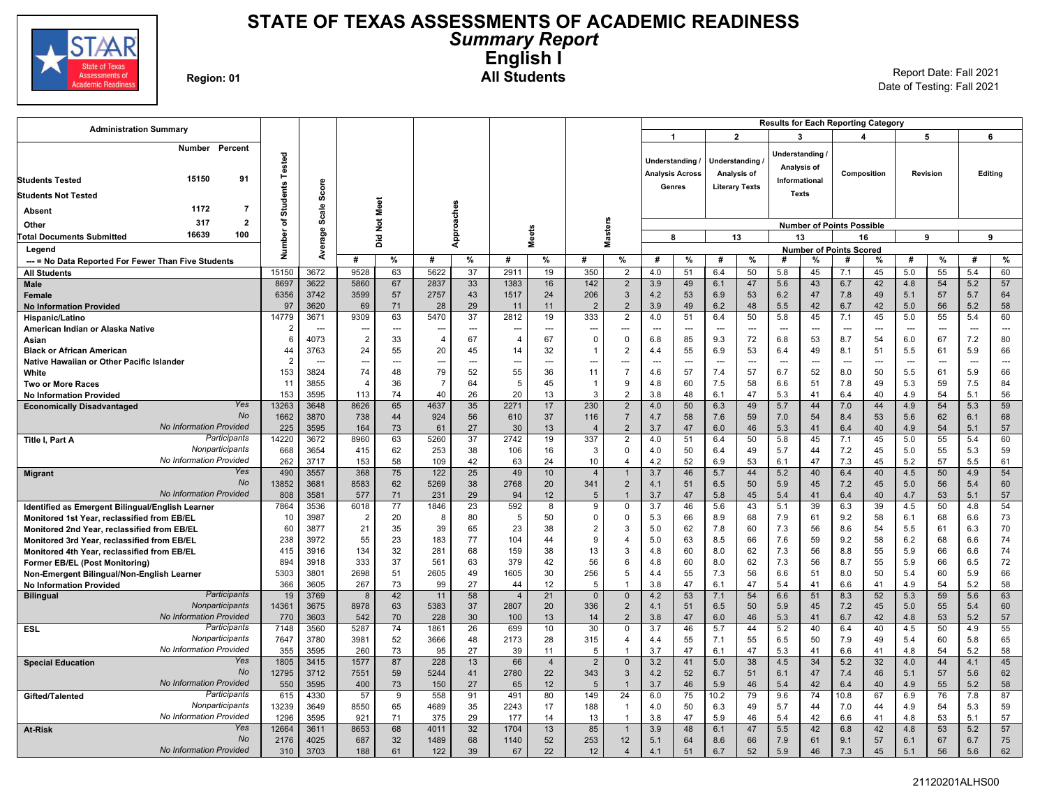# STATE OF TEXAS ASSESSMENTS OF ACADEMIC READINESS

## *Summary Report*

## English I

## All Students

**Region: 01**

Report Date: Fall 2021
Date of Testing: Fall 2021

| Administration Summary | Number | Percent |
|---|---|---|
| Students Tested | 15150 | 91 |
| Students Not Tested | | |
| Absent | 1172 | 7 |
| Other | 317 | 2 |
| Total Documents Submitted | 16639 | 100 |

Legend
--- = No Data Reported For Fewer Than Five Students

Results for Each Reporting Category: 1 = Understanding / Analysis Across Genres (8 points possible); 2 = Understanding / Analysis of Literary Texts (13 points possible); 3 = Understanding / Analysis of Informational Texts (13 points possible); 4 = Composition (16 points possible); 5 = Revision (9 points possible); 6 = Editing (9 points possible). Number of Points Scored.

| Group | | Number of Students Tested | Average Scale Score | Did Not Meet # | Did Not Meet % | Approaches # | Approaches % | Meets # | Meets % | Masters # | Masters % | 1 # | 1 % | 2 # | 2 % | 3 # | 3 % | 4 # | 4 % | 5 # | 5 % | 6 # | 6 % |
|---|---|---|---|---|---|---|---|---|---|---|---|---|---|---|---|---|---|---|---|---|---|---|---|
| All Students | | 15150 | 3672 | 9528 | 63 | 5622 | 37 | 2911 | 19 | 350 | 2 | 4.0 | 51 | 6.4 | 50 | 5.8 | 45 | 7.1 | 45 | 5.0 | 55 | 5.4 | 60 |
| Male | | 8697 | 3622 | 5860 | 67 | 2837 | 33 | 1383 | 16 | 142 | 2 | 3.9 | 49 | 6.1 | 47 | 5.6 | 43 | 6.7 | 42 | 4.8 | 54 | 5.2 | 57 |
| Female | | 6356 | 3742 | 3599 | 57 | 2757 | 43 | 1517 | 24 | 206 | 3 | 4.2 | 53 | 6.9 | 53 | 6.2 | 47 | 7.8 | 49 | 5.1 | 57 | 5.7 | 64 |
| No Information Provided | | 97 | 3620 | 69 | 71 | 28 | 29 | 11 | 11 | 2 | 2 | 3.9 | 49 | 6.2 | 48 | 5.5 | 42 | 6.7 | 42 | 5.0 | 56 | 5.2 | 58 |
| Hispanic/Latino | | 14779 | 3671 | 9309 | 63 | 5470 | 37 | 2812 | 19 | 333 | 2 | 4.0 | 51 | 6.4 | 50 | 5.8 | 45 | 7.1 | 45 | 5.0 | 55 | 5.4 | 60 |
| American Indian or Alaska Native | | 2 | --- | --- | --- | --- | --- | --- | --- | --- | --- | --- | --- | --- | --- | --- | --- | --- | --- | --- | --- | --- | --- |
| Asian | | 6 | 4073 | 2 | 33 | 4 | 67 | 4 | 67 | 0 | 0 | 6.8 | 85 | 9.3 | 72 | 6.8 | 53 | 8.7 | 54 | 6.0 | 67 | 7.2 | 80 |
| Black or African American | | 44 | 3763 | 24 | 55 | 20 | 45 | 14 | 32 | 1 | 2 | 4.4 | 55 | 6.9 | 53 | 6.4 | 49 | 8.1 | 51 | 5.5 | 61 | 5.9 | 66 |
| Native Hawaiian or Other Pacific Islander | | 2 | --- | --- | --- | --- | --- | --- | --- | --- | --- | --- | --- | --- | --- | --- | --- | --- | --- | --- | --- | --- | --- |
| White | | 153 | 3824 | 74 | 48 | 79 | 52 | 55 | 36 | 11 | 7 | 4.6 | 57 | 7.4 | 57 | 6.7 | 52 | 8.0 | 50 | 5.5 | 61 | 5.9 | 66 |
| Two or More Races | | 11 | 3855 | 4 | 36 | 7 | 64 | 5 | 45 | 1 | 9 | 4.8 | 60 | 7.5 | 58 | 6.6 | 51 | 7.8 | 49 | 5.3 | 59 | 7.5 | 84 |
| No Information Provided | | 153 | 3595 | 113 | 74 | 40 | 26 | 20 | 13 | 3 | 2 | 3.8 | 48 | 6.1 | 47 | 5.3 | 41 | 6.4 | 40 | 4.9 | 54 | 5.1 | 56 |
| Economically Disadvantaged | Yes | 13263 | 3648 | 8626 | 65 | 4637 | 35 | 2271 | 17 | 230 | 2 | 4.0 | 50 | 6.3 | 49 | 5.7 | 44 | 7.0 | 44 | 4.9 | 54 | 5.3 | 59 |
| | No | 1662 | 3870 | 738 | 44 | 924 | 56 | 610 | 37 | 116 | 7 | 4.7 | 58 | 7.6 | 59 | 7.0 | 54 | 8.4 | 53 | 5.6 | 62 | 6.1 | 68 |
| | No Information Provided | 225 | 3595 | 164 | 73 | 61 | 27 | 30 | 13 | 4 | 2 | 3.7 | 47 | 6.0 | 46 | 5.3 | 41 | 6.4 | 40 | 4.9 | 54 | 5.1 | 57 |
| Title I, Part A | Participants | 14220 | 3672 | 8960 | 63 | 5260 | 37 | 2742 | 19 | 337 | 2 | 4.0 | 51 | 6.4 | 50 | 5.8 | 45 | 7.1 | 45 | 5.0 | 55 | 5.4 | 60 |
| | Nonparticipants | 668 | 3654 | 415 | 62 | 253 | 38 | 106 | 16 | 3 | 0 | 4.0 | 50 | 6.4 | 49 | 5.7 | 44 | 7.2 | 45 | 5.0 | 55 | 5.3 | 59 |
| | No Information Provided | 262 | 3717 | 153 | 58 | 109 | 42 | 63 | 24 | 10 | 4 | 4.2 | 52 | 6.9 | 53 | 6.1 | 47 | 7.3 | 45 | 5.2 | 57 | 5.5 | 61 |
| Migrant | Yes | 490 | 3557 | 368 | 75 | 122 | 25 | 49 | 10 | 4 | 1 | 3.7 | 46 | 5.7 | 44 | 5.2 | 40 | 6.4 | 40 | 4.5 | 50 | 4.9 | 54 |
| | No | 13852 | 3681 | 8583 | 62 | 5269 | 38 | 2768 | 20 | 341 | 2 | 4.1 | 51 | 6.5 | 50 | 5.9 | 45 | 7.2 | 45 | 5.0 | 56 | 5.4 | 60 |
| | No Information Provided | 808 | 3581 | 577 | 71 | 231 | 29 | 94 | 12 | 5 | 1 | 3.7 | 47 | 5.8 | 45 | 5.4 | 41 | 6.4 | 40 | 4.7 | 53 | 5.1 | 57 |
| Identified as Emergent Bilingual/English Learner | | 7864 | 3536 | 6018 | 77 | 1846 | 23 | 592 | 8 | 9 | 0 | 3.7 | 46 | 5.6 | 43 | 5.1 | 39 | 6.3 | 39 | 4.5 | 50 | 4.8 | 54 |
| Monitored 1st Year, reclassified from EB/EL | | 10 | 3987 | 2 | 20 | 8 | 80 | 5 | 50 | 0 | 0 | 5.3 | 66 | 8.9 | 68 | 7.9 | 61 | 9.2 | 58 | 6.1 | 68 | 6.6 | 73 |
| Monitored 2nd Year, reclassified from EB/EL | | 60 | 3877 | 21 | 35 | 39 | 65 | 23 | 38 | 2 | 3 | 5.0 | 62 | 7.8 | 60 | 7.3 | 56 | 8.6 | 54 | 5.5 | 61 | 6.3 | 70 |
| Monitored 3rd Year, reclassified from EB/EL | | 238 | 3972 | 55 | 23 | 183 | 77 | 104 | 44 | 9 | 4 | 5.0 | 63 | 8.5 | 66 | 7.6 | 59 | 9.2 | 58 | 6.2 | 68 | 6.6 | 74 |
| Monitored 4th Year, reclassified from EB/EL | | 415 | 3916 | 134 | 32 | 281 | 68 | 159 | 38 | 13 | 3 | 4.8 | 60 | 8.0 | 62 | 7.3 | 56 | 8.8 | 55 | 5.9 | 66 | 6.6 | 74 |
| Former EB/EL (Post Monitoring) | | 894 | 3918 | 333 | 37 | 561 | 63 | 379 | 42 | 56 | 6 | 4.8 | 60 | 8.0 | 62 | 7.3 | 56 | 8.7 | 55 | 5.9 | 66 | 6.5 | 72 |
| Non-Emergent Bilingual/Non-English Learner | | 5303 | 3801 | 2698 | 51 | 2605 | 49 | 1605 | 30 | 256 | 5 | 4.4 | 55 | 7.3 | 56 | 6.6 | 51 | 8.0 | 50 | 5.4 | 60 | 5.9 | 66 |
| No Information Provided | | 366 | 3605 | 267 | 73 | 99 | 27 | 44 | 12 | 5 | 1 | 3.8 | 47 | 6.1 | 47 | 5.4 | 41 | 6.6 | 41 | 4.9 | 54 | 5.2 | 58 |
| Bilingual | Participants | 19 | 3769 | 8 | 42 | 11 | 58 | 4 | 21 | 0 | 0 | 4.2 | 53 | 7.1 | 54 | 6.6 | 51 | 8.3 | 52 | 5.3 | 59 | 5.6 | 63 |
| | Nonparticipants | 14361 | 3675 | 8978 | 63 | 5383 | 37 | 2807 | 20 | 336 | 2 | 4.1 | 51 | 6.5 | 50 | 5.9 | 45 | 7.2 | 45 | 5.0 | 55 | 5.4 | 60 |
| | No Information Provided | 770 | 3603 | 542 | 70 | 228 | 30 | 100 | 13 | 14 | 2 | 3.8 | 47 | 6.0 | 46 | 5.3 | 41 | 6.7 | 42 | 4.8 | 53 | 5.2 | 57 |
| ESL | Participants | 7148 | 3560 | 5287 | 74 | 1861 | 26 | 699 | 10 | 30 | 0 | 3.7 | 46 | 5.7 | 44 | 5.2 | 40 | 6.4 | 40 | 4.5 | 50 | 4.9 | 55 |
| | Nonparticipants | 7647 | 3780 | 3981 | 52 | 3666 | 48 | 2173 | 28 | 315 | 4 | 4.4 | 55 | 7.1 | 55 | 6.5 | 50 | 7.9 | 49 | 5.4 | 60 | 5.8 | 65 |
| | No Information Provided | 355 | 3595 | 260 | 73 | 95 | 27 | 39 | 11 | 5 | 1 | 3.7 | 47 | 6.1 | 47 | 5.3 | 41 | 6.6 | 41 | 4.8 | 54 | 5.2 | 58 |
| Special Education | Yes | 1805 | 3415 | 1577 | 87 | 228 | 13 | 66 | 4 | 2 | 0 | 3.2 | 41 | 5.0 | 38 | 4.5 | 34 | 5.2 | 32 | 4.0 | 44 | 4.1 | 45 |
| | No | 12795 | 3712 | 7551 | 59 | 5244 | 41 | 2780 | 22 | 343 | 3 | 4.2 | 52 | 6.7 | 51 | 6.1 | 47 | 7.4 | 46 | 5.1 | 57 | 5.6 | 62 |
| | No Information Provided | 550 | 3595 | 400 | 73 | 150 | 27 | 65 | 12 | 5 | 1 | 3.7 | 46 | 5.9 | 46 | 5.4 | 42 | 6.4 | 40 | 4.9 | 55 | 5.2 | 58 |
| Gifted/Talented | Participants | 615 | 4330 | 57 | 9 | 558 | 91 | 491 | 80 | 149 | 24 | 6.0 | 75 | 10.2 | 79 | 9.6 | 74 | 10.8 | 67 | 6.9 | 76 | 7.8 | 87 |
| | Nonparticipants | 13239 | 3649 | 8550 | 65 | 4689 | 35 | 2243 | 17 | 188 | 1 | 4.0 | 50 | 6.3 | 49 | 5.7 | 44 | 7.0 | 44 | 4.9 | 54 | 5.3 | 59 |
| | No Information Provided | 1296 | 3595 | 921 | 71 | 375 | 29 | 177 | 14 | 13 | 1 | 3.8 | 47 | 5.9 | 46 | 5.4 | 42 | 6.6 | 41 | 4.8 | 53 | 5.1 | 57 |
| At-Risk | Yes | 12664 | 3611 | 8653 | 68 | 4011 | 32 | 1704 | 13 | 85 | 1 | 3.9 | 48 | 6.1 | 47 | 5.5 | 42 | 6.8 | 42 | 4.8 | 53 | 5.2 | 57 |
| | No | 2176 | 4025 | 687 | 32 | 1489 | 68 | 1140 | 52 | 253 | 12 | 5.1 | 64 | 8.6 | 66 | 7.9 | 61 | 9.1 | 57 | 6.1 | 67 | 6.7 | 75 |
| | No Information Provided | 310 | 3703 | 188 | 61 | 122 | 39 | 67 | 22 | 12 | 4 | 4.1 | 51 | 6.7 | 52 | 5.9 | 46 | 7.3 | 45 | 5.1 | 56 | 5.6 | 62 |

21120201ALHS00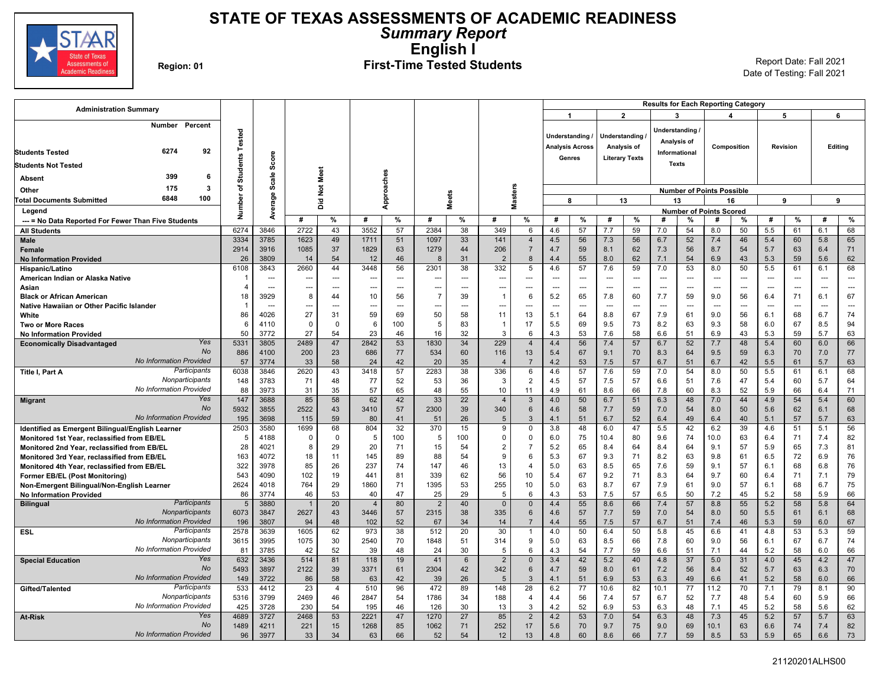# STATE OF TEXAS ASSESSMENTS OF ACADEMIC READINESS

## *Summary Report*

## English I

### First-Time Tested Students

**Region: 01**

Report Date: Fall 2021
Date of Testing: Fall 2021

**Administration Summary**

| | Number | Percent |
|---|---|---|
| Students Tested | 6274 | 92 |
| Students Not Tested | | |
| Absent | 399 | 6 |
| Other | 175 | 3 |
| Total Documents Submitted | 6848 | 100 |

Legend
--- = No Data Reported For Fewer Than Five Students

Results for Each Reporting Category: 1 = Understanding / Analysis Across Genres (8 points possible); 2 = Understanding / Analysis of Literary Texts (13 points possible); 3 = Understanding / Analysis of Informational Texts (13 points possible); 4 = Composition (16 points possible); 5 = Revision (9 points possible); 6 = Editing (9 points possible). # = Number of Points Scored.

| Group | | Number of Students Tested | Average Scale Score | Did Not Meet # | Did Not Meet % | Approaches # | Approaches % | Meets # | Meets % | Masters # | Masters % | 1 # | 1 % | 2 # | 2 % | 3 # | 3 % | 4 # | 4 % | 5 # | 5 % | 6 # | 6 % |
|---|---|---|---|---|---|---|---|---|---|---|---|---|---|---|---|---|---|---|---|---|---|---|---|
| All Students | | 6274 | 3846 | 2722 | 43 | 3552 | 57 | 2384 | 38 | 349 | 6 | 4.6 | 57 | 7.7 | 59 | 7.0 | 54 | 8.0 | 50 | 5.5 | 61 | 6.1 | 68 |
| Male | | 3334 | 3785 | 1623 | 49 | 1711 | 51 | 1097 | 33 | 141 | 4 | 4.5 | 56 | 7.3 | 56 | 6.7 | 52 | 7.4 | 46 | 5.4 | 60 | 5.8 | 65 |
| Female | | 2914 | 3916 | 1085 | 37 | 1829 | 63 | 1279 | 44 | 206 | 7 | 4.7 | 59 | 8.1 | 62 | 7.3 | 56 | 8.7 | 54 | 5.7 | 63 | 6.4 | 71 |
| No Information Provided | | 26 | 3809 | 14 | 54 | 12 | 46 | 8 | 31 | 2 | 8 | 4.4 | 55 | 8.0 | 62 | 7.1 | 54 | 6.9 | 43 | 5.3 | 59 | 5.6 | 62 |
| Hispanic/Latino | | 6108 | 3843 | 2660 | 44 | 3448 | 56 | 2301 | 38 | 332 | 5 | 4.6 | 57 | 7.6 | 59 | 7.0 | 53 | 8.0 | 50 | 5.5 | 61 | 6.1 | 68 |
| American Indian or Alaska Native | | 1 | --- | --- | --- | --- | --- | --- | --- | --- | --- | --- | --- | --- | --- | --- | --- | --- | --- | --- | --- | --- | --- |
| Asian | | 4 | --- | --- | --- | --- | --- | --- | --- | --- | --- | --- | --- | --- | --- | --- | --- | --- | --- | --- | --- | --- | --- |
| Black or African American | | 18 | 3929 | 8 | 44 | 10 | 56 | 7 | 39 | 1 | 6 | 5.2 | 65 | 7.8 | 60 | 7.7 | 59 | 9.0 | 56 | 6.4 | 71 | 6.1 | 67 |
| Native Hawaiian or Other Pacific Islander | | 1 | --- | --- | --- | --- | --- | --- | --- | --- | --- | --- | --- | --- | --- | --- | --- | --- | --- | --- | --- | --- | --- |
| White | | 86 | 4026 | 27 | 31 | 59 | 69 | 50 | 58 | 11 | 13 | 5.1 | 64 | 8.8 | 67 | 7.9 | 61 | 9.0 | 56 | 6.1 | 68 | 6.7 | 74 |
| Two or More Races | | 6 | 4110 | 0 | 0 | 6 | 100 | 5 | 83 | 1 | 17 | 5.5 | 69 | 9.5 | 73 | 8.2 | 63 | 9.3 | 58 | 6.0 | 67 | 8.5 | 94 |
| No Information Provided | | 50 | 3772 | 27 | 54 | 23 | 46 | 16 | 32 | 3 | 6 | 4.3 | 53 | 7.6 | 58 | 6.6 | 51 | 6.9 | 43 | 5.3 | 59 | 5.7 | 63 |
| Economically Disadvantaged | Yes | 5331 | 3805 | 2489 | 47 | 2842 | 53 | 1830 | 34 | 229 | 4 | 4.4 | 56 | 7.4 | 57 | 6.7 | 52 | 7.7 | 48 | 5.4 | 60 | 6.0 | 66 |
| | No | 886 | 4100 | 200 | 23 | 686 | 77 | 534 | 60 | 116 | 13 | 5.4 | 67 | 9.1 | 70 | 8.3 | 64 | 9.5 | 59 | 6.3 | 70 | 7.0 | 77 |
| | No Information Provided | 57 | 3774 | 33 | 58 | 24 | 42 | 20 | 35 | 4 | 7 | 4.2 | 53 | 7.5 | 57 | 6.7 | 51 | 6.7 | 42 | 5.5 | 61 | 5.7 | 63 |
| Title I, Part A | Participants | 6038 | 3846 | 2620 | 43 | 3418 | 57 | 2283 | 38 | 336 | 6 | 4.6 | 57 | 7.6 | 59 | 7.0 | 54 | 8.0 | 50 | 5.5 | 61 | 6.1 | 68 |
| | Nonparticipants | 148 | 3783 | 71 | 48 | 77 | 52 | 53 | 36 | 3 | 2 | 4.5 | 57 | 7.5 | 57 | 6.6 | 51 | 7.6 | 47 | 5.4 | 60 | 5.7 | 64 |
| | No Information Provided | 88 | 3973 | 31 | 35 | 57 | 65 | 48 | 55 | 10 | 11 | 4.9 | 61 | 8.6 | 66 | 7.8 | 60 | 8.3 | 52 | 5.9 | 66 | 6.4 | 71 |
| Migrant | Yes | 147 | 3688 | 85 | 58 | 62 | 42 | 33 | 22 | 4 | 3 | 4.0 | 50 | 6.7 | 51 | 6.3 | 48 | 7.0 | 44 | 4.9 | 54 | 5.4 | 60 |
| | No | 5932 | 3855 | 2522 | 43 | 3410 | 57 | 2300 | 39 | 340 | 6 | 4.6 | 58 | 7.7 | 59 | 7.0 | 54 | 8.0 | 50 | 5.6 | 62 | 6.1 | 68 |
| | No Information Provided | 195 | 3698 | 115 | 59 | 80 | 41 | 51 | 26 | 5 | 3 | 4.1 | 51 | 6.7 | 52 | 6.4 | 49 | 6.4 | 40 | 5.1 | 57 | 5.7 | 63 |
| Identified as Emergent Bilingual/English Learner | | 2503 | 3580 | 1699 | 68 | 804 | 32 | 370 | 15 | 9 | 0 | 3.8 | 48 | 6.0 | 47 | 5.5 | 42 | 6.2 | 39 | 4.6 | 51 | 5.1 | 56 |
| Monitored 1st Year, reclassified from EB/EL | | 5 | 4188 | 0 | 0 | 5 | 100 | 5 | 100 | 0 | 0 | 6.0 | 75 | 10.4 | 80 | 9.6 | 74 | 10.0 | 63 | 6.4 | 71 | 7.4 | 82 |
| Monitored 2nd Year, reclassified from EB/EL | | 28 | 4021 | 8 | 29 | 20 | 71 | 15 | 54 | 2 | 7 | 5.2 | 65 | 8.4 | 64 | 8.4 | 64 | 9.1 | 57 | 5.9 | 65 | 7.3 | 81 |
| Monitored 3rd Year, reclassified from EB/EL | | 163 | 4072 | 18 | 11 | 145 | 89 | 88 | 54 | 9 | 6 | 5.3 | 67 | 9.3 | 71 | 8.2 | 63 | 9.8 | 61 | 6.5 | 72 | 6.9 | 76 |
| Monitored 4th Year, reclassified from EB/EL | | 322 | 3978 | 85 | 26 | 237 | 74 | 147 | 46 | 13 | 4 | 5.0 | 63 | 8.5 | 65 | 7.6 | 59 | 9.1 | 57 | 6.1 | 68 | 6.8 | 76 |
| Former EB/EL (Post Monitoring) | | 543 | 4090 | 102 | 19 | 441 | 81 | 339 | 62 | 56 | 10 | 5.4 | 67 | 9.2 | 71 | 8.3 | 64 | 9.7 | 60 | 6.4 | 71 | 7.1 | 79 |
| Non-Emergent Bilingual/Non-English Learner | | 2624 | 4018 | 764 | 29 | 1860 | 71 | 1395 | 53 | 255 | 10 | 5.0 | 63 | 8.7 | 67 | 7.9 | 61 | 9.0 | 57 | 6.1 | 68 | 6.7 | 75 |
| No Information Provided | | 86 | 3774 | 46 | 53 | 40 | 47 | 25 | 29 | 5 | 6 | 4.3 | 53 | 7.5 | 57 | 6.5 | 50 | 7.2 | 45 | 5.2 | 58 | 5.9 | 66 |
| Bilingual | Participants | 5 | 3880 | 1 | 20 | 4 | 80 | 2 | 40 | 0 | 0 | 4.4 | 55 | 8.6 | 66 | 7.4 | 57 | 8.8 | 55 | 5.2 | 58 | 5.8 | 64 |
| | Nonparticipants | 6073 | 3847 | 2627 | 43 | 3446 | 57 | 2315 | 38 | 335 | 6 | 4.6 | 57 | 7.7 | 59 | 7.0 | 54 | 8.0 | 50 | 5.5 | 61 | 6.1 | 68 |
| | No Information Provided | 196 | 3807 | 94 | 48 | 102 | 52 | 67 | 34 | 14 | 7 | 4.4 | 55 | 7.5 | 57 | 6.7 | 51 | 7.4 | 46 | 5.3 | 59 | 6.0 | 67 |
| ESL | Participants | 2578 | 3639 | 1605 | 62 | 973 | 38 | 512 | 20 | 30 | 1 | 4.0 | 50 | 6.4 | 50 | 5.8 | 45 | 6.6 | 41 | 4.8 | 53 | 5.3 | 59 |
| | Nonparticipants | 3615 | 3995 | 1075 | 30 | 2540 | 70 | 1848 | 51 | 314 | 9 | 5.0 | 63 | 8.5 | 66 | 7.8 | 60 | 9.0 | 56 | 6.1 | 67 | 6.7 | 74 |
| | No Information Provided | 81 | 3785 | 42 | 52 | 39 | 48 | 24 | 30 | 5 | 6 | 4.3 | 54 | 7.7 | 59 | 6.6 | 51 | 7.1 | 44 | 5.2 | 58 | 6.0 | 66 |
| Special Education | Yes | 632 | 3436 | 514 | 81 | 118 | 19 | 41 | 6 | 2 | 0 | 3.4 | 42 | 5.2 | 40 | 4.8 | 37 | 5.0 | 31 | 4.0 | 45 | 4.2 | 47 |
| | No | 5493 | 3897 | 2122 | 39 | 3371 | 61 | 2304 | 42 | 342 | 6 | 4.7 | 59 | 8.0 | 61 | 7.2 | 56 | 8.4 | 52 | 5.7 | 63 | 6.3 | 70 |
| | No Information Provided | 149 | 3722 | 86 | 58 | 63 | 42 | 39 | 26 | 5 | 3 | 4.1 | 51 | 6.9 | 53 | 6.3 | 49 | 6.6 | 41 | 5.2 | 58 | 6.0 | 66 |
| Gifted/Talented | Participants | 533 | 4412 | 23 | 4 | 510 | 96 | 472 | 89 | 148 | 28 | 6.2 | 77 | 10.6 | 82 | 10.1 | 77 | 11.2 | 70 | 7.1 | 79 | 8.1 | 90 |
| | Nonparticipants | 5316 | 3799 | 2469 | 46 | 2847 | 54 | 1786 | 34 | 188 | 4 | 4.4 | 56 | 7.4 | 57 | 6.7 | 52 | 7.7 | 48 | 5.4 | 60 | 5.9 | 66 |
| | No Information Provided | 425 | 3728 | 230 | 54 | 195 | 46 | 126 | 30 | 13 | 3 | 4.2 | 52 | 6.9 | 53 | 6.3 | 48 | 7.1 | 45 | 5.2 | 58 | 5.6 | 62 |
| At-Risk | Yes | 4689 | 3727 | 2468 | 53 | 2221 | 47 | 1270 | 27 | 85 | 2 | 4.2 | 53 | 7.0 | 54 | 6.3 | 48 | 7.3 | 45 | 5.2 | 57 | 5.7 | 63 |
| | No | 1489 | 4211 | 221 | 15 | 1268 | 85 | 1062 | 71 | 252 | 17 | 5.6 | 70 | 9.7 | 75 | 9.0 | 69 | 10.1 | 63 | 6.6 | 74 | 7.4 | 82 |
| | No Information Provided | 96 | 3977 | 33 | 34 | 63 | 66 | 52 | 54 | 12 | 13 | 4.8 | 60 | 8.6 | 66 | 7.7 | 59 | 8.5 | 53 | 5.9 | 65 | 6.6 | 73 |

21120201ALHS00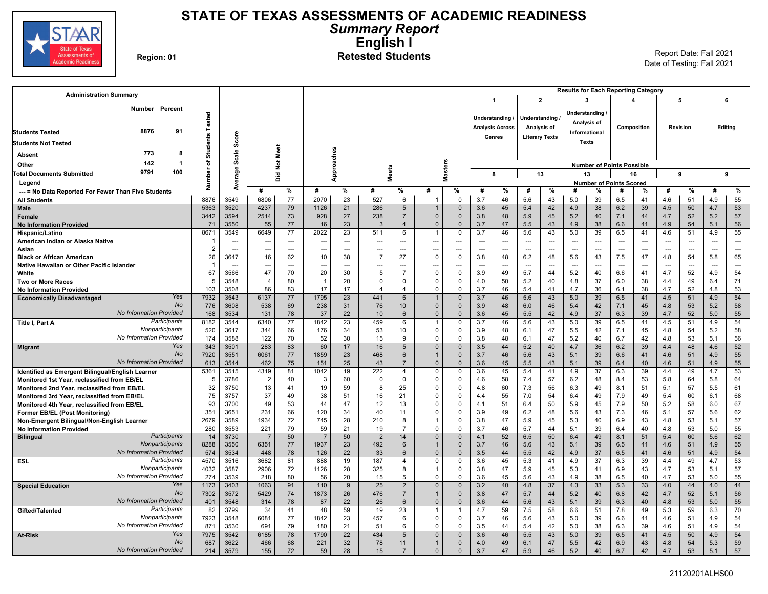# STATE OF TEXAS ASSESSMENTS OF ACADEMIC READINESS

## *Summary Report*

## English I

**Region: 01**

**Retested Students**

Report Date: Fall 2021
Date of Testing: Fall 2021

**Administration Summary**

| | Number | Percent |
|---|---|---|
| **Students Tested** | 8876 | 91 |
| **Students Not Tested** | | |
| **Absent** | 773 | 8 |
| **Other** | 142 | 1 |
| **Total Documents Submitted** | 9791 | 100 |

**Legend**
--- = No Data Reported For Fewer Than Five Students

**Results for Each Reporting Category**

| | | Number of Students Tested | Average Scale Score | Did Not Meet # | Did Not Meet % | Approaches # | Approaches % | Meets # | Meets % | Masters # | Masters % | 1 Understanding / Analysis Across Genres (8) # | 1 % | 2 Understanding / Analysis of Literary Texts (13) # | 2 % | 3 Understanding / Analysis of Informational Texts (13) # | 3 % | 4 Composition (16) # | 4 % | 5 Revision (9) # | 5 % | 6 Editing (9) # | 6 % |
|---|---|---|---|---|---|---|---|---|---|---|---|---|---|---|---|---|---|---|---|---|---|---|---|
| **All Students** | | 8876 | 3549 | 6806 | 77 | 2070 | 23 | 527 | 6 | 1 | 0 | 3.7 | 46 | 5.6 | 43 | 5.0 | 39 | 6.5 | 41 | 4.6 | 51 | 4.9 | 55 |
| **Male** | | 5363 | 3520 | 4237 | 79 | 1126 | 21 | 286 | 5 | 1 | 0 | 3.6 | 45 | 5.4 | 42 | 4.9 | 38 | 6.2 | 39 | 4.5 | 50 | 4.7 | 53 |
| **Female** | | 3442 | 3594 | 2514 | 73 | 928 | 27 | 238 | 7 | 0 | 0 | 3.8 | 48 | 5.9 | 45 | 5.2 | 40 | 7.1 | 44 | 4.7 | 52 | 5.2 | 57 |
| **No Information Provided** | | 71 | 3550 | 55 | 77 | 16 | 23 | 3 | 4 | 0 | 0 | 3.7 | 47 | 5.5 | 43 | 4.9 | 38 | 6.6 | 41 | 4.9 | 54 | 5.1 | 56 |
| **Hispanic/Latino** | | 8671 | 3549 | 6649 | 77 | 2022 | 23 | 511 | 6 | 1 | 0 | 3.7 | 46 | 5.6 | 43 | 5.0 | 39 | 6.5 | 41 | 4.6 | 51 | 4.9 | 55 |
| **American Indian or Alaska Native** | | 1 | --- | --- | --- | --- | --- | --- | --- | --- | --- | --- | --- | --- | --- | --- | --- | --- | --- | --- | --- | --- | --- |
| **Asian** | | 2 | --- | --- | --- | --- | --- | --- | --- | --- | --- | --- | --- | --- | --- | --- | --- | --- | --- | --- | --- | --- | --- |
| **Black or African American** | | 26 | 3647 | 16 | 62 | 10 | 38 | 7 | 27 | 0 | 0 | 3.8 | 48 | 6.2 | 48 | 5.6 | 43 | 7.5 | 47 | 4.8 | 54 | 5.8 | 65 |
| **Native Hawaiian or Other Pacific Islander** | | 1 | --- | --- | --- | --- | --- | --- | --- | --- | --- | --- | --- | --- | --- | --- | --- | --- | --- | --- | --- | --- | --- |
| **White** | | 67 | 3566 | 47 | 70 | 20 | 30 | 5 | 7 | 0 | 0 | 3.9 | 49 | 5.7 | 44 | 5.2 | 40 | 6.6 | 41 | 4.7 | 52 | 4.9 | 54 |
| **Two or More Races** | | 5 | 3548 | 4 | 80 | 1 | 20 | 0 | 0 | 0 | 0 | 4.0 | 50 | 5.2 | 40 | 4.8 | 37 | 6.0 | 38 | 4.4 | 49 | 6.4 | 71 |
| **No Information Provided** | | 103 | 3508 | 86 | 83 | 17 | 17 | 4 | 4 | 0 | 0 | 3.7 | 46 | 5.4 | 41 | 4.7 | 36 | 6.1 | 38 | 4.7 | 52 | 4.8 | 53 |
| **Economically Disadvantaged** | *Yes* | 7932 | 3543 | 6137 | 77 | 1795 | 23 | 441 | 6 | 1 | 0 | 3.7 | 46 | 5.6 | 43 | 5.0 | 39 | 6.5 | 41 | 4.5 | 51 | 4.9 | 54 |
| | *No* | 776 | 3608 | 538 | 69 | 238 | 31 | 76 | 10 | 0 | 0 | 3.9 | 48 | 6.0 | 46 | 5.4 | 42 | 7.1 | 45 | 4.8 | 53 | 5.2 | 58 |
| | *No Information Provided* | 168 | 3534 | 131 | 78 | 37 | 22 | 10 | 6 | 0 | 0 | 3.6 | 45 | 5.5 | 42 | 4.9 | 37 | 6.3 | 39 | 4.7 | 52 | 5.0 | 55 |
| **Title I, Part A** | *Participants* | 8182 | 3544 | 6340 | 77 | 1842 | 23 | 459 | 6 | 1 | 0 | 3.7 | 46 | 5.6 | 43 | 5.0 | 39 | 6.5 | 41 | 4.5 | 51 | 4.9 | 54 |
| | *Nonparticipants* | 520 | 3617 | 344 | 66 | 176 | 34 | 53 | 10 | 0 | 0 | 3.9 | 48 | 6.1 | 47 | 5.5 | 42 | 7.1 | 45 | 4.8 | 54 | 5.2 | 58 |
| | *No Information Provided* | 174 | 3588 | 122 | 70 | 52 | 30 | 15 | 9 | 0 | 0 | 3.8 | 48 | 6.1 | 47 | 5.2 | 40 | 6.7 | 42 | 4.8 | 53 | 5.1 | 56 |
| **Migrant** | *Yes* | 343 | 3501 | 283 | 83 | 60 | 17 | 16 | 5 | 0 | 0 | 3.5 | 44 | 5.2 | 40 | 4.7 | 36 | 6.2 | 39 | 4.4 | 48 | 4.6 | 52 |
| | *No* | 7920 | 3551 | 6061 | 77 | 1859 | 23 | 468 | 6 | 1 | 0 | 3.7 | 46 | 5.6 | 43 | 5.1 | 39 | 6.6 | 41 | 4.6 | 51 | 4.9 | 55 |
| | *No Information Provided* | 613 | 3544 | 462 | 75 | 151 | 25 | 43 | 7 | 0 | 0 | 3.6 | 45 | 5.5 | 43 | 5.1 | 39 | 6.4 | 40 | 4.6 | 51 | 4.9 | 55 |
| **Identified as Emergent Bilingual/English Learner** | | 5361 | 3515 | 4319 | 81 | 1042 | 19 | 222 | 4 | 0 | 0 | 3.6 | 45 | 5.4 | 41 | 4.9 | 37 | 6.3 | 39 | 4.4 | 49 | 4.7 | 53 |
| **Monitored 1st Year, reclassified from EB/EL** | | 5 | 3786 | 2 | 40 | 3 | 60 | 0 | 0 | 0 | 0 | 4.6 | 58 | 7.4 | 57 | 6.2 | 48 | 8.4 | 53 | 5.8 | 64 | 5.8 | 64 |
| **Monitored 2nd Year, reclassified from EB/EL** | | 32 | 3750 | 13 | 41 | 19 | 59 | 8 | 25 | 0 | 0 | 4.8 | 60 | 7.3 | 56 | 6.3 | 49 | 8.1 | 51 | 5.1 | 57 | 5.5 | 61 |
| **Monitored 3rd Year, reclassified from EB/EL** | | 75 | 3757 | 37 | 49 | 38 | 51 | 16 | 21 | 0 | 0 | 4.4 | 55 | 7.0 | 54 | 6.4 | 49 | 7.9 | 49 | 5.4 | 60 | 6.1 | 68 |
| **Monitored 4th Year, reclassified from EB/EL** | | 93 | 3700 | 49 | 53 | 44 | 47 | 12 | 13 | 0 | 0 | 4.1 | 51 | 6.4 | 50 | 5.9 | 45 | 7.9 | 50 | 5.2 | 58 | 6.0 | 67 |
| **Former EB/EL (Post Monitoring)** | | 351 | 3651 | 231 | 66 | 120 | 34 | 40 | 11 | 0 | 0 | 3.9 | 49 | 6.2 | 48 | 5.6 | 43 | 7.3 | 46 | 5.1 | 57 | 5.6 | 62 |
| **Non-Emergent Bilingual/Non-English Learner** | | 2679 | 3589 | 1934 | 72 | 745 | 28 | 210 | 8 | 1 | 0 | 3.8 | 47 | 5.9 | 45 | 5.3 | 40 | 6.9 | 43 | 4.8 | 53 | 5.1 | 57 |
| **No Information Provided** | | 280 | 3553 | 221 | 79 | 59 | 21 | 19 | 7 | 0 | 0 | 3.7 | 46 | 5.7 | 44 | 5.1 | 39 | 6.4 | 40 | 4.8 | 53 | 5.0 | 55 |
| **Bilingual** | *Participants* | 14 | 3730 | 7 | 50 | 7 | 50 | 2 | 14 | 0 | 0 | 4.1 | 52 | 6.5 | 50 | 6.4 | 49 | 8.1 | 51 | 5.4 | 60 | 5.6 | 62 |
| | *Nonparticipants* | 8288 | 3550 | 6351 | 77 | 1937 | 23 | 492 | 6 | 1 | 0 | 3.7 | 46 | 5.6 | 43 | 5.1 | 39 | 6.5 | 41 | 4.6 | 51 | 4.9 | 55 |
| | *No Information Provided* | 574 | 3534 | 448 | 78 | 126 | 22 | 33 | 6 | 0 | 0 | 3.5 | 44 | 5.5 | 42 | 4.9 | 37 | 6.5 | 41 | 4.6 | 51 | 4.9 | 54 |
| **ESL** | *Participants* | 4570 | 3516 | 3682 | 81 | 888 | 19 | 187 | 4 | 0 | 0 | 3.6 | 45 | 5.3 | 41 | 4.9 | 37 | 6.3 | 39 | 4.4 | 49 | 4.7 | 53 |
| | *Nonparticipants* | 4032 | 3587 | 2906 | 72 | 1126 | 28 | 325 | 8 | 1 | 0 | 3.8 | 47 | 5.9 | 45 | 5.3 | 41 | 6.9 | 43 | 4.7 | 53 | 5.1 | 57 |
| | *No Information Provided* | 274 | 3539 | 218 | 80 | 56 | 20 | 15 | 5 | 0 | 0 | 3.6 | 45 | 5.6 | 43 | 4.9 | 38 | 6.5 | 40 | 4.7 | 53 | 5.0 | 55 |
| **Special Education** | *Yes* | 1173 | 3403 | 1063 | 91 | 110 | 9 | 25 | 2 | 0 | 0 | 3.2 | 40 | 4.8 | 37 | 4.3 | 33 | 5.3 | 33 | 4.0 | 44 | 4.0 | 44 |
| | *No* | 7302 | 3572 | 5429 | 74 | 1873 | 26 | 476 | 7 | 1 | 0 | 3.8 | 47 | 5.7 | 44 | 5.2 | 40 | 6.8 | 42 | 4.7 | 52 | 5.1 | 56 |
| | *No Information Provided* | 401 | 3548 | 314 | 78 | 87 | 22 | 26 | 6 | 0 | 0 | 3.6 | 44 | 5.6 | 43 | 5.1 | 39 | 6.3 | 40 | 4.8 | 53 | 5.0 | 55 |
| **Gifted/Talented** | *Participants* | 82 | 3799 | 34 | 41 | 48 | 59 | 19 | 23 | 1 | 1 | 4.7 | 59 | 7.5 | 58 | 6.6 | 51 | 7.8 | 49 | 5.3 | 59 | 6.3 | 70 |
| | *Nonparticipants* | 7923 | 3548 | 6081 | 77 | 1842 | 23 | 457 | 6 | 0 | 0 | 3.7 | 46 | 5.6 | 43 | 5.0 | 39 | 6.6 | 41 | 4.6 | 51 | 4.9 | 54 |
| | *No Information Provided* | 871 | 3530 | 691 | 79 | 180 | 21 | 51 | 6 | 0 | 0 | 3.5 | 44 | 5.4 | 42 | 5.0 | 38 | 6.3 | 39 | 4.6 | 51 | 4.9 | 54 |
| **At-Risk** | *Yes* | 7975 | 3542 | 6185 | 78 | 1790 | 22 | 434 | 5 | 0 | 0 | 3.6 | 46 | 5.5 | 43 | 5.0 | 39 | 6.5 | 41 | 4.5 | 50 | 4.9 | 54 |
| | *No* | 687 | 3622 | 466 | 68 | 221 | 32 | 78 | 11 | 1 | 0 | 4.0 | 49 | 6.1 | 47 | 5.5 | 42 | 6.9 | 43 | 4.8 | 54 | 5.3 | 59 |
| | *No Information Provided* | 214 | 3579 | 155 | 72 | 59 | 28 | 15 | 7 | 0 | 0 | 3.7 | 47 | 5.9 | 46 | 5.2 | 40 | 6.7 | 42 | 4.7 | 53 | 5.1 | 57 |

Note: Numbers in parentheses in the reporting category headers indicate the Number of Points Possible.

21120201ALHS00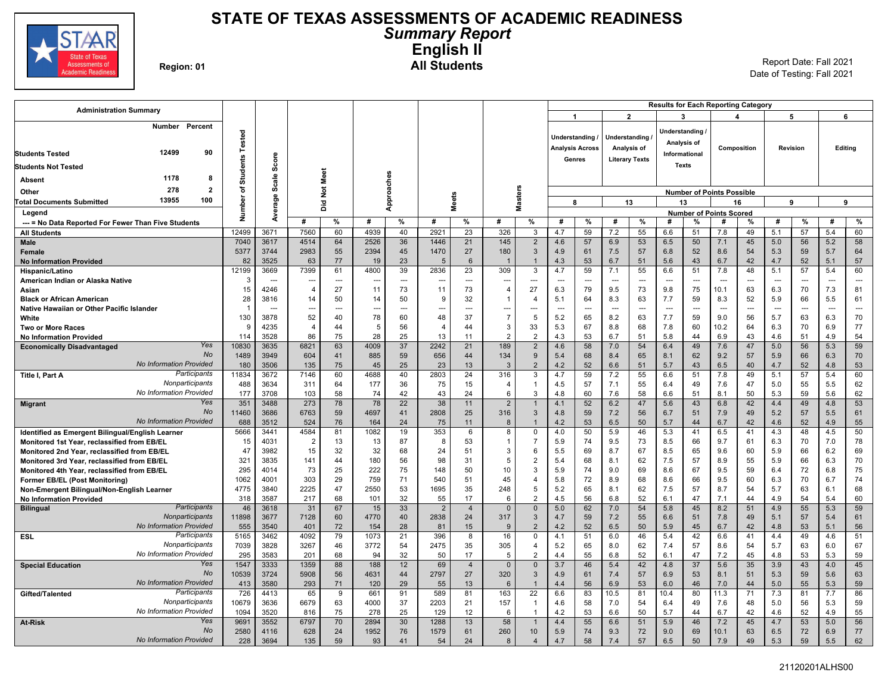# STATE OF TEXAS ASSESSMENTS OF ACADEMIC READINESS

## *Summary Report*

## English II

**Region: 01**

**All Students**

Report Date: Fall 2021
Date of Testing: Fall 2021

**Administration Summary**

| | Number | Percent |
|---|---|---|
| Students Tested | 12499 | 90 |
| Students Not Tested | | |
| Absent | 1178 | 8 |
| Other | 278 | 2 |
| Total Documents Submitted | 13955 | 100 |

Legend
--- = No Data Reported For Fewer Than Five Students

**Results for Each Reporting Category**

Reporting categories: 1 = Understanding / Analysis Across Genres (8 points possible); 2 = Understanding / Analysis of Literary Texts (13 points possible); 3 = Understanding / Analysis of Informational Texts (13 points possible); 4 = Composition (16 points possible); 5 = Revision (9 points possible); 6 = Editing (9 points possible). Values are Number of Points Scored.

| Group | | Number of Students Tested | Average Scale Score | Did Not Meet # | Did Not Meet % | Approaches # | Approaches % | Meets # | Meets % | Masters # | Masters % | 1 # | 1 % | 2 # | 2 % | 3 # | 3 % | 4 # | 4 % | 5 # | 5 % | 6 # | 6 % |
|---|---|---|---|---|---|---|---|---|---|---|---|---|---|---|---|---|---|---|---|---|---|---|---|
| All Students | | 12499 | 3671 | 7560 | 60 | 4939 | 40 | 2921 | 23 | 326 | 3 | 4.7 | 59 | 7.2 | 55 | 6.6 | 51 | 7.8 | 49 | 5.1 | 57 | 5.4 | 60 |
| Male | | 7040 | 3617 | 4514 | 64 | 2526 | 36 | 1446 | 21 | 145 | 2 | 4.6 | 57 | 6.9 | 53 | 6.5 | 50 | 7.1 | 45 | 5.0 | 56 | 5.2 | 58 |
| Female | | 5377 | 3744 | 2983 | 55 | 2394 | 45 | 1470 | 27 | 180 | 3 | 4.9 | 61 | 7.5 | 57 | 6.8 | 52 | 8.6 | 54 | 5.3 | 59 | 5.7 | 64 |
| No Information Provided | | 82 | 3525 | 63 | 77 | 19 | 23 | 5 | 6 | 1 | 1 | 4.3 | 53 | 6.7 | 51 | 5.6 | 43 | 6.7 | 42 | 4.7 | 52 | 5.1 | 57 |
| Hispanic/Latino | | 12199 | 3669 | 7399 | 61 | 4800 | 39 | 2836 | 23 | 309 | 3 | 4.7 | 59 | 7.1 | 55 | 6.6 | 51 | 7.8 | 48 | 5.1 | 57 | 5.4 | 60 |
| American Indian or Alaska Native | | 3 | --- | --- | --- | --- | --- | --- | --- | --- | --- | --- | --- | --- | --- | --- | --- | --- | --- | --- | --- | --- | --- |
| Asian | | 15 | 4246 | 4 | 27 | 11 | 73 | 11 | 73 | 4 | 27 | 6.3 | 79 | 9.5 | 73 | 9.8 | 75 | 10.1 | 63 | 6.3 | 70 | 7.3 | 81 |
| Black or African American | | 28 | 3816 | 14 | 50 | 14 | 50 | 9 | 32 | 1 | 4 | 5.1 | 64 | 8.3 | 63 | 7.7 | 59 | 8.3 | 52 | 5.9 | 66 | 5.5 | 61 |
| Native Hawaiian or Other Pacific Islander | | 1 | --- | --- | --- | --- | --- | --- | --- | --- | --- | --- | --- | --- | --- | --- | --- | --- | --- | --- | --- | --- | --- |
| White | | 130 | 3878 | 52 | 40 | 78 | 60 | 48 | 37 | 7 | 5 | 5.2 | 65 | 8.2 | 63 | 7.7 | 59 | 9.0 | 56 | 5.7 | 63 | 6.3 | 70 |
| Two or More Races | | 9 | 4235 | 4 | 44 | 5 | 56 | 4 | 44 | 3 | 33 | 5.3 | 67 | 8.8 | 68 | 7.8 | 60 | 10.2 | 64 | 6.3 | 70 | 6.9 | 77 |
| No Information Provided | | 114 | 3528 | 86 | 75 | 28 | 25 | 13 | 11 | 2 | 2 | 4.3 | 53 | 6.7 | 51 | 5.8 | 44 | 6.9 | 43 | 4.6 | 51 | 4.9 | 54 |
| Economically Disadvantaged | *Yes* | 10830 | 3635 | 6821 | 63 | 4009 | 37 | 2242 | 21 | 189 | 2 | 4.6 | 58 | 7.0 | 54 | 6.4 | 49 | 7.6 | 47 | 5.0 | 56 | 5.3 | 59 |
| | *No* | 1489 | 3949 | 604 | 41 | 885 | 59 | 656 | 44 | 134 | 9 | 5.4 | 68 | 8.4 | 65 | 8.1 | 62 | 9.2 | 57 | 5.9 | 66 | 6.3 | 70 |
| | *No Information Provided* | 180 | 3506 | 135 | 75 | 45 | 25 | 23 | 13 | 3 | 2 | 4.2 | 52 | 6.6 | 51 | 5.7 | 43 | 6.5 | 40 | 4.7 | 52 | 4.8 | 53 |
| Title I, Part A | *Participants* | 11834 | 3672 | 7146 | 60 | 4688 | 40 | 2803 | 24 | 316 | 3 | 4.7 | 59 | 7.2 | 55 | 6.6 | 51 | 7.8 | 49 | 5.1 | 57 | 5.4 | 60 |
| | *Nonparticipants* | 488 | 3634 | 311 | 64 | 177 | 36 | 75 | 15 | 4 | 1 | 4.5 | 57 | 7.1 | 55 | 6.4 | 49 | 7.6 | 47 | 5.0 | 55 | 5.5 | 62 |
| | *No Information Provided* | 177 | 3708 | 103 | 58 | 74 | 42 | 43 | 24 | 6 | 3 | 4.8 | 60 | 7.6 | 58 | 6.6 | 51 | 8.1 | 50 | 5.3 | 59 | 5.6 | 62 |
| Migrant | *Yes* | 351 | 3488 | 273 | 78 | 78 | 22 | 38 | 11 | 2 | 1 | 4.1 | 52 | 6.2 | 47 | 5.6 | 43 | 6.8 | 42 | 4.4 | 49 | 4.8 | 53 |
| | *No* | 11460 | 3686 | 6763 | 59 | 4697 | 41 | 2808 | 25 | 316 | 3 | 4.8 | 59 | 7.2 | 56 | 6.7 | 51 | 7.9 | 49 | 5.2 | 57 | 5.5 | 61 |
| | *No Information Provided* | 688 | 3512 | 524 | 76 | 164 | 24 | 75 | 11 | 8 | 1 | 4.2 | 53 | 6.5 | 50 | 5.7 | 44 | 6.7 | 42 | 4.6 | 52 | 4.9 | 55 |
| Identified as Emergent Bilingual/English Learner | | 5666 | 3441 | 4584 | 81 | 1082 | 19 | 353 | 6 | 8 | 0 | 4.0 | 50 | 5.9 | 46 | 5.3 | 41 | 6.5 | 41 | 4.3 | 48 | 4.5 | 50 |
| Monitored 1st Year, reclassified from EB/EL | | 15 | 4031 | 2 | 13 | 13 | 87 | 8 | 53 | 1 | 7 | 5.9 | 74 | 9.5 | 73 | 8.5 | 66 | 9.7 | 61 | 6.3 | 70 | 7.0 | 78 |
| Monitored 2nd Year, reclassified from EB/EL | | 47 | 3982 | 15 | 32 | 32 | 68 | 24 | 51 | 3 | 6 | 5.5 | 69 | 8.7 | 67 | 8.5 | 65 | 9.6 | 60 | 5.9 | 66 | 6.2 | 69 |
| Monitored 3rd Year, reclassified from EB/EL | | 321 | 3835 | 141 | 44 | 180 | 56 | 98 | 31 | 5 | 2 | 5.4 | 68 | 8.1 | 62 | 7.5 | 57 | 8.9 | 55 | 5.9 | 66 | 6.3 | 70 |
| Monitored 4th Year, reclassified from EB/EL | | 295 | 4014 | 73 | 25 | 222 | 75 | 148 | 50 | 10 | 3 | 5.9 | 74 | 9.0 | 69 | 8.6 | 67 | 9.5 | 59 | 6.4 | 72 | 6.8 | 75 |
| Former EB/EL (Post Monitoring) | | 1062 | 4001 | 303 | 29 | 759 | 71 | 540 | 51 | 45 | 4 | 5.8 | 72 | 8.9 | 68 | 8.6 | 66 | 9.5 | 60 | 6.3 | 70 | 6.7 | 74 |
| Non-Emergent Bilingual/Non-English Learner | | 4775 | 3840 | 2225 | 47 | 2550 | 53 | 1695 | 35 | 248 | 5 | 5.2 | 65 | 8.1 | 62 | 7.5 | 57 | 8.7 | 54 | 5.7 | 63 | 6.1 | 68 |
| No Information Provided | | 318 | 3587 | 217 | 68 | 101 | 32 | 55 | 17 | 6 | 2 | 4.5 | 56 | 6.8 | 52 | 6.1 | 47 | 7.1 | 44 | 4.9 | 54 | 5.4 | 60 |
| Bilingual | *Participants* | 46 | 3618 | 31 | 67 | 15 | 33 | 2 | 4 | 0 | 0 | 5.0 | 62 | 7.0 | 54 | 5.8 | 45 | 8.2 | 51 | 4.9 | 55 | 5.3 | 59 |
| | *Nonparticipants* | 11898 | 3677 | 7128 | 60 | 4770 | 40 | 2838 | 24 | 317 | 3 | 4.7 | 59 | 7.2 | 55 | 6.6 | 51 | 7.8 | 49 | 5.1 | 57 | 5.4 | 61 |
| | *No Information Provided* | 555 | 3540 | 401 | 72 | 154 | 28 | 81 | 15 | 9 | 2 | 4.2 | 52 | 6.5 | 50 | 5.9 | 45 | 6.7 | 42 | 4.8 | 53 | 5.1 | 56 |
| ESL | *Participants* | 5165 | 3462 | 4092 | 79 | 1073 | 21 | 396 | 8 | 16 | 0 | 4.1 | 51 | 6.0 | 46 | 5.4 | 42 | 6.6 | 41 | 4.4 | 49 | 4.6 | 51 |
| | *Nonparticipants* | 7039 | 3828 | 3267 | 46 | 3772 | 54 | 2475 | 35 | 305 | 4 | 5.2 | 65 | 8.0 | 62 | 7.4 | 57 | 8.6 | 54 | 5.7 | 63 | 6.0 | 67 |
| | *No Information Provided* | 295 | 3583 | 201 | 68 | 94 | 32 | 50 | 17 | 5 | 2 | 4.4 | 55 | 6.8 | 52 | 6.1 | 47 | 7.2 | 45 | 4.8 | 53 | 5.3 | 59 |
| Special Education | *Yes* | 1547 | 3333 | 1359 | 88 | 188 | 12 | 69 | 4 | 0 | 0 | 3.7 | 46 | 5.4 | 42 | 4.8 | 37 | 5.6 | 35 | 3.9 | 43 | 4.0 | 45 |
| | *No* | 10539 | 3724 | 5908 | 56 | 4631 | 44 | 2797 | 27 | 320 | 3 | 4.9 | 61 | 7.4 | 57 | 6.9 | 53 | 8.1 | 51 | 5.3 | 59 | 5.6 | 63 |
| | *No Information Provided* | 413 | 3580 | 293 | 71 | 120 | 29 | 55 | 13 | 6 | 1 | 4.4 | 56 | 6.9 | 53 | 6.0 | 46 | 7.0 | 44 | 5.0 | 55 | 5.3 | 59 |
| Gifted/Talented | *Participants* | 726 | 4413 | 65 | 9 | 661 | 91 | 589 | 81 | 163 | 22 | 6.6 | 83 | 10.5 | 81 | 10.4 | 80 | 11.3 | 71 | 7.3 | 81 | 7.7 | 86 |
| | *Nonparticipants* | 10679 | 3636 | 6679 | 63 | 4000 | 37 | 2203 | 21 | 157 | 1 | 4.6 | 58 | 7.0 | 54 | 6.4 | 49 | 7.6 | 48 | 5.0 | 56 | 5.3 | 59 |
| | *No Information Provided* | 1094 | 3520 | 816 | 75 | 278 | 25 | 129 | 12 | 6 | 1 | 4.2 | 53 | 6.6 | 50 | 5.7 | 44 | 6.7 | 42 | 4.6 | 52 | 4.9 | 55 |
| At-Risk | *Yes* | 9691 | 3552 | 6797 | 70 | 2894 | 30 | 1288 | 13 | 58 | 1 | 4.4 | 55 | 6.6 | 51 | 5.9 | 46 | 7.2 | 45 | 4.7 | 53 | 5.0 | 56 |
| | *No* | 2580 | 4116 | 628 | 24 | 1952 | 76 | 1579 | 61 | 260 | 10 | 5.9 | 74 | 9.3 | 72 | 9.0 | 69 | 10.1 | 63 | 6.5 | 72 | 6.9 | 77 |
| | *No Information Provided* | 228 | 3694 | 135 | 59 | 93 | 41 | 54 | 24 | 8 | 4 | 4.7 | 58 | 7.4 | 57 | 6.5 | 50 | 7.9 | 49 | 5.3 | 59 | 5.5 | 62 |

21120201ALHS00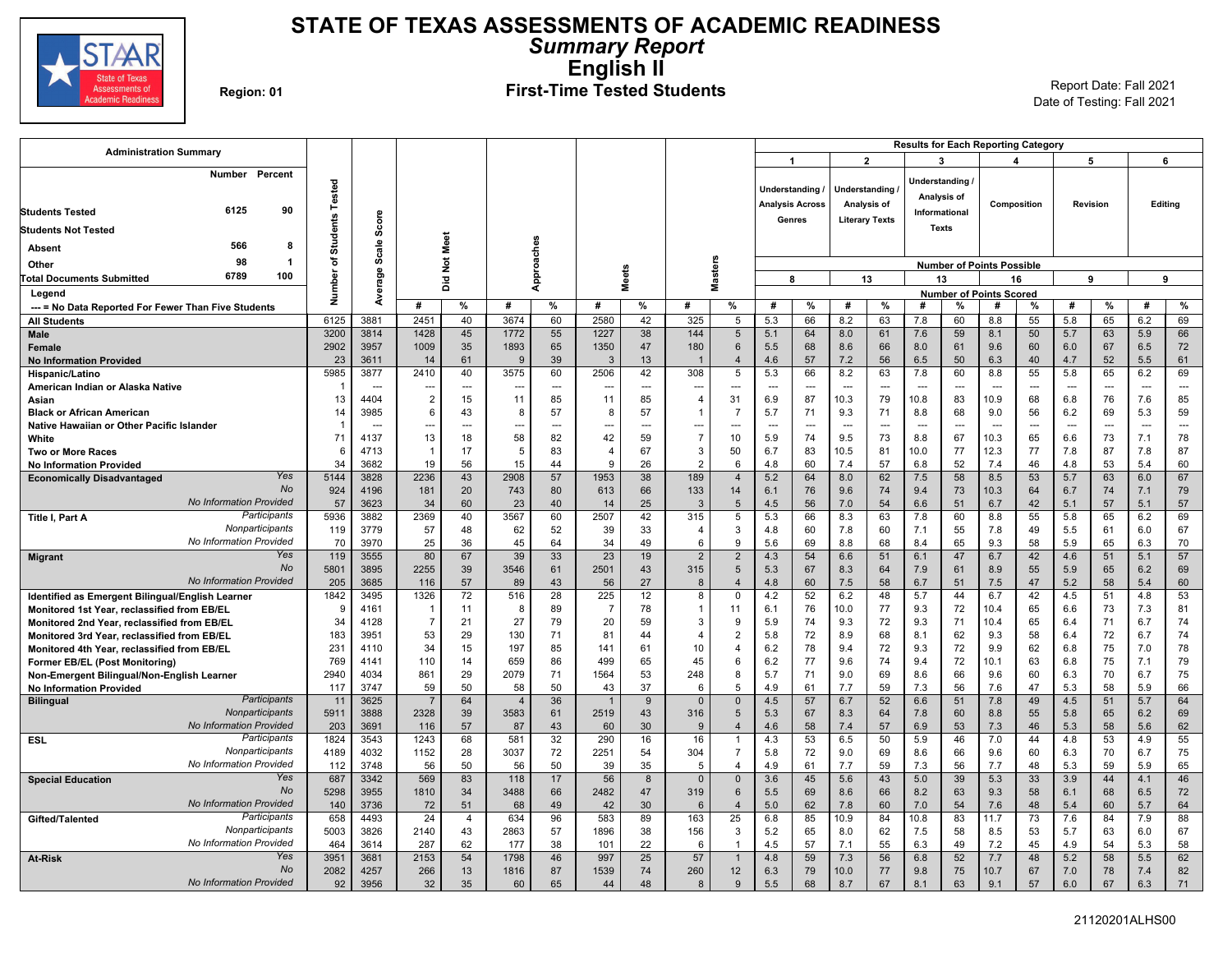# STATE OF TEXAS ASSESSMENTS OF ACADEMIC READINESS

## *Summary Report*

## English II

**Region: 01**

**First-Time Tested Students**

Report Date: Fall 2021
Date of Testing: Fall 2021

| Administration Summary | Number | Percent |
|---|---|---|
| Students Tested | 6125 | 90 |
| Students Not Tested | | |
| Absent | 566 | 8 |
| Other | 98 | 1 |
| Total Documents Submitted | 6789 | 100 |

Legend: --- = No Data Reported For Fewer Than Five Students

Results for Each Reporting Category: 1 = Understanding / Analysis Across Genres (8 points possible); 2 = Understanding / Analysis of Literary Texts (13 points possible); 3 = Understanding / Analysis of Informational Texts (13 points possible); 4 = Composition (16 points possible); 5 = Revision (9 points possible); 6 = Editing (9 points possible). Values are Number of Points Scored.

| Group | | Number of Students Tested | Average Scale Score | Did Not Meet # | Did Not Meet % | Approaches # | Approaches % | Meets # | Meets % | Masters # | Masters % | 1 # | 1 % | 2 # | 2 % | 3 # | 3 % | 4 # | 4 % | 5 # | 5 % | 6 # | 6 % |
|---|---|---|---|---|---|---|---|---|---|---|---|---|---|---|---|---|---|---|---|---|---|---|---|
| All Students | | 6125 | 3881 | 2451 | 40 | 3674 | 60 | 2580 | 42 | 325 | 5 | 5.3 | 66 | 8.2 | 63 | 7.8 | 60 | 8.8 | 55 | 5.8 | 65 | 6.2 | 69 |
| Male | | 3200 | 3814 | 1428 | 45 | 1772 | 55 | 1227 | 38 | 144 | 5 | 5.1 | 64 | 8.0 | 61 | 7.6 | 59 | 8.1 | 50 | 5.7 | 63 | 5.9 | 66 |
| Female | | 2902 | 3957 | 1009 | 35 | 1893 | 65 | 1350 | 47 | 180 | 6 | 5.5 | 68 | 8.6 | 66 | 8.0 | 61 | 9.6 | 60 | 6.0 | 67 | 6.5 | 72 |
| No Information Provided | | 23 | 3611 | 14 | 61 | 9 | 39 | 3 | 13 | 1 | 4 | 4.6 | 57 | 7.2 | 56 | 6.5 | 50 | 6.3 | 40 | 4.7 | 52 | 5.5 | 61 |
| Hispanic/Latino | | 5985 | 3877 | 2410 | 40 | 3575 | 60 | 2506 | 42 | 308 | 5 | 5.3 | 66 | 8.2 | 63 | 7.8 | 60 | 8.8 | 55 | 5.8 | 65 | 6.2 | 69 |
| American Indian or Alaska Native | | 1 | --- | --- | --- | --- | --- | --- | --- | --- | --- | --- | --- | --- | --- | --- | --- | --- | --- | --- | --- | --- | --- |
| Asian | | 13 | 4404 | 2 | 15 | 11 | 85 | 11 | 85 | 4 | 31 | 6.9 | 87 | 10.3 | 79 | 10.8 | 83 | 10.9 | 68 | 6.8 | 76 | 7.6 | 85 |
| Black or African American | | 14 | 3985 | 6 | 43 | 8 | 57 | 8 | 57 | 1 | 7 | 5.7 | 71 | 9.3 | 71 | 8.8 | 68 | 9.0 | 56 | 6.2 | 69 | 5.3 | 59 |
| Native Hawaiian or Other Pacific Islander | | 1 | --- | --- | --- | --- | --- | --- | --- | --- | --- | --- | --- | --- | --- | --- | --- | --- | --- | --- | --- | --- | --- |
| White | | 71 | 4137 | 13 | 18 | 58 | 82 | 42 | 59 | 7 | 10 | 5.9 | 74 | 9.5 | 73 | 8.8 | 67 | 10.3 | 65 | 6.6 | 73 | 7.1 | 78 |
| Two or More Races | | 6 | 4713 | 1 | 17 | 5 | 83 | 4 | 67 | 3 | 50 | 6.7 | 83 | 10.5 | 81 | 10.0 | 77 | 12.3 | 77 | 7.8 | 87 | 7.8 | 87 |
| No Information Provided | | 34 | 3682 | 19 | 56 | 15 | 44 | 9 | 26 | 2 | 6 | 4.8 | 60 | 7.4 | 57 | 6.8 | 52 | 7.4 | 46 | 4.8 | 53 | 5.4 | 60 |
| Economically Disadvantaged | Yes | 5144 | 3828 | 2236 | 43 | 2908 | 57 | 1953 | 38 | 189 | 4 | 5.2 | 64 | 8.0 | 62 | 7.5 | 58 | 8.5 | 53 | 5.7 | 63 | 6.0 | 67 |
| | No | 924 | 4196 | 181 | 20 | 743 | 80 | 613 | 66 | 133 | 14 | 6.1 | 76 | 9.6 | 74 | 9.4 | 73 | 10.3 | 64 | 6.7 | 74 | 7.1 | 79 |
| | No Information Provided | 57 | 3623 | 34 | 60 | 23 | 40 | 14 | 25 | 3 | 5 | 4.5 | 56 | 7.0 | 54 | 6.6 | 51 | 6.7 | 42 | 5.1 | 57 | 5.1 | 57 |
| Title I, Part A | Participants | 5936 | 3882 | 2369 | 40 | 3567 | 60 | 2507 | 42 | 315 | 5 | 5.3 | 66 | 8.3 | 63 | 7.8 | 60 | 8.8 | 55 | 5.8 | 65 | 6.2 | 69 |
| | Nonparticipants | 119 | 3779 | 57 | 48 | 62 | 52 | 39 | 33 | 4 | 3 | 4.8 | 60 | 7.8 | 60 | 7.1 | 55 | 7.8 | 49 | 5.5 | 61 | 6.0 | 67 |
| | No Information Provided | 70 | 3970 | 25 | 36 | 45 | 64 | 34 | 49 | 6 | 9 | 5.6 | 69 | 8.8 | 68 | 8.4 | 65 | 9.3 | 58 | 5.9 | 65 | 6.3 | 70 |
| Migrant | Yes | 119 | 3555 | 80 | 67 | 39 | 33 | 23 | 19 | 2 | 2 | 4.3 | 54 | 6.6 | 51 | 6.1 | 47 | 6.7 | 42 | 4.6 | 51 | 5.1 | 57 |
| | No | 5801 | 3895 | 2255 | 39 | 3546 | 61 | 2501 | 43 | 315 | 5 | 5.3 | 67 | 8.3 | 64 | 7.9 | 61 | 8.9 | 55 | 5.9 | 65 | 6.2 | 69 |
| | No Information Provided | 205 | 3685 | 116 | 57 | 89 | 43 | 56 | 27 | 8 | 4 | 4.8 | 60 | 7.5 | 58 | 6.7 | 51 | 7.5 | 47 | 5.2 | 58 | 5.4 | 60 |
| Identified as Emergent Bilingual/English Learner | | 1842 | 3495 | 1326 | 72 | 516 | 28 | 225 | 12 | 8 | 0 | 4.2 | 52 | 6.2 | 48 | 5.7 | 44 | 6.7 | 42 | 4.5 | 51 | 4.8 | 53 |
| Monitored 1st Year, reclassified from EB/EL | | 9 | 4161 | 1 | 11 | 8 | 89 | 7 | 78 | 1 | 11 | 6.1 | 76 | 10.0 | 77 | 9.3 | 72 | 10.4 | 65 | 6.6 | 73 | 7.3 | 81 |
| Monitored 2nd Year, reclassified from EB/EL | | 34 | 4128 | 7 | 21 | 27 | 79 | 20 | 59 | 3 | 9 | 5.9 | 74 | 9.3 | 72 | 9.3 | 71 | 10.4 | 65 | 6.4 | 71 | 6.7 | 74 |
| Monitored 3rd Year, reclassified from EB/EL | | 183 | 3951 | 53 | 29 | 130 | 71 | 81 | 44 | 4 | 2 | 5.8 | 72 | 8.9 | 68 | 8.1 | 62 | 9.3 | 58 | 6.4 | 72 | 6.7 | 74 |
| Monitored 4th Year, reclassified from EB/EL | | 231 | 4110 | 34 | 15 | 197 | 85 | 141 | 61 | 10 | 4 | 6.2 | 78 | 9.4 | 72 | 9.3 | 72 | 9.9 | 62 | 6.8 | 75 | 7.0 | 78 |
| Former EB/EL (Post Monitoring) | | 769 | 4141 | 110 | 14 | 659 | 86 | 499 | 65 | 45 | 6 | 6.2 | 77 | 9.6 | 74 | 9.4 | 72 | 10.1 | 63 | 6.8 | 75 | 7.1 | 79 |
| Non-Emergent Bilingual/Non-English Learner | | 2940 | 4034 | 861 | 29 | 2079 | 71 | 1564 | 53 | 248 | 8 | 5.7 | 71 | 9.0 | 69 | 8.6 | 66 | 9.6 | 60 | 6.3 | 70 | 6.7 | 75 |
| No Information Provided | | 117 | 3747 | 59 | 50 | 58 | 50 | 43 | 37 | 6 | 5 | 4.9 | 61 | 7.7 | 59 | 7.3 | 56 | 7.6 | 47 | 5.3 | 58 | 5.9 | 66 |
| Bilingual | Participants | 11 | 3625 | 7 | 64 | 4 | 36 | 1 | 9 | 0 | 0 | 4.5 | 57 | 6.7 | 52 | 6.6 | 51 | 7.8 | 49 | 4.5 | 51 | 5.7 | 64 |
| | Nonparticipants | 5911 | 3888 | 2328 | 39 | 3583 | 61 | 2519 | 43 | 316 | 5 | 5.3 | 67 | 8.3 | 64 | 7.8 | 60 | 8.8 | 55 | 5.8 | 65 | 6.2 | 69 |
| | No Information Provided | 203 | 3691 | 116 | 57 | 87 | 43 | 60 | 30 | 9 | 4 | 4.6 | 58 | 7.4 | 57 | 6.9 | 53 | 7.3 | 46 | 5.3 | 58 | 5.6 | 62 |
| ESL | Participants | 1824 | 3543 | 1243 | 68 | 581 | 32 | 290 | 16 | 16 | 1 | 4.3 | 53 | 6.5 | 50 | 5.9 | 46 | 7.0 | 44 | 4.8 | 53 | 4.9 | 55 |
| | Nonparticipants | 4189 | 4032 | 1152 | 28 | 3037 | 72 | 2251 | 54 | 304 | 7 | 5.8 | 72 | 9.0 | 69 | 8.6 | 66 | 9.6 | 60 | 6.3 | 70 | 6.7 | 75 |
| | No Information Provided | 112 | 3748 | 56 | 50 | 56 | 50 | 39 | 35 | 5 | 4 | 4.9 | 61 | 7.7 | 59 | 7.3 | 56 | 7.7 | 48 | 5.3 | 59 | 5.9 | 65 |
| Special Education | Yes | 687 | 3342 | 569 | 83 | 118 | 17 | 56 | 8 | 0 | 0 | 3.6 | 45 | 5.6 | 43 | 5.0 | 39 | 5.3 | 33 | 3.9 | 44 | 4.1 | 46 |
| | No | 5298 | 3955 | 1810 | 34 | 3488 | 66 | 2482 | 47 | 319 | 6 | 5.5 | 69 | 8.6 | 66 | 8.2 | 63 | 9.3 | 58 | 6.1 | 68 | 6.5 | 72 |
| | No Information Provided | 140 | 3736 | 72 | 51 | 68 | 49 | 42 | 30 | 6 | 4 | 5.0 | 62 | 7.8 | 60 | 7.0 | 54 | 7.6 | 48 | 5.4 | 60 | 5.7 | 64 |
| Gifted/Talented | Participants | 658 | 4493 | 24 | 4 | 634 | 96 | 583 | 89 | 163 | 25 | 6.8 | 85 | 10.9 | 84 | 10.8 | 83 | 11.7 | 73 | 7.6 | 84 | 7.9 | 88 |
| | Nonparticipants | 5003 | 3826 | 2140 | 43 | 2863 | 57 | 1896 | 38 | 156 | 3 | 5.2 | 65 | 8.0 | 62 | 7.5 | 58 | 8.5 | 53 | 5.7 | 63 | 6.0 | 67 |
| | No Information Provided | 464 | 3614 | 287 | 62 | 177 | 38 | 101 | 22 | 6 | 1 | 4.5 | 57 | 7.1 | 55 | 6.3 | 49 | 7.2 | 45 | 4.9 | 54 | 5.3 | 58 |
| At-Risk | Yes | 3951 | 3681 | 2153 | 54 | 1798 | 46 | 997 | 25 | 57 | 1 | 4.8 | 59 | 7.3 | 56 | 6.8 | 52 | 7.7 | 48 | 5.2 | 58 | 5.5 | 62 |
| | No | 2082 | 4257 | 266 | 13 | 1816 | 87 | 1539 | 74 | 260 | 12 | 6.3 | 79 | 10.0 | 77 | 9.8 | 75 | 10.7 | 67 | 7.0 | 78 | 7.4 | 82 |
| | No Information Provided | 92 | 3956 | 32 | 35 | 60 | 65 | 44 | 48 | 8 | 9 | 5.5 | 68 | 8.7 | 67 | 8.1 | 63 | 9.1 | 57 | 6.0 | 67 | 6.3 | 71 |

21120201ALHS00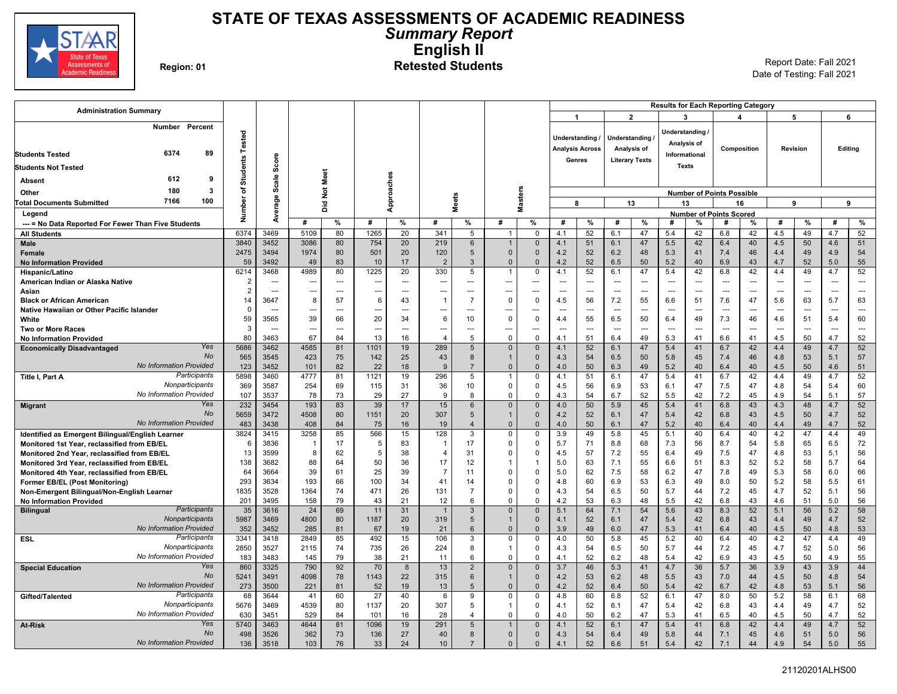# STATE OF TEXAS ASSESSMENTS OF ACADEMIC READINESS

## *Summary Report*

## English II

**Region: 01**

**Retested Students**

Report Date: Fall 2021
Date of Testing: Fall 2021

**Administration Summary**

| | Number | Percent |
|---|---|---|
| Students Tested | 6374 | 89 |
| Students Not Tested | | |
| Absent | 612 | 9 |
| Other | 180 | 3 |
| Total Documents Submitted | 7166 | 100 |

Legend
--- = No Data Reported For Fewer Than Five Students

Results for Each Reporting Category: 1 = Understanding / Analysis Across Genres (8 points possible); 2 = Understanding / Analysis of Literary Texts (13 points possible); 3 = Understanding / Analysis of Informational Texts (13 points possible); 4 = Composition (16 points possible); 5 = Revision (9 points possible); 6 = Editing (9 points possible). Cat. columns show Number of Points Scored (# and %).

| Group | | Number of Students Tested | Average Scale Score | Did Not Meet # | Did Not Meet % | Approaches # | Approaches % | Meets # | Meets % | Masters # | Masters % | Cat. 1 # | Cat. 1 % | Cat. 2 # | Cat. 2 % | Cat. 3 # | Cat. 3 % | Cat. 4 # | Cat. 4 % | Cat. 5 # | Cat. 5 % | Cat. 6 # | Cat. 6 % |
|---|---|---|---|---|---|---|---|---|---|---|---|---|---|---|---|---|---|---|---|---|---|---|---|
| All Students | | 6374 | 3469 | 5109 | 80 | 1265 | 20 | 341 | 5 | 1 | 0 | 4.1 | 52 | 6.1 | 47 | 5.4 | 42 | 6.8 | 42 | 4.5 | 49 | 4.7 | 52 |
| Male | | 3840 | 3452 | 3086 | 80 | 754 | 20 | 219 | 6 | 1 | 0 | 4.1 | 51 | 6.1 | 47 | 5.5 | 42 | 6.4 | 40 | 4.5 | 50 | 4.6 | 51 |
| Female | | 2475 | 3494 | 1974 | 80 | 501 | 20 | 120 | 5 | 0 | 0 | 4.2 | 52 | 6.2 | 48 | 5.3 | 41 | 7.4 | 46 | 4.4 | 49 | 4.9 | 54 |
| No Information Provided | | 59 | 3492 | 49 | 83 | 10 | 17 | 2 | 3 | 0 | 0 | 4.2 | 52 | 6.5 | 50 | 5.2 | 40 | 6.9 | 43 | 4.7 | 52 | 5.0 | 55 |
| Hispanic/Latino | | 6214 | 3468 | 4989 | 80 | 1225 | 20 | 330 | 5 | 1 | 0 | 4.1 | 52 | 6.1 | 47 | 5.4 | 42 | 6.8 | 42 | 4.4 | 49 | 4.7 | 52 |
| American Indian or Alaska Native | | 2 | --- | --- | --- | --- | --- | --- | --- | --- | --- | --- | --- | --- | --- | --- | --- | --- | --- | --- | --- | --- | --- |
| Asian | | 2 | --- | --- | --- | --- | --- | --- | --- | --- | --- | --- | --- | --- | --- | --- | --- | --- | --- | --- | --- | --- | --- |
| Black or African American | | 14 | 3647 | 8 | 57 | 6 | 43 | 1 | 7 | 0 | 0 | 4.5 | 56 | 7.2 | 55 | 6.6 | 51 | 7.6 | 47 | 5.6 | 63 | 5.7 | 63 |
| Native Hawaiian or Other Pacific Islander | | 0 | --- | --- | --- | --- | --- | --- | --- | --- | --- | --- | --- | --- | --- | --- | --- | --- | --- | --- | --- | --- | --- |
| White | | 59 | 3565 | 39 | 66 | 20 | 34 | 6 | 10 | 0 | 0 | 4.4 | 55 | 6.5 | 50 | 6.4 | 49 | 7.3 | 46 | 4.6 | 51 | 5.4 | 60 |
| Two or More Races | | 3 | --- | --- | --- | --- | --- | --- | --- | --- | --- | --- | --- | --- | --- | --- | --- | --- | --- | --- | --- | --- | --- |
| No Information Provided | | 80 | 3463 | 67 | 84 | 13 | 16 | 4 | 5 | 0 | 0 | 4.1 | 51 | 6.4 | 49 | 5.3 | 41 | 6.6 | 41 | 4.5 | 50 | 4.7 | 52 |
| Economically Disadvantaged | Yes | 5686 | 3462 | 4585 | 81 | 1101 | 19 | 289 | 5 | 0 | 0 | 4.1 | 52 | 6.1 | 47 | 5.4 | 41 | 6.7 | 42 | 4.4 | 49 | 4.7 | 52 |
| | No | 565 | 3545 | 423 | 75 | 142 | 25 | 43 | 8 | 1 | 0 | 4.3 | 54 | 6.5 | 50 | 5.8 | 45 | 7.4 | 46 | 4.8 | 53 | 5.1 | 57 |
| | No Information Provided | 123 | 3452 | 101 | 82 | 22 | 18 | 9 | 7 | 0 | 0 | 4.0 | 50 | 6.3 | 49 | 5.2 | 40 | 6.4 | 40 | 4.5 | 50 | 4.6 | 51 |
| Title I, Part A | Participants | 5898 | 3460 | 4777 | 81 | 1121 | 19 | 296 | 5 | 1 | 0 | 4.1 | 51 | 6.1 | 47 | 5.4 | 41 | 6.7 | 42 | 4.4 | 49 | 4.7 | 52 |
| | Nonparticipants | 369 | 3587 | 254 | 69 | 115 | 31 | 36 | 10 | 0 | 0 | 4.5 | 56 | 6.9 | 53 | 6.1 | 47 | 7.5 | 47 | 4.8 | 54 | 5.4 | 60 |
| | No Information Provided | 107 | 3537 | 78 | 73 | 29 | 27 | 9 | 8 | 0 | 0 | 4.3 | 54 | 6.7 | 52 | 5.5 | 42 | 7.2 | 45 | 4.9 | 54 | 5.1 | 57 |
| Migrant | Yes | 232 | 3454 | 193 | 83 | 39 | 17 | 15 | 6 | 0 | 0 | 4.0 | 50 | 5.9 | 45 | 5.4 | 41 | 6.8 | 43 | 4.3 | 48 | 4.7 | 52 |
| | No | 5659 | 3472 | 4508 | 80 | 1151 | 20 | 307 | 5 | 1 | 0 | 4.2 | 52 | 6.1 | 47 | 5.4 | 42 | 6.8 | 43 | 4.5 | 50 | 4.7 | 52 |
| | No Information Provided | 483 | 3438 | 408 | 84 | 75 | 16 | 19 | 4 | 0 | 0 | 4.0 | 50 | 6.1 | 47 | 5.2 | 40 | 6.4 | 40 | 4.4 | 49 | 4.7 | 52 |
| Identified as Emergent Bilingual/English Learner | | 3824 | 3415 | 3258 | 85 | 566 | 15 | 128 | 3 | 0 | 0 | 3.9 | 49 | 5.8 | 45 | 5.1 | 40 | 6.4 | 40 | 4.2 | 47 | 4.4 | 49 |
| Monitored 1st Year, reclassified from EB/EL | | 6 | 3836 | 1 | 17 | 5 | 83 | 1 | 17 | 0 | 0 | 5.7 | 71 | 8.8 | 68 | 7.3 | 56 | 8.7 | 54 | 5.8 | 65 | 6.5 | 72 |
| Monitored 2nd Year, reclassified from EB/EL | | 13 | 3599 | 8 | 62 | 5 | 38 | 4 | 31 | 0 | 0 | 4.5 | 57 | 7.2 | 55 | 6.4 | 49 | 7.5 | 47 | 4.8 | 53 | 5.1 | 56 |
| Monitored 3rd Year, reclassified from EB/EL | | 138 | 3682 | 88 | 64 | 50 | 36 | 17 | 12 | 1 | 1 | 5.0 | 63 | 7.1 | 55 | 6.6 | 51 | 8.3 | 52 | 5.2 | 58 | 5.7 | 64 |
| Monitored 4th Year, reclassified from EB/EL | | 64 | 3664 | 39 | 61 | 25 | 39 | 7 | 11 | 0 | 0 | 5.0 | 62 | 7.5 | 58 | 6.2 | 47 | 7.8 | 49 | 5.3 | 58 | 6.0 | 66 |
| Former EB/EL (Post Monitoring) | | 293 | 3634 | 193 | 66 | 100 | 34 | 41 | 14 | 0 | 0 | 4.8 | 60 | 6.9 | 53 | 6.3 | 49 | 8.0 | 50 | 5.2 | 58 | 5.5 | 61 |
| Non-Emergent Bilingual/Non-English Learner | | 1835 | 3528 | 1364 | 74 | 471 | 26 | 131 | 7 | 0 | 0 | 4.3 | 54 | 6.5 | 50 | 5.7 | 44 | 7.2 | 45 | 4.7 | 52 | 5.1 | 56 |
| No Information Provided | | 201 | 3495 | 158 | 79 | 43 | 21 | 12 | 6 | 0 | 0 | 4.2 | 53 | 6.3 | 48 | 5.5 | 42 | 6.8 | 43 | 4.6 | 51 | 5.0 | 56 |
| Bilingual | Participants | 35 | 3616 | 24 | 69 | 11 | 31 | 1 | 3 | 0 | 0 | 5.1 | 64 | 7.1 | 54 | 5.6 | 43 | 8.3 | 52 | 5.1 | 56 | 5.2 | 58 |
| | Nonparticipants | 5987 | 3469 | 4800 | 80 | 1187 | 20 | 319 | 5 | 1 | 0 | 4.1 | 52 | 6.1 | 47 | 5.4 | 42 | 6.8 | 43 | 4.4 | 49 | 4.7 | 52 |
| | No Information Provided | 352 | 3452 | 285 | 81 | 67 | 19 | 21 | 6 | 0 | 0 | 3.9 | 49 | 6.0 | 47 | 5.3 | 41 | 6.4 | 40 | 4.5 | 50 | 4.8 | 53 |
| ESL | Participants | 3341 | 3418 | 2849 | 85 | 492 | 15 | 106 | 3 | 0 | 0 | 4.0 | 50 | 5.8 | 45 | 5.2 | 40 | 6.4 | 40 | 4.2 | 47 | 4.4 | 49 |
| | Nonparticipants | 2850 | 3527 | 2115 | 74 | 735 | 26 | 224 | 8 | 1 | 0 | 4.3 | 54 | 6.5 | 50 | 5.7 | 44 | 7.2 | 45 | 4.7 | 52 | 5.0 | 56 |
| | No Information Provided | 183 | 3483 | 145 | 79 | 38 | 21 | 11 | 6 | 0 | 0 | 4.1 | 52 | 6.2 | 48 | 5.4 | 42 | 6.9 | 43 | 4.5 | 50 | 4.9 | 55 |
| Special Education | Yes | 860 | 3325 | 790 | 92 | 70 | 8 | 13 | 2 | 0 | 0 | 3.7 | 46 | 5.3 | 41 | 4.7 | 36 | 5.7 | 36 | 3.9 | 43 | 3.9 | 44 |
| | No | 5241 | 3491 | 4098 | 78 | 1143 | 22 | 315 | 6 | 1 | 0 | 4.2 | 53 | 6.2 | 48 | 5.5 | 43 | 7.0 | 44 | 4.5 | 50 | 4.8 | 54 |
| | No Information Provided | 273 | 3500 | 221 | 81 | 52 | 19 | 13 | 5 | 0 | 0 | 4.2 | 52 | 6.4 | 50 | 5.4 | 42 | 6.7 | 42 | 4.8 | 53 | 5.1 | 56 |
| Gifted/Talented | Participants | 68 | 3644 | 41 | 60 | 27 | 40 | 6 | 9 | 0 | 0 | 4.8 | 60 | 6.8 | 52 | 6.1 | 47 | 8.0 | 50 | 5.2 | 58 | 6.1 | 68 |
| | Nonparticipants | 5676 | 3469 | 4539 | 80 | 1137 | 20 | 307 | 5 | 1 | 0 | 4.1 | 52 | 6.1 | 47 | 5.4 | 42 | 6.8 | 43 | 4.4 | 49 | 4.7 | 52 |
| | No Information Provided | 630 | 3451 | 529 | 84 | 101 | 16 | 28 | 4 | 0 | 0 | 4.0 | 50 | 6.2 | 47 | 5.3 | 41 | 6.5 | 40 | 4.5 | 50 | 4.7 | 52 |
| At-Risk | Yes | 5740 | 3463 | 4644 | 81 | 1096 | 19 | 291 | 5 | 1 | 0 | 4.1 | 52 | 6.1 | 47 | 5.4 | 41 | 6.8 | 42 | 4.4 | 49 | 4.7 | 52 |
| | No | 498 | 3526 | 362 | 73 | 136 | 27 | 40 | 8 | 0 | 0 | 4.3 | 54 | 6.4 | 49 | 5.8 | 44 | 7.1 | 45 | 4.6 | 51 | 5.0 | 56 |
| | No Information Provided | 136 | 3518 | 103 | 76 | 33 | 24 | 10 | 7 | 0 | 0 | 4.1 | 52 | 6.6 | 51 | 5.4 | 42 | 7.1 | 44 | 4.9 | 54 | 5.0 | 55 |

21120201ALHS00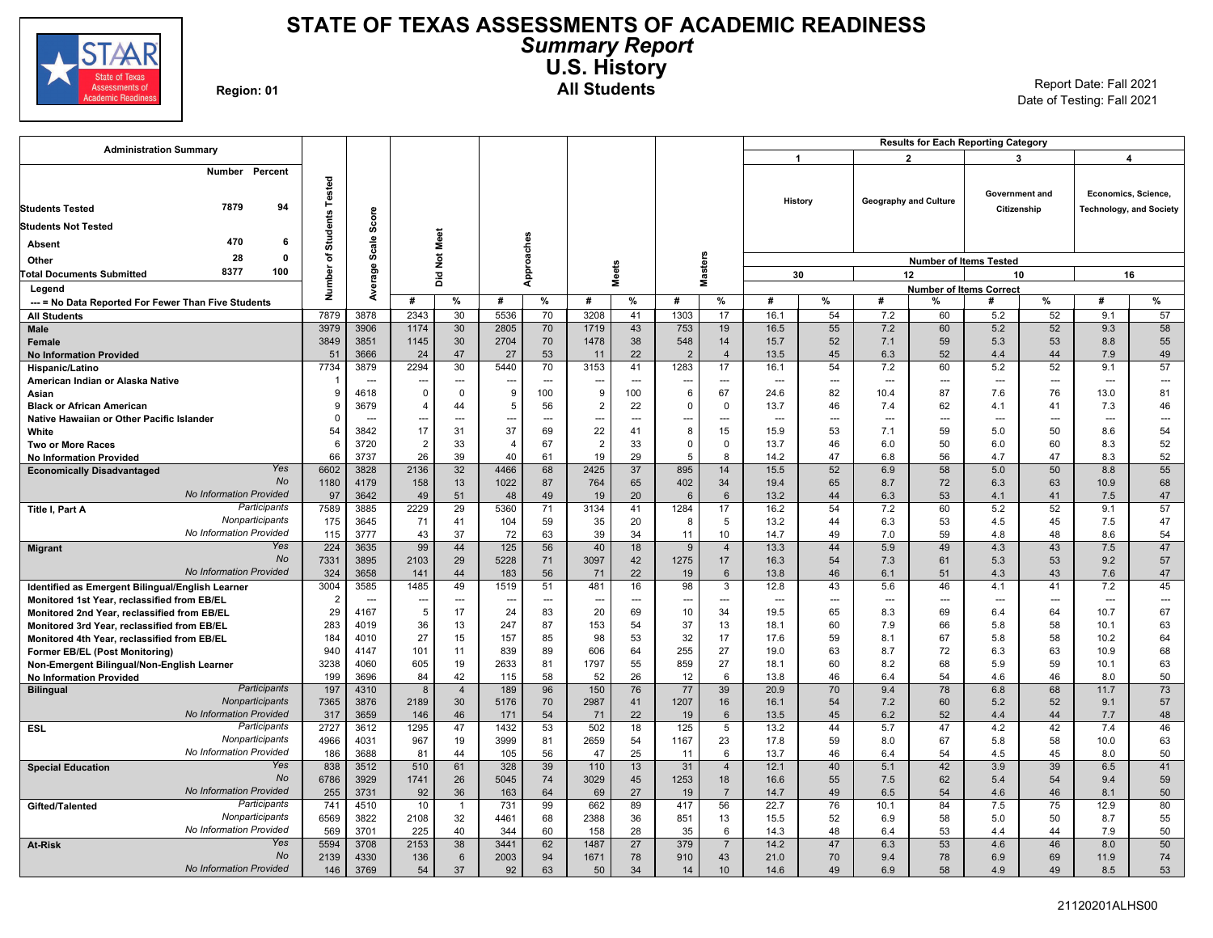# STATE OF TEXAS ASSESSMENTS OF ACADEMIC READINESS

## *Summary Report*

## U.S. History

### All Students

**Region: 01**

Report Date: Fall 2021
Date of Testing: Fall 2021

| Administration Summary | Number | Percent |
|---|---|---|
| Students Tested | 7879 | 94 |
| Students Not Tested | | |
| Absent | 470 | 6 |
| Other | 28 | 0 |
| Total Documents Submitted | 8377 | 100 |

Legend
--- = No Data Reported For Fewer Than Five Students

Results for Each Reporting Category: 1 = History (Number of Items Tested: 30); 2 = Geography and Culture (Number of Items Tested: 12); 3 = Government and Citizenship (Number of Items Tested: 10); 4 = Economics, Science, Technology, and Society (Number of Items Tested: 16). Values under reporting categories are Number of Items Correct.

| Group | | Number of Students Tested | Average Scale Score | Did Not Meet # | Did Not Meet % | Approaches # | Approaches % | Meets # | Meets % | Masters # | Masters % | 1 History # | 1 History % | 2 Geography and Culture # | 2 Geography and Culture % | 3 Government and Citizenship # | 3 Government and Citizenship % | 4 Economics, Science, Technology, and Society # | 4 Economics, Science, Technology, and Society % |
|---|---|---|---|---|---|---|---|---|---|---|---|---|---|---|---|---|---|---|---|
| All Students | | 7879 | 3878 | 2343 | 30 | 5536 | 70 | 3208 | 41 | 1303 | 17 | 16.1 | 54 | 7.2 | 60 | 5.2 | 52 | 9.1 | 57 |
| Male | | 3979 | 3906 | 1174 | 30 | 2805 | 70 | 1719 | 43 | 753 | 19 | 16.5 | 55 | 7.2 | 60 | 5.2 | 52 | 9.3 | 58 |
| Female | | 3849 | 3851 | 1145 | 30 | 2704 | 70 | 1478 | 38 | 548 | 14 | 15.7 | 52 | 7.1 | 59 | 5.3 | 53 | 8.8 | 55 |
| No Information Provided | | 51 | 3666 | 24 | 47 | 27 | 53 | 11 | 22 | 2 | 4 | 13.5 | 45 | 6.3 | 52 | 4.4 | 44 | 7.9 | 49 |
| Hispanic/Latino | | 7734 | 3879 | 2294 | 30 | 5440 | 70 | 3153 | 41 | 1283 | 17 | 16.1 | 54 | 7.2 | 60 | 5.2 | 52 | 9.1 | 57 |
| American Indian or Alaska Native | | 1 | --- | --- | --- | --- | --- | --- | --- | --- | --- | --- | --- | --- | --- | --- | --- | --- | --- |
| Asian | | 9 | 4618 | 0 | 0 | 9 | 100 | 9 | 100 | 6 | 67 | 24.6 | 82 | 10.4 | 87 | 7.6 | 76 | 13.0 | 81 |
| Black or African American | | 9 | 3679 | 4 | 44 | 5 | 56 | 2 | 22 | 0 | 0 | 13.7 | 46 | 7.4 | 62 | 4.1 | 41 | 7.3 | 46 |
| Native Hawaiian or Other Pacific Islander | | 0 | --- | --- | --- | --- | --- | --- | --- | --- | --- | --- | --- | --- | --- | --- | --- | --- | --- |
| White | | 54 | 3842 | 17 | 31 | 37 | 69 | 22 | 41 | 8 | 15 | 15.9 | 53 | 7.1 | 59 | 5.0 | 50 | 8.6 | 54 |
| Two or More Races | | 6 | 3720 | 2 | 33 | 4 | 67 | 2 | 33 | 0 | 0 | 13.7 | 46 | 6.0 | 50 | 6.0 | 60 | 8.3 | 52 |
| No Information Provided | | 66 | 3737 | 26 | 39 | 40 | 61 | 19 | 29 | 5 | 8 | 14.2 | 47 | 6.8 | 56 | 4.7 | 47 | 8.3 | 52 |
| Economically Disadvantaged | Yes | 6602 | 3828 | 2136 | 32 | 4466 | 68 | 2425 | 37 | 895 | 14 | 15.5 | 52 | 6.9 | 58 | 5.0 | 50 | 8.8 | 55 |
| | No | 1180 | 4179 | 158 | 13 | 1022 | 87 | 764 | 65 | 402 | 34 | 19.4 | 65 | 8.7 | 72 | 6.3 | 63 | 10.9 | 68 |
| | No Information Provided | 97 | 3642 | 49 | 51 | 48 | 49 | 19 | 20 | 6 | 6 | 13.2 | 44 | 6.3 | 53 | 4.1 | 41 | 7.5 | 47 |
| Title I, Part A | Participants | 7589 | 3885 | 2229 | 29 | 5360 | 71 | 3134 | 41 | 1284 | 17 | 16.2 | 54 | 7.2 | 60 | 5.2 | 52 | 9.1 | 57 |
| | Nonparticipants | 175 | 3645 | 71 | 41 | 104 | 59 | 35 | 20 | 8 | 5 | 13.2 | 44 | 6.3 | 53 | 4.5 | 45 | 7.5 | 47 |
| | No Information Provided | 115 | 3777 | 43 | 37 | 72 | 63 | 39 | 34 | 11 | 10 | 14.7 | 49 | 7.0 | 59 | 4.8 | 48 | 8.6 | 54 |
| Migrant | Yes | 224 | 3635 | 99 | 44 | 125 | 56 | 40 | 18 | 9 | 4 | 13.3 | 44 | 5.9 | 49 | 4.3 | 43 | 7.5 | 47 |
| | No | 7331 | 3895 | 2103 | 29 | 5228 | 71 | 3097 | 42 | 1275 | 17 | 16.3 | 54 | 7.3 | 61 | 5.3 | 53 | 9.2 | 57 |
| | No Information Provided | 324 | 3658 | 141 | 44 | 183 | 56 | 71 | 22 | 19 | 6 | 13.8 | 46 | 6.1 | 51 | 4.3 | 43 | 7.6 | 47 |
| Identified as Emergent Bilingual/English Learner | | 3004 | 3585 | 1485 | 49 | 1519 | 51 | 481 | 16 | 98 | 3 | 12.8 | 43 | 5.6 | 46 | 4.1 | 41 | 7.2 | 45 |
| Monitored 1st Year, reclassified from EB/EL | | 2 | --- | --- | --- | --- | --- | --- | --- | --- | --- | --- | --- | --- | --- | --- | --- | --- | --- |
| Monitored 2nd Year, reclassified from EB/EL | | 29 | 4167 | 5 | 17 | 24 | 83 | 20 | 69 | 10 | 34 | 19.5 | 65 | 8.3 | 69 | 6.4 | 64 | 10.7 | 67 |
| Monitored 3rd Year, reclassified from EB/EL | | 283 | 4019 | 36 | 13 | 247 | 87 | 153 | 54 | 37 | 13 | 18.1 | 60 | 7.9 | 66 | 5.8 | 58 | 10.1 | 63 |
| Monitored 4th Year, reclassified from EB/EL | | 184 | 4010 | 27 | 15 | 157 | 85 | 98 | 53 | 32 | 17 | 17.6 | 59 | 8.1 | 67 | 5.8 | 58 | 10.2 | 64 |
| Former EB/EL (Post Monitoring) | | 940 | 4147 | 101 | 11 | 839 | 89 | 606 | 64 | 255 | 27 | 19.0 | 63 | 8.7 | 72 | 6.3 | 63 | 10.9 | 68 |
| Non-Emergent Bilingual/Non-English Learner | | 3238 | 4060 | 605 | 19 | 2633 | 81 | 1797 | 55 | 859 | 27 | 18.1 | 60 | 8.2 | 68 | 5.9 | 59 | 10.1 | 63 |
| No Information Provided | | 199 | 3696 | 84 | 42 | 115 | 58 | 52 | 26 | 12 | 6 | 13.8 | 46 | 6.4 | 54 | 4.6 | 46 | 8.0 | 50 |
| Bilingual | Participants | 197 | 4310 | 8 | 4 | 189 | 96 | 150 | 76 | 77 | 39 | 20.9 | 70 | 9.4 | 78 | 6.8 | 68 | 11.7 | 73 |
| | Nonparticipants | 7365 | 3876 | 2189 | 30 | 5176 | 70 | 2987 | 41 | 1207 | 16 | 16.1 | 54 | 7.2 | 60 | 5.2 | 52 | 9.1 | 57 |
| | No Information Provided | 317 | 3659 | 146 | 46 | 171 | 54 | 71 | 22 | 19 | 6 | 13.5 | 45 | 6.2 | 52 | 4.4 | 44 | 7.7 | 48 |
| ESL | Participants | 2727 | 3612 | 1295 | 47 | 1432 | 53 | 502 | 18 | 125 | 5 | 13.2 | 44 | 5.7 | 47 | 4.2 | 42 | 7.4 | 46 |
| | Nonparticipants | 4966 | 4031 | 967 | 19 | 3999 | 81 | 2659 | 54 | 1167 | 23 | 17.8 | 59 | 8.0 | 67 | 5.8 | 58 | 10.0 | 63 |
| | No Information Provided | 186 | 3688 | 81 | 44 | 105 | 56 | 47 | 25 | 11 | 6 | 13.7 | 46 | 6.4 | 54 | 4.5 | 45 | 8.0 | 50 |
| Special Education | Yes | 838 | 3512 | 510 | 61 | 328 | 39 | 110 | 13 | 31 | 4 | 12.1 | 40 | 5.1 | 42 | 3.9 | 39 | 6.5 | 41 |
| | No | 6786 | 3929 | 1741 | 26 | 5045 | 74 | 3029 | 45 | 1253 | 18 | 16.6 | 55 | 7.5 | 62 | 5.4 | 54 | 9.4 | 59 |
| | No Information Provided | 255 | 3731 | 92 | 36 | 163 | 64 | 69 | 27 | 19 | 7 | 14.7 | 49 | 6.5 | 54 | 4.6 | 46 | 8.1 | 50 |
| Gifted/Talented | Participants | 741 | 4510 | 10 | 1 | 731 | 99 | 662 | 89 | 417 | 56 | 22.7 | 76 | 10.1 | 84 | 7.5 | 75 | 12.9 | 80 |
| | Nonparticipants | 6569 | 3822 | 2108 | 32 | 4461 | 68 | 2388 | 36 | 851 | 13 | 15.5 | 52 | 6.9 | 58 | 5.0 | 50 | 8.7 | 55 |
| | No Information Provided | 569 | 3701 | 225 | 40 | 344 | 60 | 158 | 28 | 35 | 6 | 14.3 | 48 | 6.4 | 53 | 4.4 | 44 | 7.9 | 50 |
| At-Risk | Yes | 5594 | 3708 | 2153 | 38 | 3441 | 62 | 1487 | 27 | 379 | 7 | 14.2 | 47 | 6.3 | 53 | 4.6 | 46 | 8.0 | 50 |
| | No | 2139 | 4330 | 136 | 6 | 2003 | 94 | 1671 | 78 | 910 | 43 | 21.0 | 70 | 9.4 | 78 | 6.9 | 69 | 11.9 | 74 |
| | No Information Provided | 146 | 3769 | 54 | 37 | 92 | 63 | 50 | 34 | 14 | 10 | 14.6 | 49 | 6.9 | 58 | 4.9 | 49 | 8.5 | 53 |

21120201ALHS00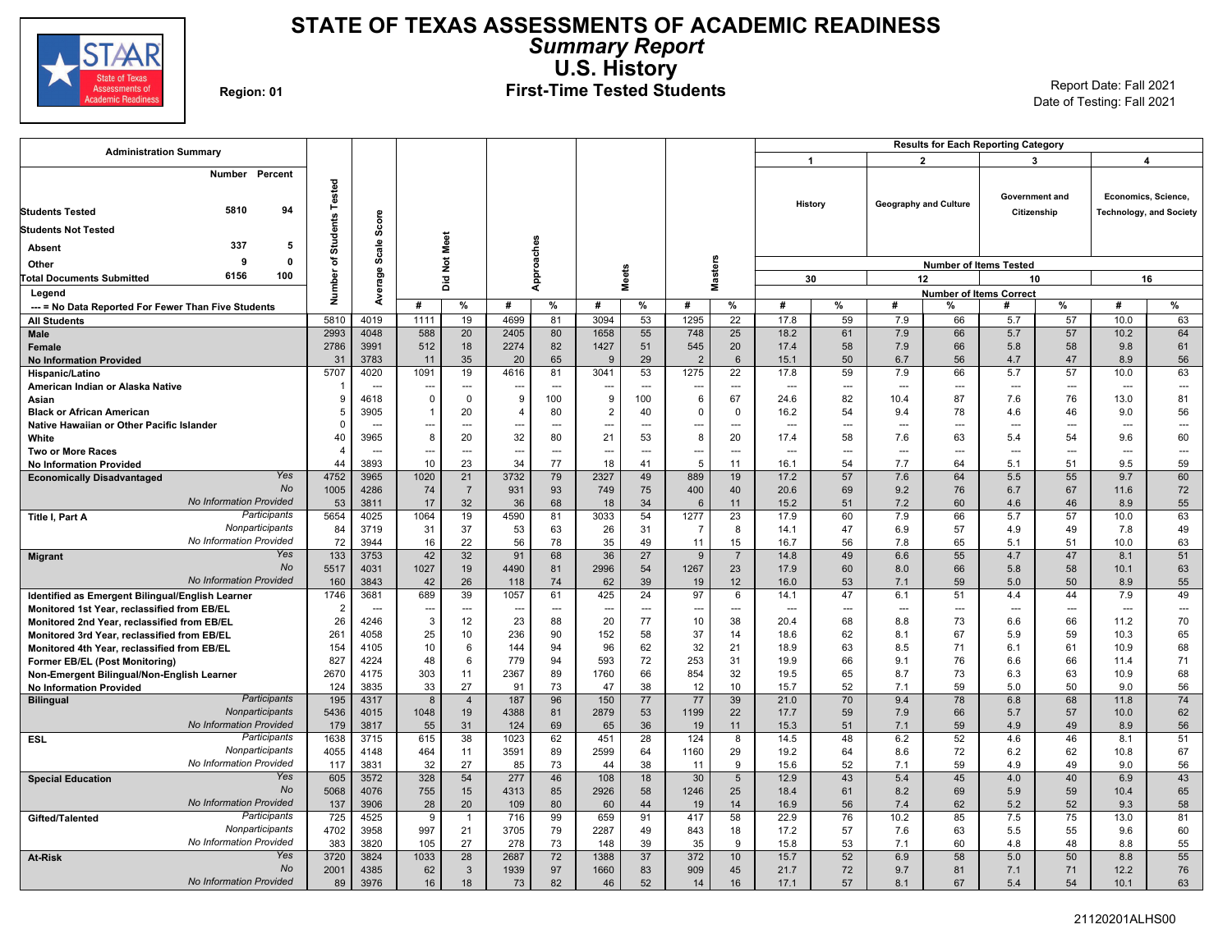# STATE OF TEXAS ASSESSMENTS OF ACADEMIC READINESS
## *Summary Report*
## U.S. History
### First-Time Tested Students

Region: 01

Report Date: Fall 2021
Date of Testing: Fall 2021

**Administration Summary**

| | Number | Percent |
|---|---|---|
| Students Tested | 5810 | 94 |
| Students Not Tested | | |
| Absent | 337 | 5 |
| Other | 9 | 0 |
| Total Documents Submitted | 6156 | 100 |

Legend
--- = No Data Reported For Fewer Than Five Students

| Group | | Number of Students Tested | Average Scale Score | Did Not Meet # | Did Not Meet % | Approaches # | Approaches % | Meets # | Meets % | Masters # | Masters % | 1 History (30 items) # | 1 History % | 2 Geography and Culture (12 items) # | 2 Geography and Culture % | 3 Government and Citizenship (10 items) # | 3 Government and Citizenship % | 4 Economics, Science, Technology, and Society (16 items) # | 4 Economics, Science, Technology, and Society % |
|---|---|---|---|---|---|---|---|---|---|---|---|---|---|---|---|---|---|---|---|
| All Students | | 5810 | 4019 | 1111 | 19 | 4699 | 81 | 3094 | 53 | 1295 | 22 | 17.8 | 59 | 7.9 | 66 | 5.7 | 57 | 10.0 | 63 |
| Male | | 2993 | 4048 | 588 | 20 | 2405 | 80 | 1658 | 55 | 748 | 25 | 18.2 | 61 | 7.9 | 66 | 5.7 | 57 | 10.2 | 64 |
| Female | | 2786 | 3991 | 512 | 18 | 2274 | 82 | 1427 | 51 | 545 | 20 | 17.4 | 58 | 7.9 | 66 | 5.8 | 58 | 9.8 | 61 |
| No Information Provided | | 31 | 3783 | 11 | 35 | 20 | 65 | 9 | 29 | 2 | 6 | 15.1 | 50 | 6.7 | 56 | 4.7 | 47 | 8.9 | 56 |
| Hispanic/Latino | | 5707 | 4020 | 1091 | 19 | 4616 | 81 | 3041 | 53 | 1275 | 22 | 17.8 | 59 | 7.9 | 66 | 5.7 | 57 | 10.0 | 63 |
| American Indian or Alaska Native | | 1 | --- | --- | --- | --- | --- | --- | --- | --- | --- | --- | --- | --- | --- | --- | --- | --- | --- |
| Asian | | 9 | 4618 | 0 | 0 | 9 | 100 | 9 | 100 | 6 | 67 | 24.6 | 82 | 10.4 | 87 | 7.6 | 76 | 13.0 | 81 |
| Black or African American | | 5 | 3905 | 1 | 20 | 4 | 80 | 2 | 40 | 0 | 0 | 16.2 | 54 | 9.4 | 78 | 4.6 | 46 | 9.0 | 56 |
| Native Hawaiian or Other Pacific Islander | | 0 | --- | --- | --- | --- | --- | --- | --- | --- | --- | --- | --- | --- | --- | --- | --- | --- | --- |
| White | | 40 | 3965 | 8 | 20 | 32 | 80 | 21 | 53 | 8 | 20 | 17.4 | 58 | 7.6 | 63 | 5.4 | 54 | 9.6 | 60 |
| Two or More Races | | 4 | --- | --- | --- | --- | --- | --- | --- | --- | --- | --- | --- | --- | --- | --- | --- | --- | --- |
| No Information Provided | | 44 | 3893 | 10 | 23 | 34 | 77 | 18 | 41 | 5 | 11 | 16.1 | 54 | 7.7 | 64 | 5.1 | 51 | 9.5 | 59 |
| Economically Disadvantaged | Yes | 4752 | 3965 | 1020 | 21 | 3732 | 79 | 2327 | 49 | 889 | 19 | 17.2 | 57 | 7.6 | 64 | 5.5 | 55 | 9.7 | 60 |
| | No | 1005 | 4286 | 74 | 7 | 931 | 93 | 749 | 75 | 400 | 40 | 20.6 | 69 | 9.2 | 76 | 6.7 | 67 | 11.6 | 72 |
| | *No Information Provided* | 53 | 3811 | 17 | 32 | 36 | 68 | 18 | 34 | 6 | 11 | 15.2 | 51 | 7.2 | 60 | 4.6 | 46 | 8.9 | 55 |
| Title I, Part A | Participants | 5654 | 4025 | 1064 | 19 | 4590 | 81 | 3033 | 54 | 1277 | 23 | 17.9 | 60 | 7.9 | 66 | 5.7 | 57 | 10.0 | 63 |
| | Nonparticipants | 84 | 3719 | 31 | 37 | 53 | 63 | 26 | 31 | 7 | 8 | 14.1 | 47 | 6.9 | 57 | 4.9 | 49 | 7.8 | 49 |
| | *No Information Provided* | 72 | 3944 | 16 | 22 | 56 | 78 | 35 | 49 | 11 | 15 | 16.7 | 56 | 7.8 | 65 | 5.1 | 51 | 10.0 | 63 |
| Migrant | Yes | 133 | 3753 | 42 | 32 | 91 | 68 | 36 | 27 | 9 | 7 | 14.8 | 49 | 6.6 | 55 | 4.7 | 47 | 8.1 | 51 |
| | No | 5517 | 4031 | 1027 | 19 | 4490 | 81 | 2996 | 54 | 1267 | 23 | 17.9 | 60 | 8.0 | 66 | 5.8 | 58 | 10.1 | 63 |
| | *No Information Provided* | 160 | 3843 | 42 | 26 | 118 | 74 | 62 | 39 | 19 | 12 | 16.0 | 53 | 7.1 | 59 | 5.0 | 50 | 8.9 | 55 |
| Identified as Emergent Bilingual/English Learner | | 1746 | 3681 | 689 | 39 | 1057 | 61 | 425 | 24 | 97 | 6 | 14.1 | 47 | 6.1 | 51 | 4.4 | 44 | 7.9 | 49 |
| Monitored 1st Year, reclassified from EB/EL | | 2 | --- | --- | --- | --- | --- | --- | --- | --- | --- | --- | --- | --- | --- | --- | --- | --- | --- |
| Monitored 2nd Year, reclassified from EB/EL | | 26 | 4246 | 3 | 12 | 23 | 88 | 20 | 77 | 10 | 38 | 20.4 | 68 | 8.8 | 73 | 6.6 | 66 | 11.2 | 70 |
| Monitored 3rd Year, reclassified from EB/EL | | 261 | 4058 | 25 | 10 | 236 | 90 | 152 | 58 | 37 | 14 | 18.6 | 62 | 8.1 | 67 | 5.9 | 59 | 10.3 | 65 |
| Monitored 4th Year, reclassified from EB/EL | | 154 | 4105 | 10 | 6 | 144 | 94 | 96 | 62 | 32 | 21 | 18.9 | 63 | 8.5 | 71 | 6.1 | 61 | 10.9 | 68 |
| Former EB/EL (Post Monitoring) | | 827 | 4224 | 48 | 6 | 779 | 94 | 593 | 72 | 253 | 31 | 19.9 | 66 | 9.1 | 76 | 6.6 | 66 | 11.4 | 71 |
| Non-Emergent Bilingual/Non-English Learner | | 2670 | 4175 | 303 | 11 | 2367 | 89 | 1760 | 66 | 854 | 32 | 19.5 | 65 | 8.7 | 73 | 6.3 | 63 | 10.9 | 68 |
| No Information Provided | | 124 | 3835 | 33 | 27 | 91 | 73 | 47 | 38 | 12 | 10 | 15.7 | 52 | 7.1 | 59 | 5.0 | 50 | 9.0 | 56 |
| Bilingual | Participants | 195 | 4317 | 8 | 4 | 187 | 96 | 150 | 77 | 77 | 39 | 21.0 | 70 | 9.4 | 78 | 6.8 | 68 | 11.8 | 74 |
| | Nonparticipants | 5436 | 4015 | 1048 | 19 | 4388 | 81 | 2879 | 53 | 1199 | 22 | 17.7 | 59 | 7.9 | 66 | 5.7 | 57 | 10.0 | 62 |
| | *No Information Provided* | 179 | 3817 | 55 | 31 | 124 | 69 | 65 | 36 | 19 | 11 | 15.3 | 51 | 7.1 | 59 | 4.9 | 49 | 8.9 | 56 |
| ESL | Participants | 1638 | 3715 | 615 | 38 | 1023 | 62 | 451 | 28 | 124 | 8 | 14.5 | 48 | 6.2 | 52 | 4.6 | 46 | 8.1 | 51 |
| | Nonparticipants | 4055 | 4148 | 464 | 11 | 3591 | 89 | 2599 | 64 | 1160 | 29 | 19.2 | 64 | 8.6 | 72 | 6.2 | 62 | 10.8 | 67 |
| | *No Information Provided* | 117 | 3831 | 32 | 27 | 85 | 73 | 44 | 38 | 11 | 9 | 15.6 | 52 | 7.1 | 59 | 4.9 | 49 | 9.0 | 56 |
| Special Education | Yes | 605 | 3572 | 328 | 54 | 277 | 46 | 108 | 18 | 30 | 5 | 12.9 | 43 | 5.4 | 45 | 4.0 | 40 | 6.9 | 43 |
| | No | 5068 | 4076 | 755 | 15 | 4313 | 85 | 2926 | 58 | 1246 | 25 | 18.4 | 61 | 8.2 | 69 | 5.9 | 59 | 10.4 | 65 |
| | *No Information Provided* | 137 | 3906 | 28 | 20 | 109 | 80 | 60 | 44 | 19 | 14 | 16.9 | 56 | 7.4 | 62 | 5.2 | 52 | 9.3 | 58 |
| Gifted/Talented | Participants | 725 | 4525 | 9 | 1 | 716 | 99 | 659 | 91 | 417 | 58 | 22.9 | 76 | 10.2 | 85 | 7.5 | 75 | 13.0 | 81 |
| | Nonparticipants | 4702 | 3958 | 997 | 21 | 3705 | 79 | 2287 | 49 | 843 | 18 | 17.2 | 57 | 7.6 | 63 | 5.5 | 55 | 9.6 | 60 |
| | *No Information Provided* | 383 | 3820 | 105 | 27 | 278 | 73 | 148 | 39 | 35 | 9 | 15.8 | 53 | 7.1 | 60 | 4.8 | 48 | 8.8 | 55 |
| At-Risk | Yes | 3720 | 3824 | 1033 | 28 | 2687 | 72 | 1388 | 37 | 372 | 10 | 15.7 | 52 | 6.9 | 58 | 5.0 | 50 | 8.8 | 55 |
| | No | 2001 | 4385 | 62 | 3 | 1939 | 97 | 1660 | 83 | 909 | 45 | 21.7 | 72 | 9.7 | 81 | 7.1 | 71 | 12.2 | 76 |
| | *No Information Provided* | 89 | 3976 | 16 | 18 | 73 | 82 | 46 | 52 | 14 | 16 | 17.1 | 57 | 8.1 | 67 | 5.4 | 54 | 10.1 | 63 |

21120201ALHS00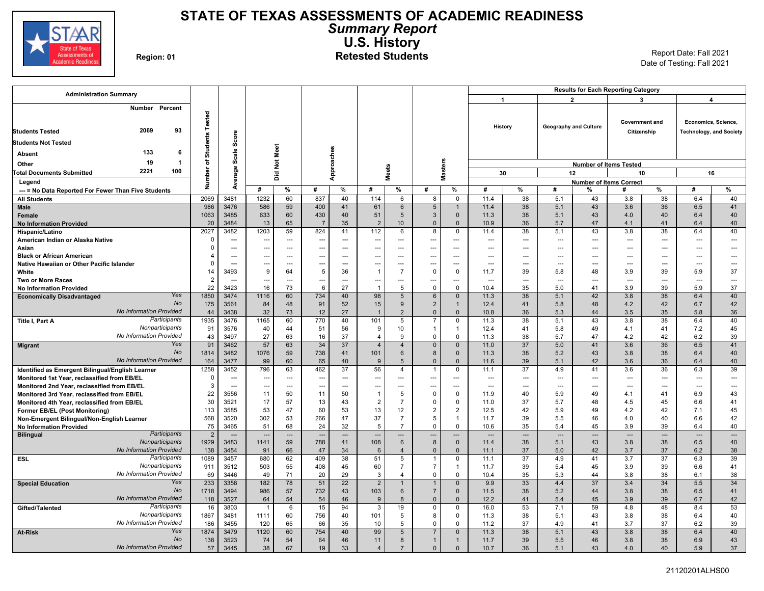# STATE OF TEXAS ASSESSMENTS OF ACADEMIC READINESS

## *Summary Report*

## U.S. History

### Retested Students

Region: 01

Report Date: Fall 2021
Date of Testing: Fall 2021

**Administration Summary**

| | Number | Percent |
|---|---|---|
| Students Tested | 2069 | 93 |
| Students Not Tested | | |
| Absent | 133 | 6 |
| Other | 19 | 1 |
| Total Documents Submitted | 2221 | 100 |

Legend
--- = No Data Reported For Fewer Than Five Students

Results for Each Reporting Category: 1 History (Number of Items Tested: 30); 2 Geography and Culture (12); 3 Government and Citizenship (10); 4 Economics, Science, Technology, and Society (16). Values are Number of Items Correct.

| Group | | Number of Students Tested | Average Scale Score | Did Not Meet # | Did Not Meet % | Approaches # | Approaches % | Meets # | Meets % | Masters # | Masters % | 1 History # | 1 History % | 2 Geography and Culture # | 2 Geography and Culture % | 3 Government and Citizenship # | 3 Government and Citizenship % | 4 Economics, Science, Technology, and Society # | 4 Economics, Science, Technology, and Society % |
|---|---|---|---|---|---|---|---|---|---|---|---|---|---|---|---|---|---|---|---|
| All Students | | 2069 | 3481 | 1232 | 60 | 837 | 40 | 114 | 6 | 8 | 0 | 11.4 | 38 | 5.1 | 43 | 3.8 | 38 | 6.4 | 40 |
| Male | | 986 | 3476 | 586 | 59 | 400 | 41 | 61 | 6 | 5 | 1 | 11.4 | 38 | 5.1 | 43 | 3.6 | 36 | 6.5 | 41 |
| Female | | 1063 | 3485 | 633 | 60 | 430 | 40 | 51 | 5 | 3 | 0 | 11.3 | 38 | 5.1 | 43 | 4.0 | 40 | 6.4 | 40 |
| No Information Provided | | 20 | 3484 | 13 | 65 | 7 | 35 | 2 | 10 | 0 | 0 | 10.9 | 36 | 5.7 | 47 | 4.1 | 41 | 6.4 | 40 |
| Hispanic/Latino | | 2027 | 3482 | 1203 | 59 | 824 | 41 | 112 | 6 | 8 | 0 | 11.4 | 38 | 5.1 | 43 | 3.8 | 38 | 6.4 | 40 |
| American Indian or Alaska Native | | 0 | --- | --- | --- | --- | --- | --- | --- | --- | --- | --- | --- | --- | --- | --- | --- | --- | --- |
| Asian | | 0 | --- | --- | --- | --- | --- | --- | --- | --- | --- | --- | --- | --- | --- | --- | --- | --- | --- |
| Black or African American | | 4 | --- | --- | --- | --- | --- | --- | --- | --- | --- | --- | --- | --- | --- | --- | --- | --- | --- |
| Native Hawaiian or Other Pacific Islander | | 0 | --- | --- | --- | --- | --- | --- | --- | --- | --- | --- | --- | --- | --- | --- | --- | --- | --- |
| White | | 14 | 3493 | 9 | 64 | 5 | 36 | 1 | 7 | 0 | 0 | 11.7 | 39 | 5.8 | 48 | 3.9 | 39 | 5.9 | 37 |
| Two or More Races | | 2 | --- | --- | --- | --- | --- | --- | --- | --- | --- | --- | --- | --- | --- | --- | --- | --- | --- |
| No Information Provided | | 22 | 3423 | 16 | 73 | 6 | 27 | 1 | 5 | 0 | 0 | 10.4 | 35 | 5.0 | 41 | 3.9 | 39 | 5.9 | 37 |
| Economically Disadvantaged | Yes | 1850 | 3474 | 1116 | 60 | 734 | 40 | 98 | 5 | 6 | 0 | 11.3 | 38 | 5.1 | 42 | 3.8 | 38 | 6.4 | 40 |
| | No | 175 | 3561 | 84 | 48 | 91 | 52 | 15 | 9 | 2 | 1 | 12.4 | 41 | 5.8 | 48 | 4.2 | 42 | 6.7 | 42 |
| | No Information Provided | 44 | 3438 | 32 | 73 | 12 | 27 | 1 | 2 | 0 | 0 | 10.8 | 36 | 5.3 | 44 | 3.5 | 35 | 5.8 | 36 |
| Title I, Part A | Participants | 1935 | 3476 | 1165 | 60 | 770 | 40 | 101 | 5 | 7 | 0 | 11.3 | 38 | 5.1 | 43 | 3.8 | 38 | 6.4 | 40 |
| | Nonparticipants | 91 | 3576 | 40 | 44 | 51 | 56 | 9 | 10 | 1 | 1 | 12.4 | 41 | 5.8 | 49 | 4.1 | 41 | 7.2 | 45 |
| | No Information Provided | 43 | 3497 | 27 | 63 | 16 | 37 | 4 | 9 | 0 | 0 | 11.3 | 38 | 5.7 | 47 | 4.2 | 42 | 6.2 | 39 |
| Migrant | Yes | 91 | 3462 | 57 | 63 | 34 | 37 | 4 | 4 | 0 | 0 | 11.0 | 37 | 5.0 | 41 | 3.6 | 36 | 6.5 | 41 |
| | No | 1814 | 3482 | 1076 | 59 | 738 | 41 | 101 | 6 | 8 | 0 | 11.3 | 38 | 5.2 | 43 | 3.8 | 38 | 6.4 | 40 |
| | No Information Provided | 164 | 3477 | 99 | 60 | 65 | 40 | 9 | 5 | 0 | 0 | 11.6 | 39 | 5.1 | 42 | 3.6 | 36 | 6.4 | 40 |
| Identified as Emergent Bilingual/English Learner | | 1258 | 3452 | 796 | 63 | 462 | 37 | 56 | 4 | 1 | 0 | 11.1 | 37 | 4.9 | 41 | 3.6 | 36 | 6.3 | 39 |
| Monitored 1st Year, reclassified from EB/EL | | 0 | --- | --- | --- | --- | --- | --- | --- | --- | --- | --- | --- | --- | --- | --- | --- | --- | --- |
| Monitored 2nd Year, reclassified from EB/EL | | 3 | --- | --- | --- | --- | --- | --- | --- | --- | --- | --- | --- | --- | --- | --- | --- | --- | --- |
| Monitored 3rd Year, reclassified from EB/EL | | 22 | 3556 | 11 | 50 | 11 | 50 | 1 | 5 | 0 | 0 | 11.9 | 40 | 5.9 | 49 | 4.1 | 41 | 6.9 | 43 |
| Monitored 4th Year, reclassified from EB/EL | | 30 | 3521 | 17 | 57 | 13 | 43 | 2 | 7 | 0 | 0 | 11.0 | 37 | 5.7 | 48 | 4.5 | 45 | 6.6 | 41 |
| Former EB/EL (Post Monitoring) | | 113 | 3585 | 53 | 47 | 60 | 53 | 13 | 12 | 2 | 2 | 12.5 | 42 | 5.9 | 49 | 4.2 | 42 | 7.1 | 45 |
| Non-Emergent Bilingual/Non-English Learner | | 568 | 3520 | 302 | 53 | 266 | 47 | 37 | 7 | 5 | 1 | 11.7 | 39 | 5.5 | 46 | 4.0 | 40 | 6.6 | 42 |
| No Information Provided | | 75 | 3465 | 51 | 68 | 24 | 32 | 5 | 7 | 0 | 0 | 10.6 | 35 | 5.4 | 45 | 3.9 | 39 | 6.4 | 40 |
| Bilingual | Participants | 2 | --- | --- | --- | --- | --- | --- | --- | --- | --- | --- | --- | --- | --- | --- | --- | --- | --- |
| | Nonparticipants | 1929 | 3483 | 1141 | 59 | 788 | 41 | 108 | 6 | 8 | 0 | 11.4 | 38 | 5.1 | 43 | 3.8 | 38 | 6.5 | 40 |
| | No Information Provided | 138 | 3454 | 91 | 66 | 47 | 34 | 6 | 4 | 0 | 0 | 11.1 | 37 | 5.0 | 42 | 3.7 | 37 | 6.2 | 38 |
| ESL | Participants | 1089 | 3457 | 680 | 62 | 409 | 38 | 51 | 5 | 1 | 0 | 11.1 | 37 | 4.9 | 41 | 3.7 | 37 | 6.3 | 39 |
| | Nonparticipants | 911 | 3512 | 503 | 55 | 408 | 45 | 60 | 7 | 7 | 1 | 11.7 | 39 | 5.4 | 45 | 3.9 | 39 | 6.6 | 41 |
| | No Information Provided | 69 | 3446 | 49 | 71 | 20 | 29 | 3 | 4 | 0 | 0 | 10.4 | 35 | 5.3 | 44 | 3.8 | 38 | 6.1 | 38 |
| Special Education | Yes | 233 | 3358 | 182 | 78 | 51 | 22 | 2 | 1 | 1 | 0 | 9.9 | 33 | 4.4 | 37 | 3.4 | 34 | 5.5 | 34 |
| | No | 1718 | 3494 | 986 | 57 | 732 | 43 | 103 | 6 | 7 | 0 | 11.5 | 38 | 5.2 | 44 | 3.8 | 38 | 6.5 | 41 |
| | No Information Provided | 118 | 3527 | 64 | 54 | 54 | 46 | 9 | 8 | 0 | 0 | 12.2 | 41 | 5.4 | 45 | 3.9 | 39 | 6.7 | 42 |
| Gifted/Talented | Participants | 16 | 3803 | 1 | 6 | 15 | 94 | 3 | 19 | 0 | 0 | 16.0 | 53 | 7.1 | 59 | 4.8 | 48 | 8.4 | 53 |
| | Nonparticipants | 1867 | 3481 | 1111 | 60 | 756 | 40 | 101 | 5 | 8 | 0 | 11.3 | 38 | 5.1 | 43 | 3.8 | 38 | 6.4 | 40 |
| | No Information Provided | 186 | 3455 | 120 | 65 | 66 | 35 | 10 | 5 | 0 | 0 | 11.2 | 37 | 4.9 | 41 | 3.7 | 37 | 6.2 | 39 |
| At-Risk | Yes | 1874 | 3479 | 1120 | 60 | 754 | 40 | 99 | 5 | 7 | 0 | 11.3 | 38 | 5.1 | 43 | 3.8 | 38 | 6.4 | 40 |
| | No | 138 | 3523 | 74 | 54 | 64 | 46 | 11 | 8 | 1 | 1 | 11.7 | 39 | 5.5 | 46 | 3.8 | 38 | 6.9 | 43 |
| | No Information Provided | 57 | 3445 | 38 | 67 | 19 | 33 | 4 | 7 | 0 | 0 | 10.7 | 36 | 5.1 | 43 | 4.0 | 40 | 5.9 | 37 |

21120201ALHS00